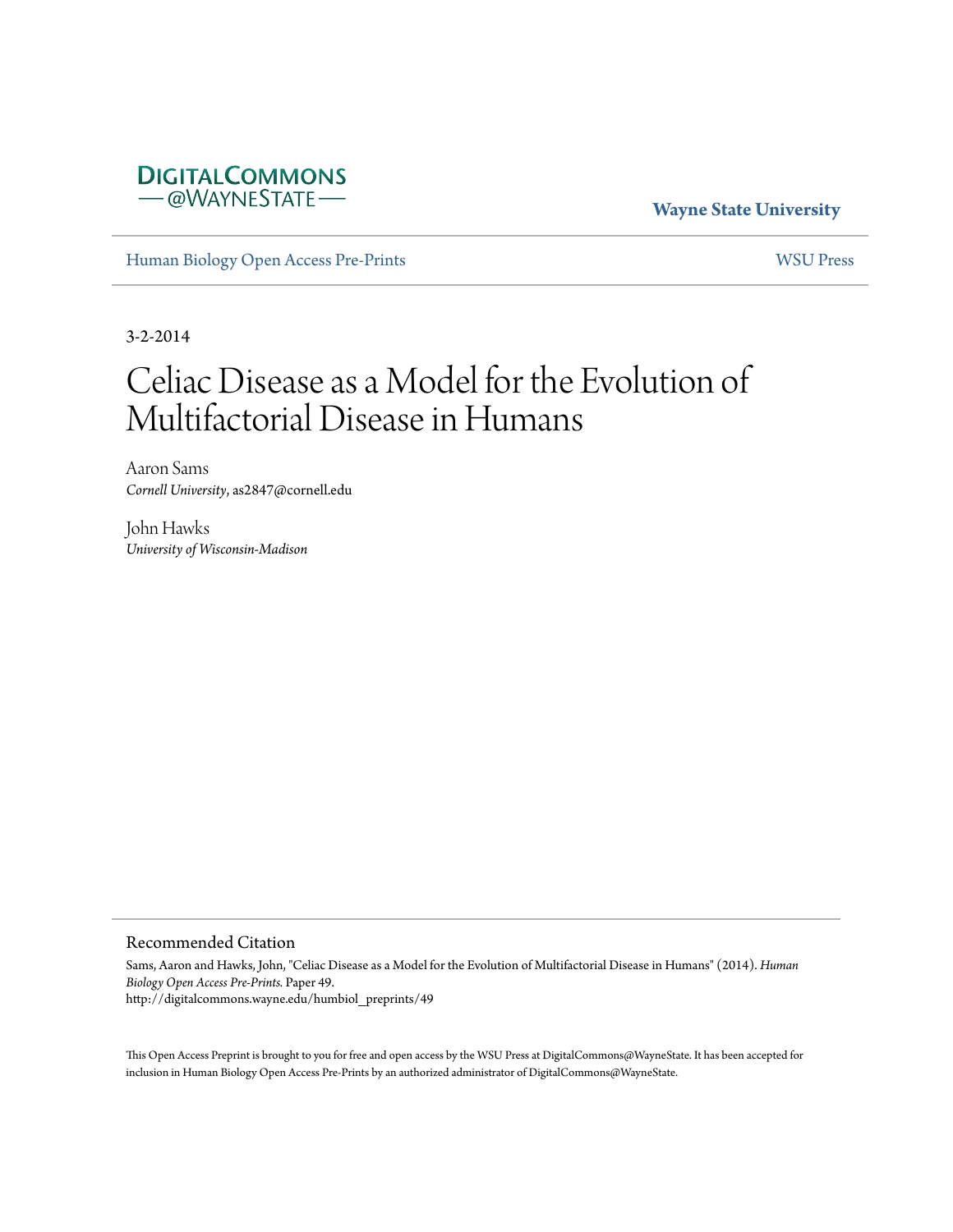Wayne State University

Human Biology Open Access Pre-Prints

WSU Press

3-2-2014

# Celiac Disease as a Model for the Evolution of Multifactorial Disease in Humans

Aaron Sams
*Cornell University*, as2847@cornell.edu

John Hawks
*University of Wisconsin-Madison*

## Recommended Citation

Sams, Aaron and Hawks, John, "Celiac Disease as a Model for the Evolution of Multifactorial Disease in Humans" (2014). *Human Biology Open Access Pre-Prints*. Paper 49.
http://digitalcommons.wayne.edu/humbiol_preprints/49

This Open Access Preprint is brought to you for free and open access by the WSU Press at DigitalCommons@WayneState. It has been accepted for inclusion in Human Biology Open Access Pre-Prints by an authorized administrator of DigitalCommons@WayneState.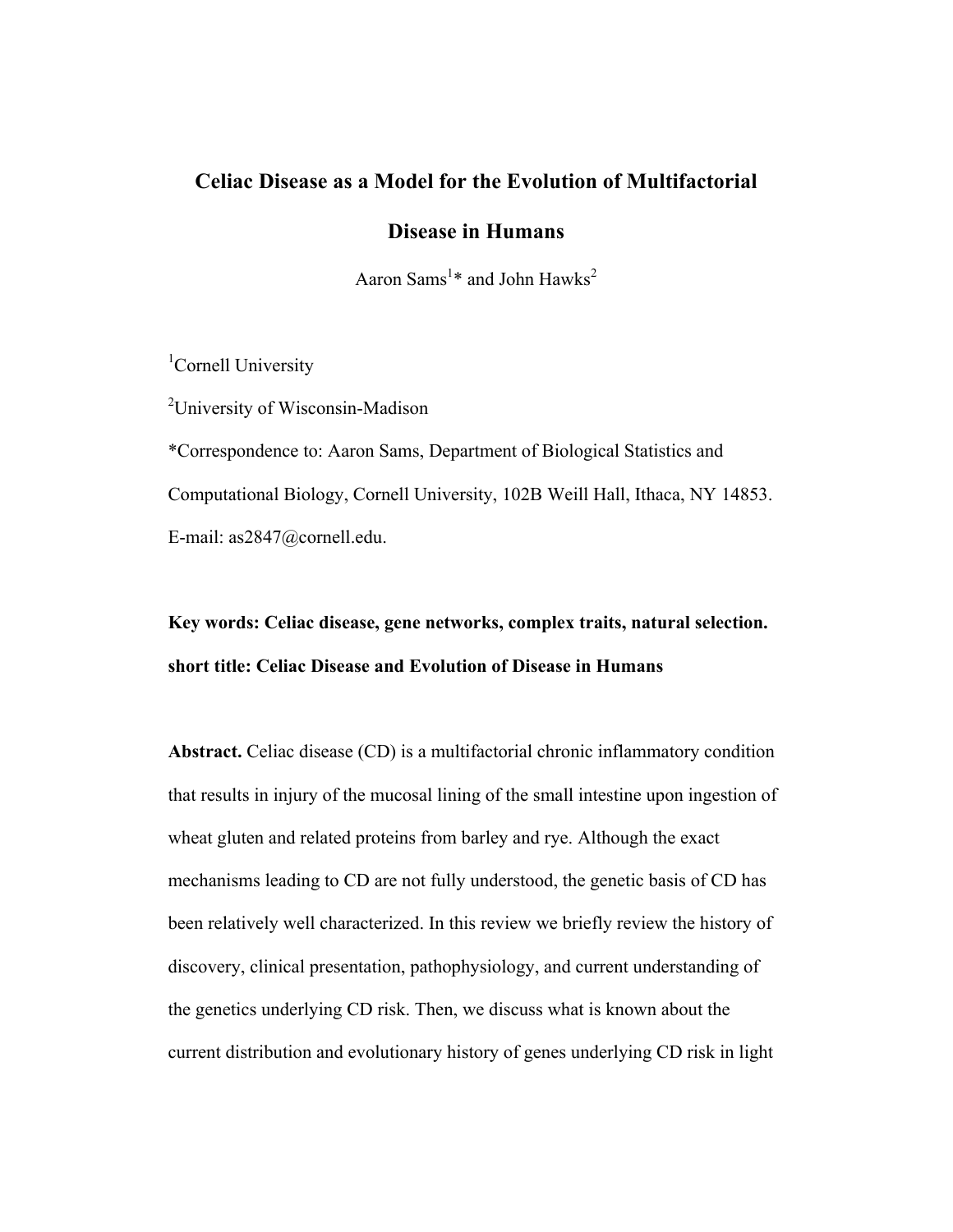# Celiac Disease as a Model for the Evolution of Multifactorial Disease in Humans

Aaron Sams[1]* and John Hawks[2]

[1]Cornell University

[2]University of Wisconsin-Madison

*Correspondence to: Aaron Sams, Department of Biological Statistics and Computational Biology, Cornell University, 102B Weill Hall, Ithaca, NY 14853. E-mail: as2847@cornell.edu.

**Key words: Celiac disease, gene networks, complex traits, natural selection.**
**short title: Celiac Disease and Evolution of Disease in Humans**

**Abstract.** Celiac disease (CD) is a multifactorial chronic inflammatory condition that results in injury of the mucosal lining of the small intestine upon ingestion of wheat gluten and related proteins from barley and rye. Although the exact mechanisms leading to CD are not fully understood, the genetic basis of CD has been relatively well characterized. In this review we briefly review the history of discovery, clinical presentation, pathophysiology, and current understanding of the genetics underlying CD risk. Then, we discuss what is known about the current distribution and evolutionary history of genes underlying CD risk in light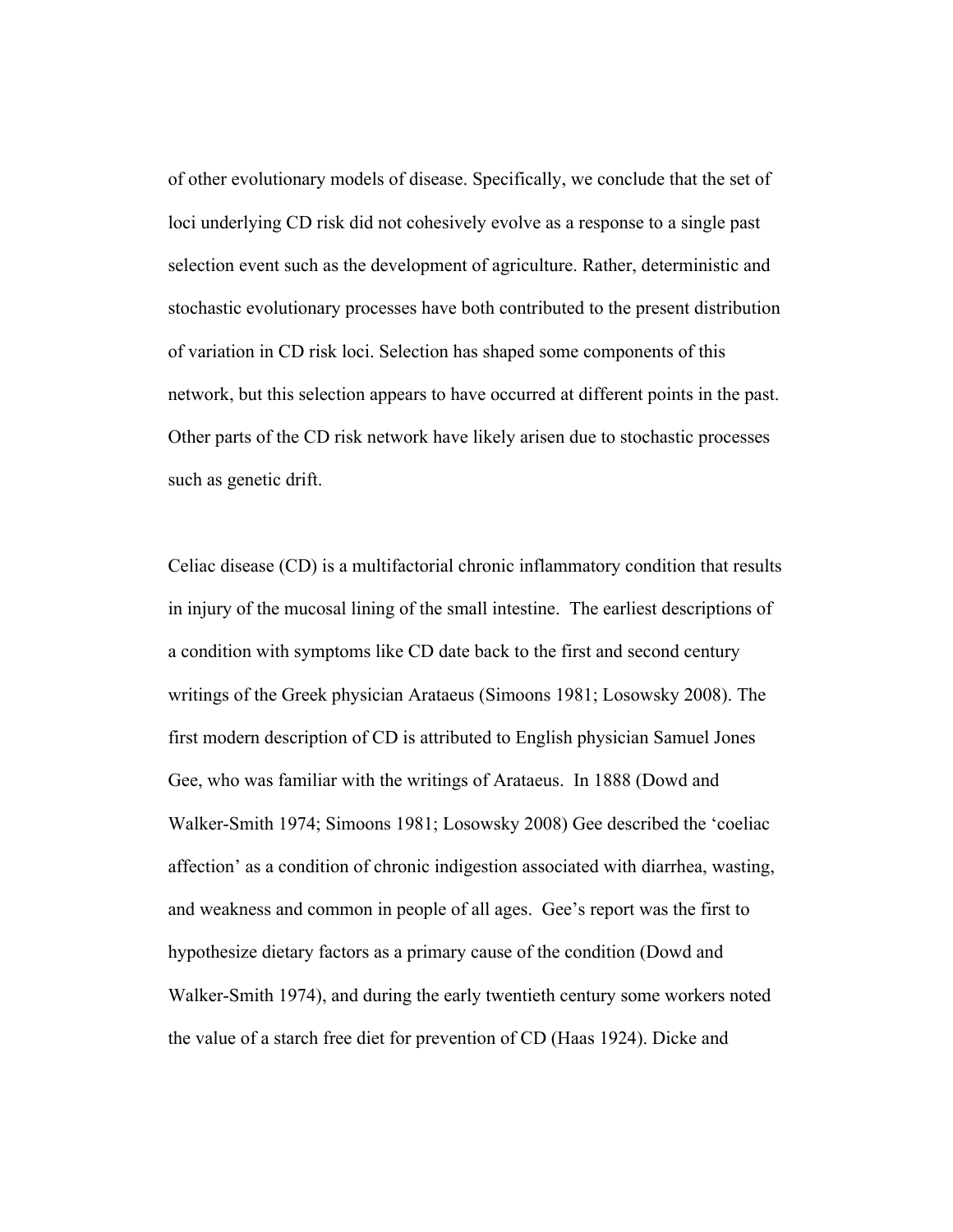of other evolutionary models of disease. Specifically, we conclude that the set of loci underlying CD risk did not cohesively evolve as a response to a single past selection event such as the development of agriculture. Rather, deterministic and stochastic evolutionary processes have both contributed to the present distribution of variation in CD risk loci. Selection has shaped some components of this network, but this selection appears to have occurred at different points in the past. Other parts of the CD risk network have likely arisen due to stochastic processes such as genetic drift.

Celiac disease (CD) is a multifactorial chronic inflammatory condition that results in injury of the mucosal lining of the small intestine. The earliest descriptions of a condition with symptoms like CD date back to the first and second century writings of the Greek physician Arataeus (Simoons 1981; Losowsky 2008). The first modern description of CD is attributed to English physician Samuel Jones Gee, who was familiar with the writings of Arataeus. In 1888 (Dowd and Walker-Smith 1974; Simoons 1981; Losowsky 2008) Gee described the 'coeliac affection' as a condition of chronic indigestion associated with diarrhea, wasting, and weakness and common in people of all ages. Gee's report was the first to hypothesize dietary factors as a primary cause of the condition (Dowd and Walker-Smith 1974), and during the early twentieth century some workers noted the value of a starch free diet for prevention of CD (Haas 1924). Dicke and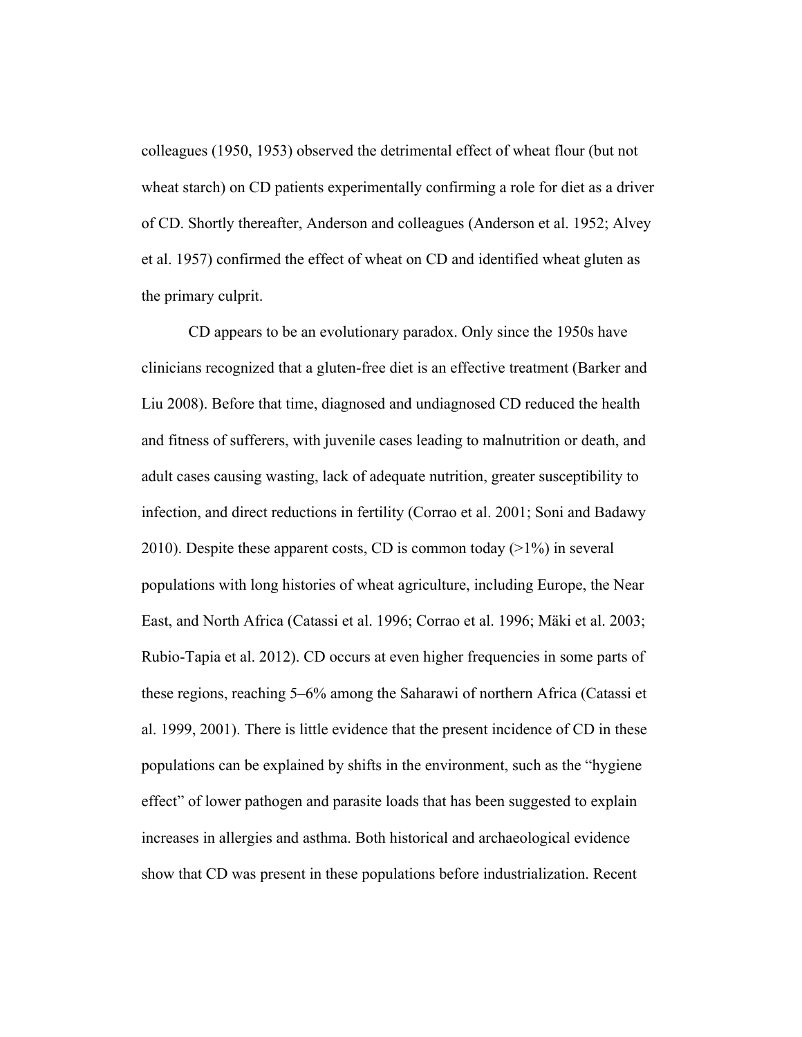colleagues (1950, 1953) observed the detrimental effect of wheat flour (but not wheat starch) on CD patients experimentally confirming a role for diet as a driver of CD. Shortly thereafter, Anderson and colleagues (Anderson et al. 1952; Alvey et al. 1957) confirmed the effect of wheat on CD and identified wheat gluten as the primary culprit.

CD appears to be an evolutionary paradox. Only since the 1950s have clinicians recognized that a gluten-free diet is an effective treatment (Barker and Liu 2008). Before that time, diagnosed and undiagnosed CD reduced the health and fitness of sufferers, with juvenile cases leading to malnutrition or death, and adult cases causing wasting, lack of adequate nutrition, greater susceptibility to infection, and direct reductions in fertility (Corrao et al. 2001; Soni and Badawy 2010). Despite these apparent costs, CD is common today (>1%) in several populations with long histories of wheat agriculture, including Europe, the Near East, and North Africa (Catassi et al. 1996; Corrao et al. 1996; Mäki et al. 2003; Rubio-Tapia et al. 2012). CD occurs at even higher frequencies in some parts of these regions, reaching 5–6% among the Saharawi of northern Africa (Catassi et al. 1999, 2001). There is little evidence that the present incidence of CD in these populations can be explained by shifts in the environment, such as the "hygiene effect" of lower pathogen and parasite loads that has been suggested to explain increases in allergies and asthma. Both historical and archaeological evidence show that CD was present in these populations before industrialization. Recent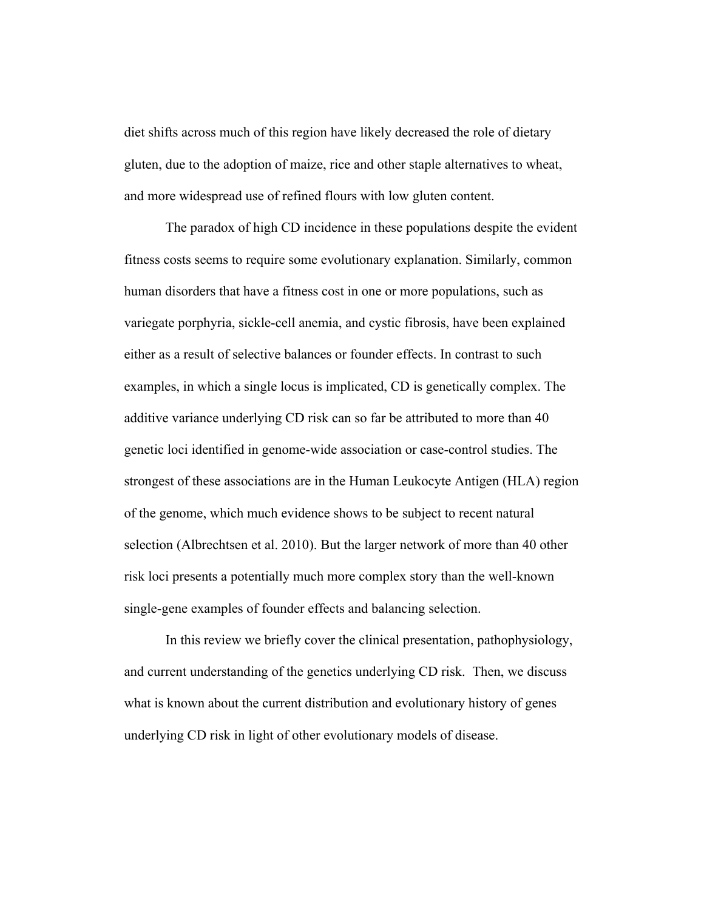diet shifts across much of this region have likely decreased the role of dietary gluten, due to the adoption of maize, rice and other staple alternatives to wheat, and more widespread use of refined flours with low gluten content.

The paradox of high CD incidence in these populations despite the evident fitness costs seems to require some evolutionary explanation. Similarly, common human disorders that have a fitness cost in one or more populations, such as variegate porphyria, sickle-cell anemia, and cystic fibrosis, have been explained either as a result of selective balances or founder effects. In contrast to such examples, in which a single locus is implicated, CD is genetically complex. The additive variance underlying CD risk can so far be attributed to more than 40 genetic loci identified in genome-wide association or case-control studies. The strongest of these associations are in the Human Leukocyte Antigen (HLA) region of the genome, which much evidence shows to be subject to recent natural selection (Albrechtsen et al. 2010). But the larger network of more than 40 other risk loci presents a potentially much more complex story than the well-known single-gene examples of founder effects and balancing selection.

In this review we briefly cover the clinical presentation, pathophysiology, and current understanding of the genetics underlying CD risk. Then, we discuss what is known about the current distribution and evolutionary history of genes underlying CD risk in light of other evolutionary models of disease.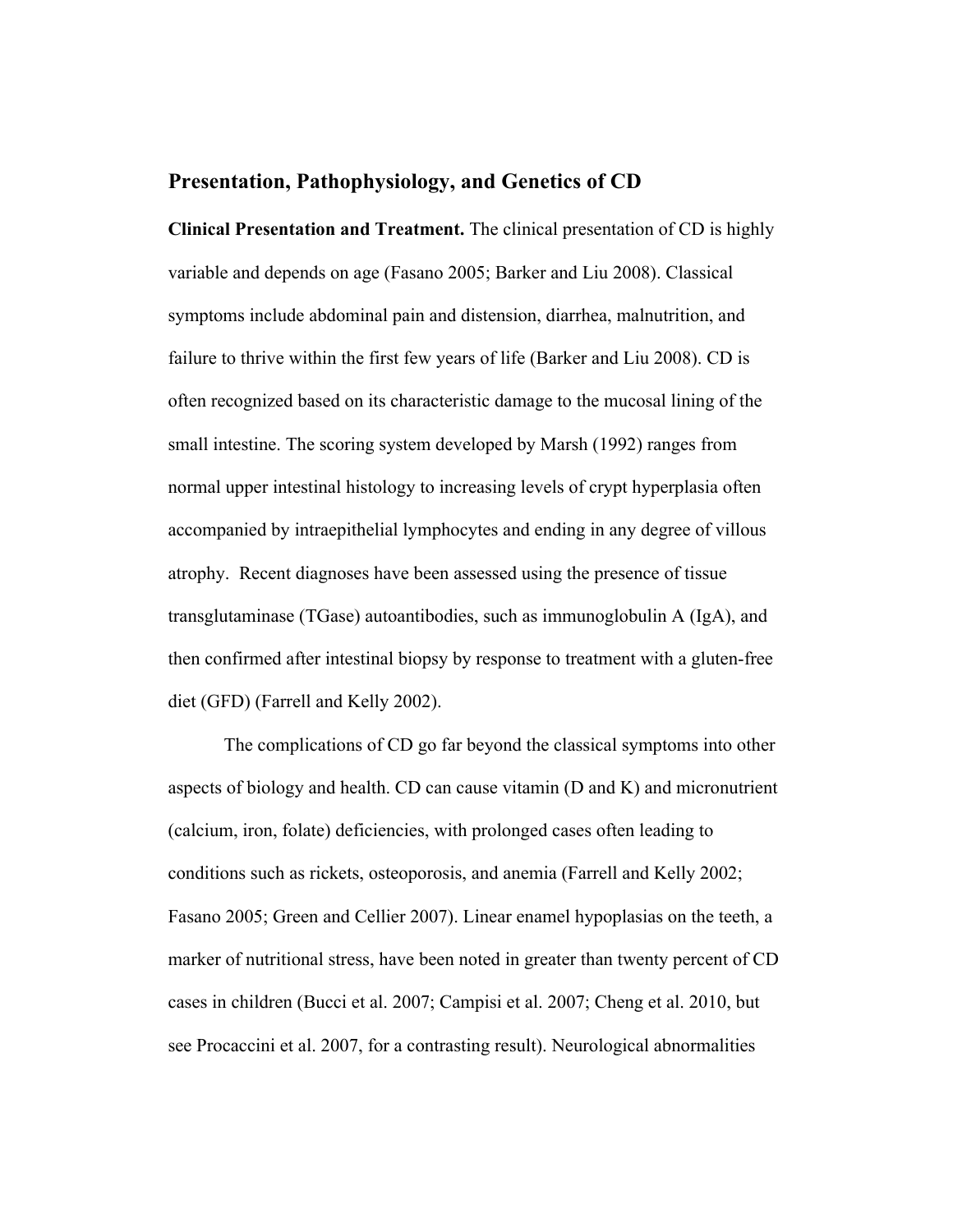## Presentation, Pathophysiology, and Genetics of CD

**Clinical Presentation and Treatment.** The clinical presentation of CD is highly variable and depends on age (Fasano 2005; Barker and Liu 2008). Classical symptoms include abdominal pain and distension, diarrhea, malnutrition, and failure to thrive within the first few years of life (Barker and Liu 2008). CD is often recognized based on its characteristic damage to the mucosal lining of the small intestine. The scoring system developed by Marsh (1992) ranges from normal upper intestinal histology to increasing levels of crypt hyperplasia often accompanied by intraepithelial lymphocytes and ending in any degree of villous atrophy. Recent diagnoses have been assessed using the presence of tissue transglutaminase (TGase) autoantibodies, such as immunoglobulin A (IgA), and then confirmed after intestinal biopsy by response to treatment with a gluten-free diet (GFD) (Farrell and Kelly 2002).

The complications of CD go far beyond the classical symptoms into other aspects of biology and health. CD can cause vitamin (D and K) and micronutrient (calcium, iron, folate) deficiencies, with prolonged cases often leading to conditions such as rickets, osteoporosis, and anemia (Farrell and Kelly 2002; Fasano 2005; Green and Cellier 2007). Linear enamel hypoplasias on the teeth, a marker of nutritional stress, have been noted in greater than twenty percent of CD cases in children (Bucci et al. 2007; Campisi et al. 2007; Cheng et al. 2010, but see Procaccini et al. 2007, for a contrasting result). Neurological abnormalities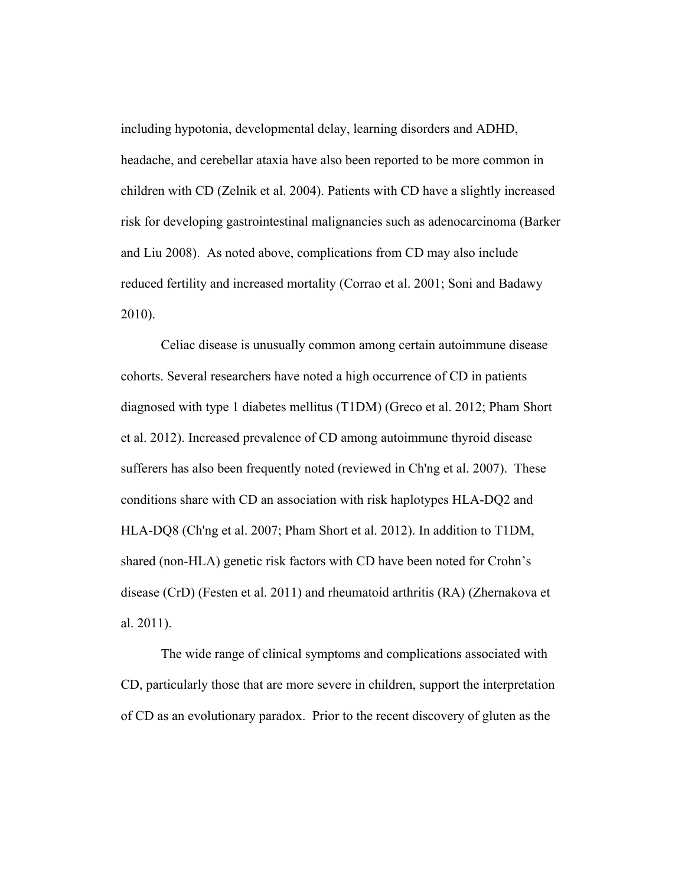including hypotonia, developmental delay, learning disorders and ADHD, headache, and cerebellar ataxia have also been reported to be more common in children with CD (Zelnik et al. 2004). Patients with CD have a slightly increased risk for developing gastrointestinal malignancies such as adenocarcinoma (Barker and Liu 2008). As noted above, complications from CD may also include reduced fertility and increased mortality (Corrao et al. 2001; Soni and Badawy 2010).

Celiac disease is unusually common among certain autoimmune disease cohorts. Several researchers have noted a high occurrence of CD in patients diagnosed with type 1 diabetes mellitus (T1DM) (Greco et al. 2012; Pham Short et al. 2012). Increased prevalence of CD among autoimmune thyroid disease sufferers has also been frequently noted (reviewed in Ch'ng et al. 2007). These conditions share with CD an association with risk haplotypes HLA-DQ2 and HLA-DQ8 (Ch'ng et al. 2007; Pham Short et al. 2012). In addition to T1DM, shared (non-HLA) genetic risk factors with CD have been noted for Crohn's disease (CrD) (Festen et al. 2011) and rheumatoid arthritis (RA) (Zhernakova et al. 2011).

The wide range of clinical symptoms and complications associated with CD, particularly those that are more severe in children, support the interpretation of CD as an evolutionary paradox. Prior to the recent discovery of gluten as the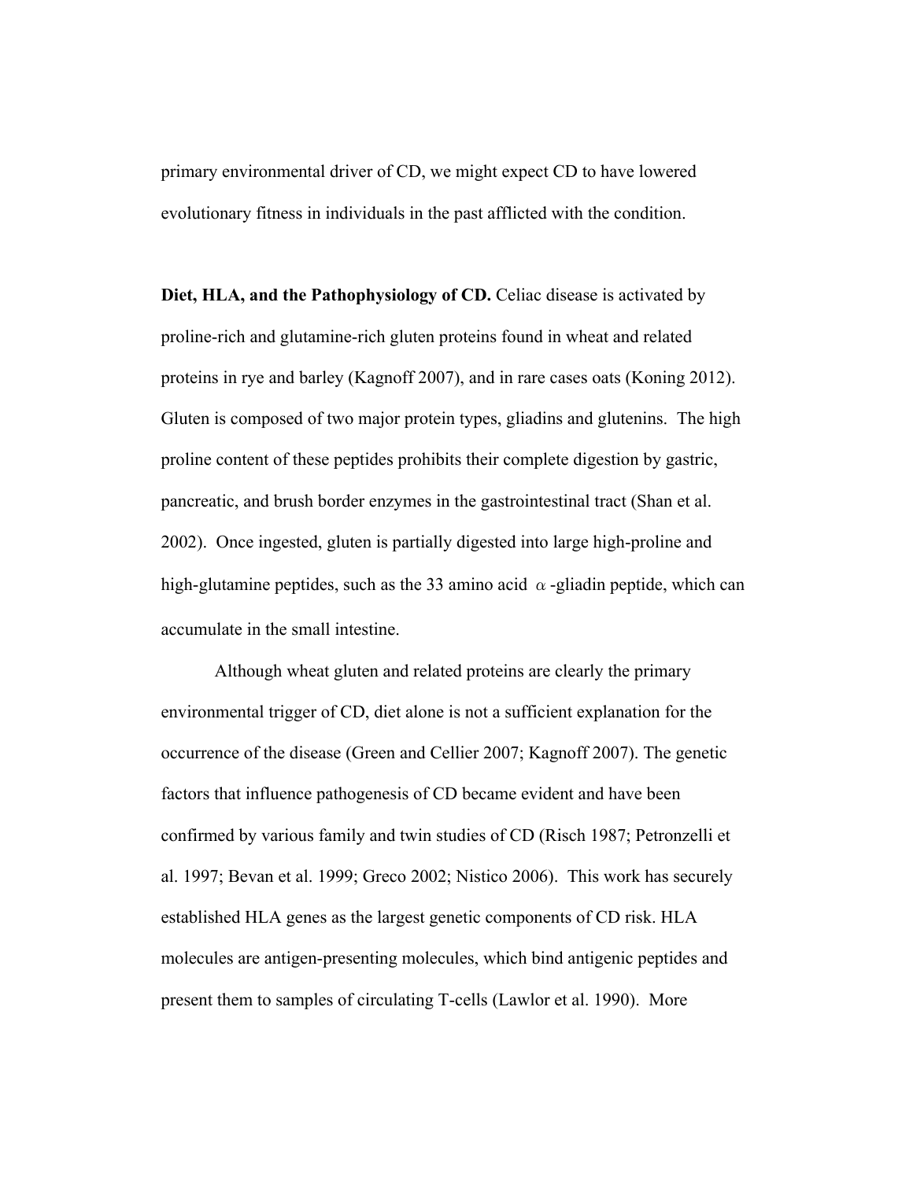primary environmental driver of CD, we might expect CD to have lowered evolutionary fitness in individuals in the past afflicted with the condition.

**Diet, HLA, and the Pathophysiology of CD.** Celiac disease is activated by proline-rich and glutamine-rich gluten proteins found in wheat and related proteins in rye and barley (Kagnoff 2007), and in rare cases oats (Koning 2012). Gluten is composed of two major protein types, gliadins and glutenins. The high proline content of these peptides prohibits their complete digestion by gastric, pancreatic, and brush border enzymes in the gastrointestinal tract (Shan et al. 2002). Once ingested, gluten is partially digested into large high-proline and high-glutamine peptides, such as the 33 amino acid $\alpha$-gliadin peptide, which can accumulate in the small intestine.

Although wheat gluten and related proteins are clearly the primary environmental trigger of CD, diet alone is not a sufficient explanation for the occurrence of the disease (Green and Cellier 2007; Kagnoff 2007). The genetic factors that influence pathogenesis of CD became evident and have been confirmed by various family and twin studies of CD (Risch 1987; Petronzelli et al. 1997; Bevan et al. 1999; Greco 2002; Nistico 2006). This work has securely established HLA genes as the largest genetic components of CD risk. HLA molecules are antigen-presenting molecules, which bind antigenic peptides and present them to samples of circulating T-cells (Lawlor et al. 1990). More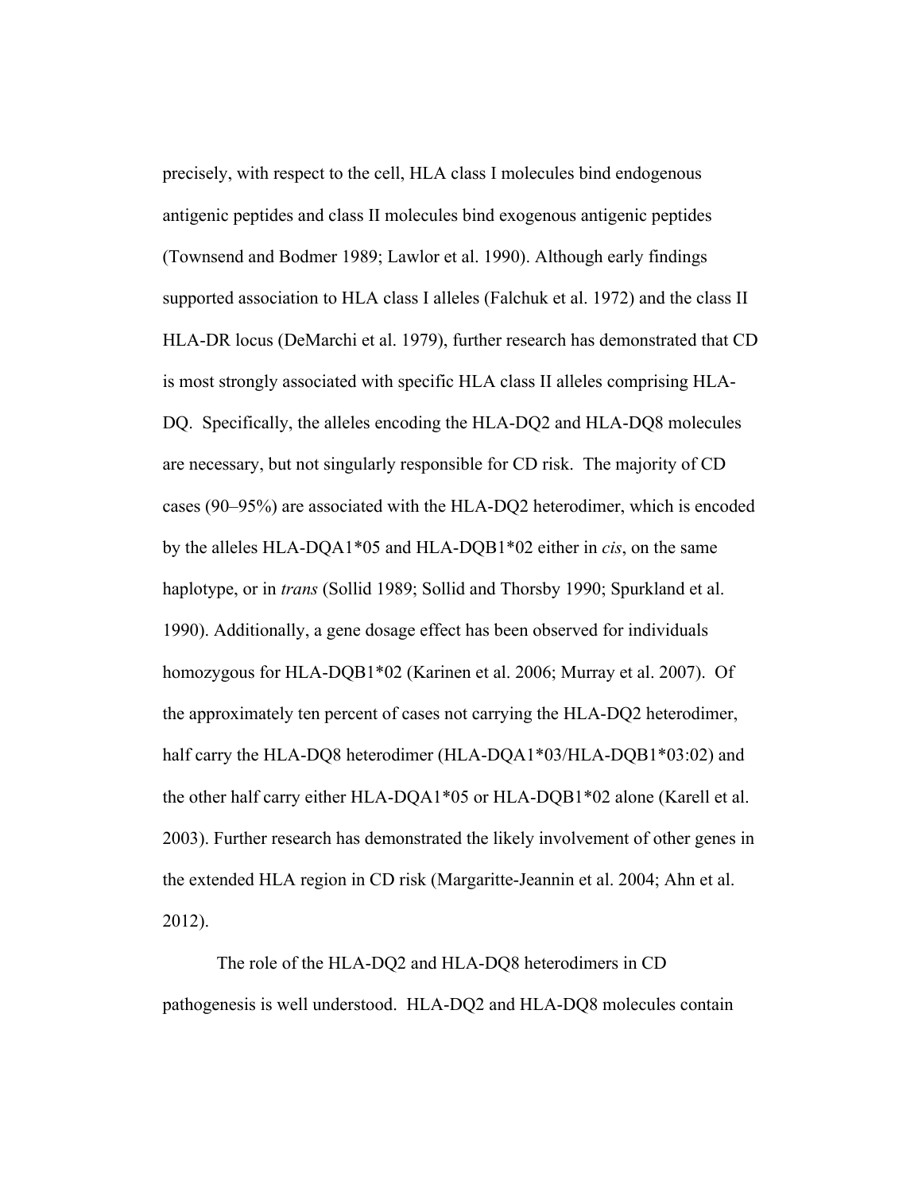precisely, with respect to the cell, HLA class I molecules bind endogenous antigenic peptides and class II molecules bind exogenous antigenic peptides (Townsend and Bodmer 1989; Lawlor et al. 1990). Although early findings supported association to HLA class I alleles (Falchuk et al. 1972) and the class II HLA-DR locus (DeMarchi et al. 1979), further research has demonstrated that CD is most strongly associated with specific HLA class II alleles comprising HLA-DQ. Specifically, the alleles encoding the HLA-DQ2 and HLA-DQ8 molecules are necessary, but not singularly responsible for CD risk. The majority of CD cases (90–95%) are associated with the HLA-DQ2 heterodimer, which is encoded by the alleles HLA-DQA1*05 and HLA-DQB1*02 either in *cis*, on the same haplotype, or in *trans* (Sollid 1989; Sollid and Thorsby 1990; Spurkland et al. 1990). Additionally, a gene dosage effect has been observed for individuals homozygous for HLA-DQB1*02 (Karinen et al. 2006; Murray et al. 2007). Of the approximately ten percent of cases not carrying the HLA-DQ2 heterodimer, half carry the HLA-DQ8 heterodimer (HLA-DQA1*03/HLA-DQB1*03:02) and the other half carry either HLA-DQA1*05 or HLA-DQB1*02 alone (Karell et al. 2003). Further research has demonstrated the likely involvement of other genes in the extended HLA region in CD risk (Margaritte-Jeannin et al. 2004; Ahn et al. 2012).

The role of the HLA-DQ2 and HLA-DQ8 heterodimers in CD pathogenesis is well understood. HLA-DQ2 and HLA-DQ8 molecules contain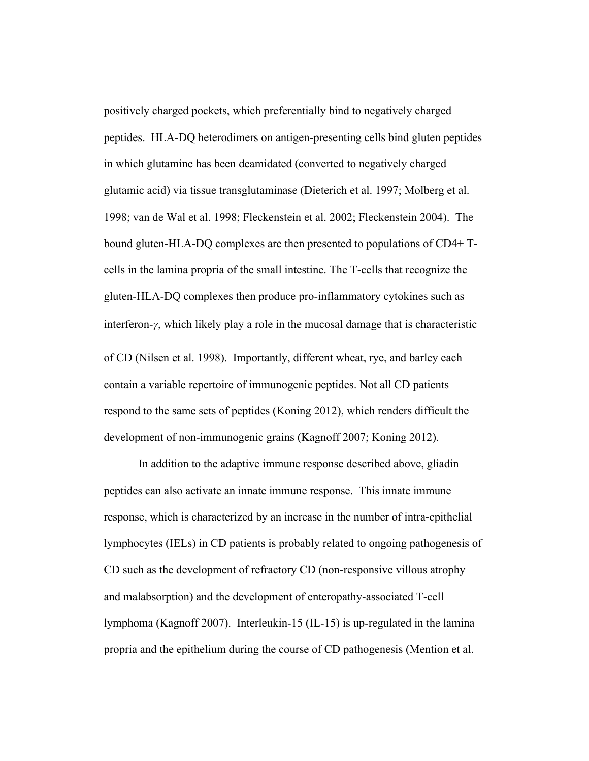positively charged pockets, which preferentially bind to negatively charged peptides. HLA-DQ heterodimers on antigen-presenting cells bind gluten peptides in which glutamine has been deamidated (converted to negatively charged glutamic acid) via tissue transglutaminase (Dieterich et al. 1997; Molberg et al. 1998; van de Wal et al. 1998; Fleckenstein et al. 2002; Fleckenstein 2004). The bound gluten-HLA-DQ complexes are then presented to populations of CD4+ T-cells in the lamina propria of the small intestine. The T-cells that recognize the gluten-HLA-DQ complexes then produce pro-inflammatory cytokines such as interferon-$\gamma$, which likely play a role in the mucosal damage that is characteristic of CD (Nilsen et al. 1998). Importantly, different wheat, rye, and barley each contain a variable repertoire of immunogenic peptides. Not all CD patients respond to the same sets of peptides (Koning 2012), which renders difficult the development of non-immunogenic grains (Kagnoff 2007; Koning 2012).

In addition to the adaptive immune response described above, gliadin peptides can also activate an innate immune response. This innate immune response, which is characterized by an increase in the number of intra-epithelial lymphocytes (IELs) in CD patients is probably related to ongoing pathogenesis of CD such as the development of refractory CD (non-responsive villous atrophy and malabsorption) and the development of enteropathy-associated T-cell lymphoma (Kagnoff 2007). Interleukin-15 (IL-15) is up-regulated in the lamina propria and the epithelium during the course of CD pathogenesis (Mention et al.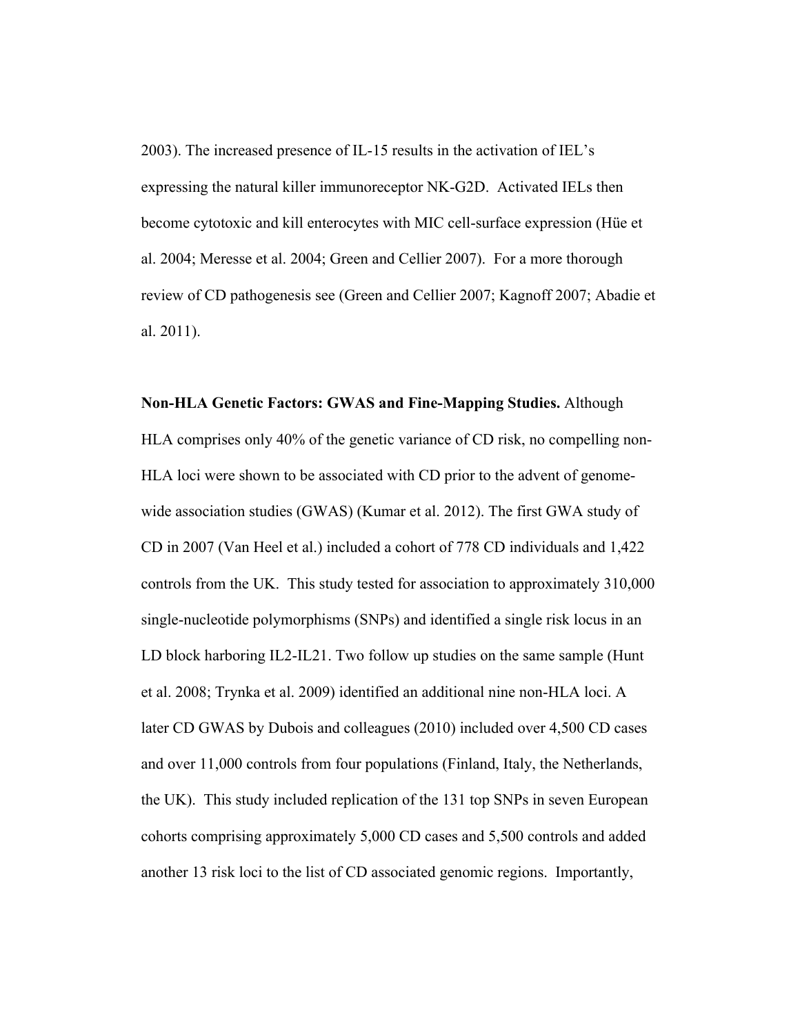2003). The increased presence of IL-15 results in the activation of IEL's expressing the natural killer immunoreceptor NK-G2D. Activated IELs then become cytotoxic and kill enterocytes with MIC cell-surface expression (Hüe et al. 2004; Meresse et al. 2004; Green and Cellier 2007). For a more thorough review of CD pathogenesis see (Green and Cellier 2007; Kagnoff 2007; Abadie et al. 2011).

**Non-HLA Genetic Factors: GWAS and Fine-Mapping Studies.** Although HLA comprises only 40% of the genetic variance of CD risk, no compelling non-HLA loci were shown to be associated with CD prior to the advent of genome-wide association studies (GWAS) (Kumar et al. 2012). The first GWA study of CD in 2007 (Van Heel et al.) included a cohort of 778 CD individuals and 1,422 controls from the UK. This study tested for association to approximately 310,000 single-nucleotide polymorphisms (SNPs) and identified a single risk locus in an LD block harboring IL2-IL21. Two follow up studies on the same sample (Hunt et al. 2008; Trynka et al. 2009) identified an additional nine non-HLA loci. A later CD GWAS by Dubois and colleagues (2010) included over 4,500 CD cases and over 11,000 controls from four populations (Finland, Italy, the Netherlands, the UK). This study included replication of the 131 top SNPs in seven European cohorts comprising approximately 5,000 CD cases and 5,500 controls and added another 13 risk loci to the list of CD associated genomic regions. Importantly,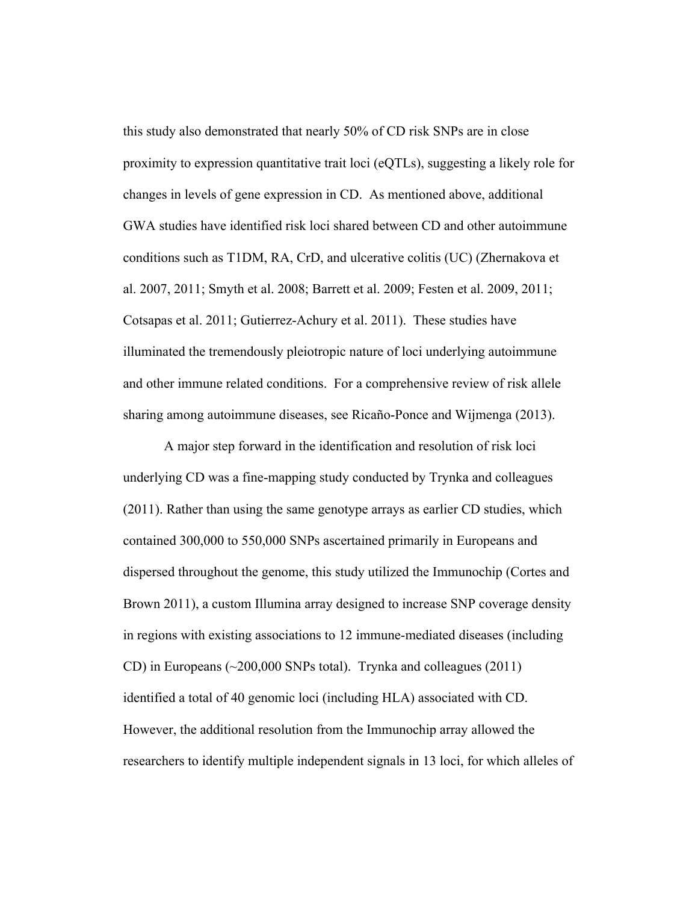this study also demonstrated that nearly 50% of CD risk SNPs are in close proximity to expression quantitative trait loci (eQTLs), suggesting a likely role for changes in levels of gene expression in CD. As mentioned above, additional GWA studies have identified risk loci shared between CD and other autoimmune conditions such as T1DM, RA, CrD, and ulcerative colitis (UC) (Zhernakova et al. 2007, 2011; Smyth et al. 2008; Barrett et al. 2009; Festen et al. 2009, 2011; Cotsapas et al. 2011; Gutierrez-Achury et al. 2011). These studies have illuminated the tremendously pleiotropic nature of loci underlying autoimmune and other immune related conditions. For a comprehensive review of risk allele sharing among autoimmune diseases, see Ricaño-Ponce and Wijmenga (2013).

A major step forward in the identification and resolution of risk loci underlying CD was a fine-mapping study conducted by Trynka and colleagues (2011). Rather than using the same genotype arrays as earlier CD studies, which contained 300,000 to 550,000 SNPs ascertained primarily in Europeans and dispersed throughout the genome, this study utilized the Immunochip (Cortes and Brown 2011), a custom Illumina array designed to increase SNP coverage density in regions with existing associations to 12 immune-mediated diseases (including CD) in Europeans (~200,000 SNPs total). Trynka and colleagues (2011) identified a total of 40 genomic loci (including HLA) associated with CD. However, the additional resolution from the Immunochip array allowed the researchers to identify multiple independent signals in 13 loci, for which alleles of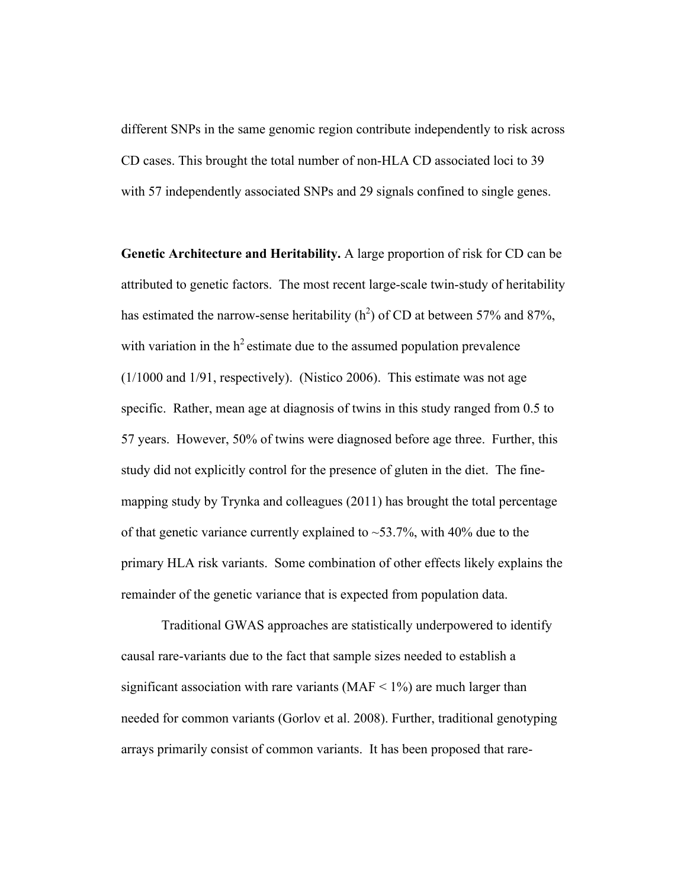different SNPs in the same genomic region contribute independently to risk across CD cases. This brought the total number of non-HLA CD associated loci to 39 with 57 independently associated SNPs and 29 signals confined to single genes.

**Genetic Architecture and Heritability.** A large proportion of risk for CD can be attributed to genetic factors. The most recent large-scale twin-study of heritability has estimated the narrow-sense heritability ($h^2$) of CD at between 57% and 87%, with variation in the $h^2$ estimate due to the assumed population prevalence (1/1000 and 1/91, respectively). (Nistico 2006). This estimate was not age specific. Rather, mean age at diagnosis of twins in this study ranged from 0.5 to 57 years. However, 50% of twins were diagnosed before age three. Further, this study did not explicitly control for the presence of gluten in the diet. The fine-mapping study by Trynka and colleagues (2011) has brought the total percentage of that genetic variance currently explained to ~53.7%, with 40% due to the primary HLA risk variants. Some combination of other effects likely explains the remainder of the genetic variance that is expected from population data.

Traditional GWAS approaches are statistically underpowered to identify causal rare-variants due to the fact that sample sizes needed to establish a significant association with rare variants (MAF < 1%) are much larger than needed for common variants (Gorlov et al. 2008). Further, traditional genotyping arrays primarily consist of common variants. It has been proposed that rare-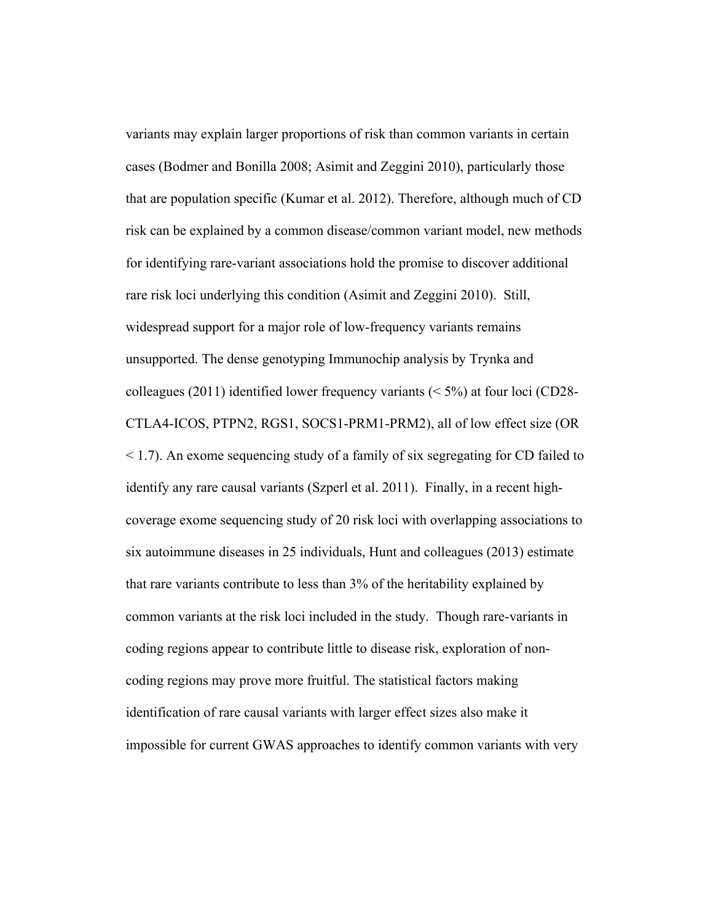variants may explain larger proportions of risk than common variants in certain cases (Bodmer and Bonilla 2008; Asimit and Zeggini 2010), particularly those that are population specific (Kumar et al. 2012). Therefore, although much of CD risk can be explained by a common disease/common variant model, new methods for identifying rare-variant associations hold the promise to discover additional rare risk loci underlying this condition (Asimit and Zeggini 2010). Still, widespread support for a major role of low-frequency variants remains unsupported. The dense genotyping Immunochip analysis by Trynka and colleagues (2011) identified lower frequency variants (< 5%) at four loci (CD28-CTLA4-ICOS, PTPN2, RGS1, SOCS1-PRM1-PRM2), all of low effect size (OR < 1.7). An exome sequencing study of a family of six segregating for CD failed to identify any rare causal variants (Szperl et al. 2011). Finally, in a recent high-coverage exome sequencing study of 20 risk loci with overlapping associations to six autoimmune diseases in 25 individuals, Hunt and colleagues (2013) estimate that rare variants contribute to less than 3% of the heritability explained by common variants at the risk loci included in the study. Though rare-variants in coding regions appear to contribute little to disease risk, exploration of non-coding regions may prove more fruitful. The statistical factors making identification of rare causal variants with larger effect sizes also make it impossible for current GWAS approaches to identify common variants with very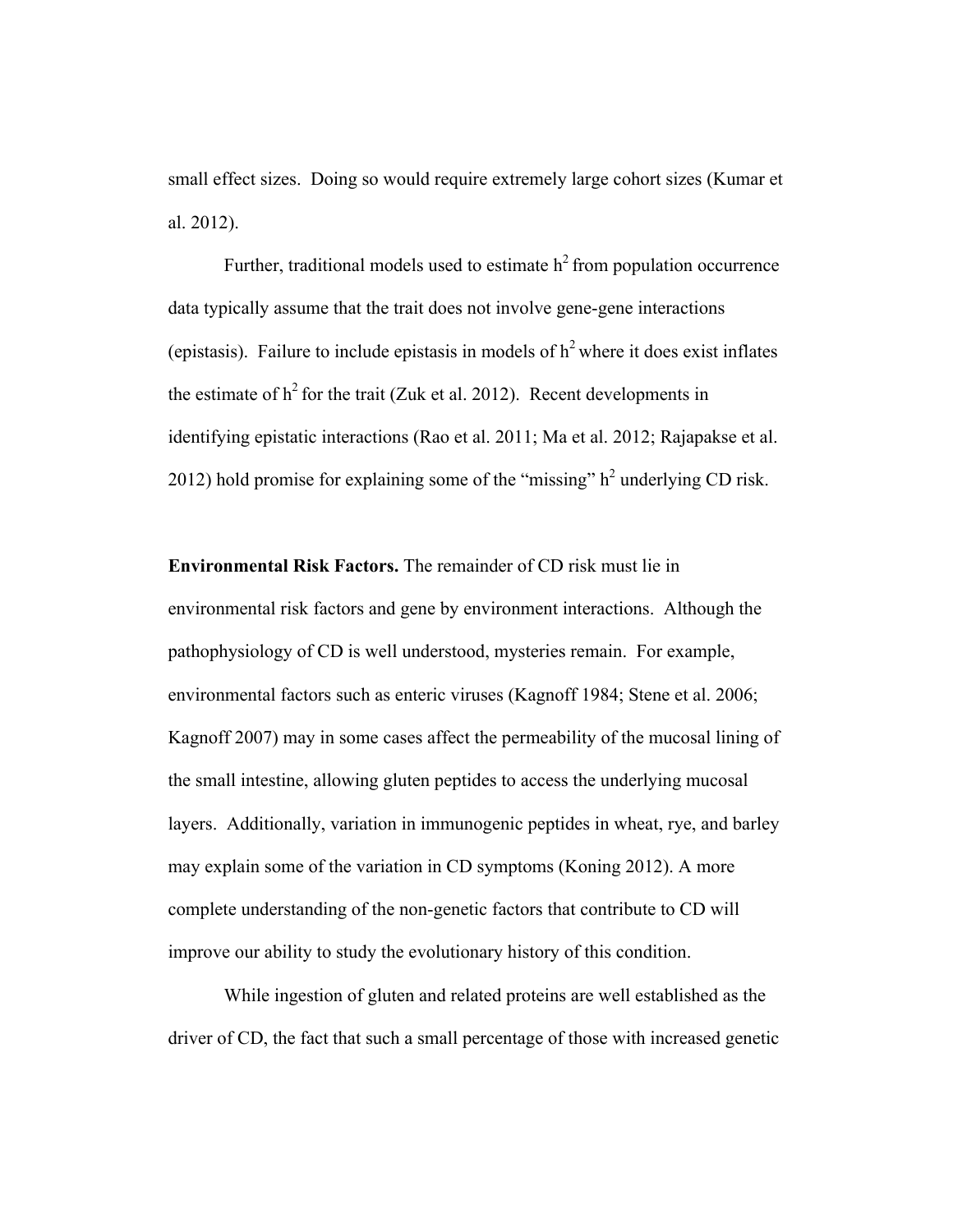small effect sizes. Doing so would require extremely large cohort sizes (Kumar et al. 2012).

Further, traditional models used to estimate $h^2$ from population occurrence data typically assume that the trait does not involve gene-gene interactions (epistasis). Failure to include epistasis in models of $h^2$ where it does exist inflates the estimate of $h^2$ for the trait (Zuk et al. 2012). Recent developments in identifying epistatic interactions (Rao et al. 2011; Ma et al. 2012; Rajapakse et al. 2012) hold promise for explaining some of the "missing" $h^2$ underlying CD risk.

**Environmental Risk Factors.** The remainder of CD risk must lie in environmental risk factors and gene by environment interactions. Although the pathophysiology of CD is well understood, mysteries remain. For example, environmental factors such as enteric viruses (Kagnoff 1984; Stene et al. 2006; Kagnoff 2007) may in some cases affect the permeability of the mucosal lining of the small intestine, allowing gluten peptides to access the underlying mucosal layers. Additionally, variation in immunogenic peptides in wheat, rye, and barley may explain some of the variation in CD symptoms (Koning 2012). A more complete understanding of the non-genetic factors that contribute to CD will improve our ability to study the evolutionary history of this condition.

While ingestion of gluten and related proteins are well established as the driver of CD, the fact that such a small percentage of those with increased genetic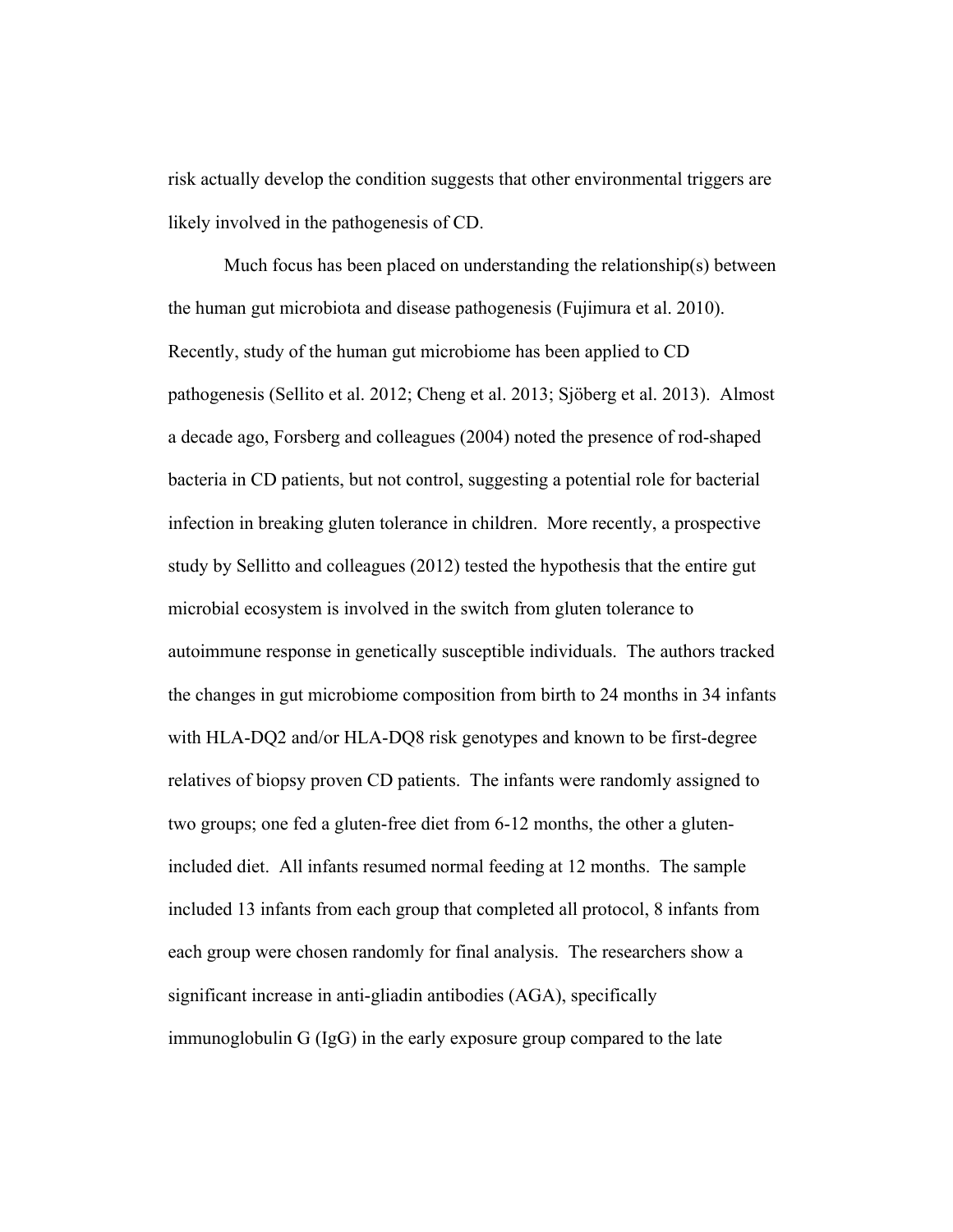risk actually develop the condition suggests that other environmental triggers are likely involved in the pathogenesis of CD.

Much focus has been placed on understanding the relationship(s) between the human gut microbiota and disease pathogenesis (Fujimura et al. 2010). Recently, study of the human gut microbiome has been applied to CD pathogenesis (Sellito et al. 2012; Cheng et al. 2013; Sjöberg et al. 2013). Almost a decade ago, Forsberg and colleagues (2004) noted the presence of rod-shaped bacteria in CD patients, but not control, suggesting a potential role for bacterial infection in breaking gluten tolerance in children. More recently, a prospective study by Sellitto and colleagues (2012) tested the hypothesis that the entire gut microbial ecosystem is involved in the switch from gluten tolerance to autoimmune response in genetically susceptible individuals. The authors tracked the changes in gut microbiome composition from birth to 24 months in 34 infants with HLA-DQ2 and/or HLA-DQ8 risk genotypes and known to be first-degree relatives of biopsy proven CD patients. The infants were randomly assigned to two groups; one fed a gluten-free diet from 6-12 months, the other a gluten-included diet. All infants resumed normal feeding at 12 months. The sample included 13 infants from each group that completed all protocol, 8 infants from each group were chosen randomly for final analysis. The researchers show a significant increase in anti-gliadin antibodies (AGA), specifically immunoglobulin G (IgG) in the early exposure group compared to the late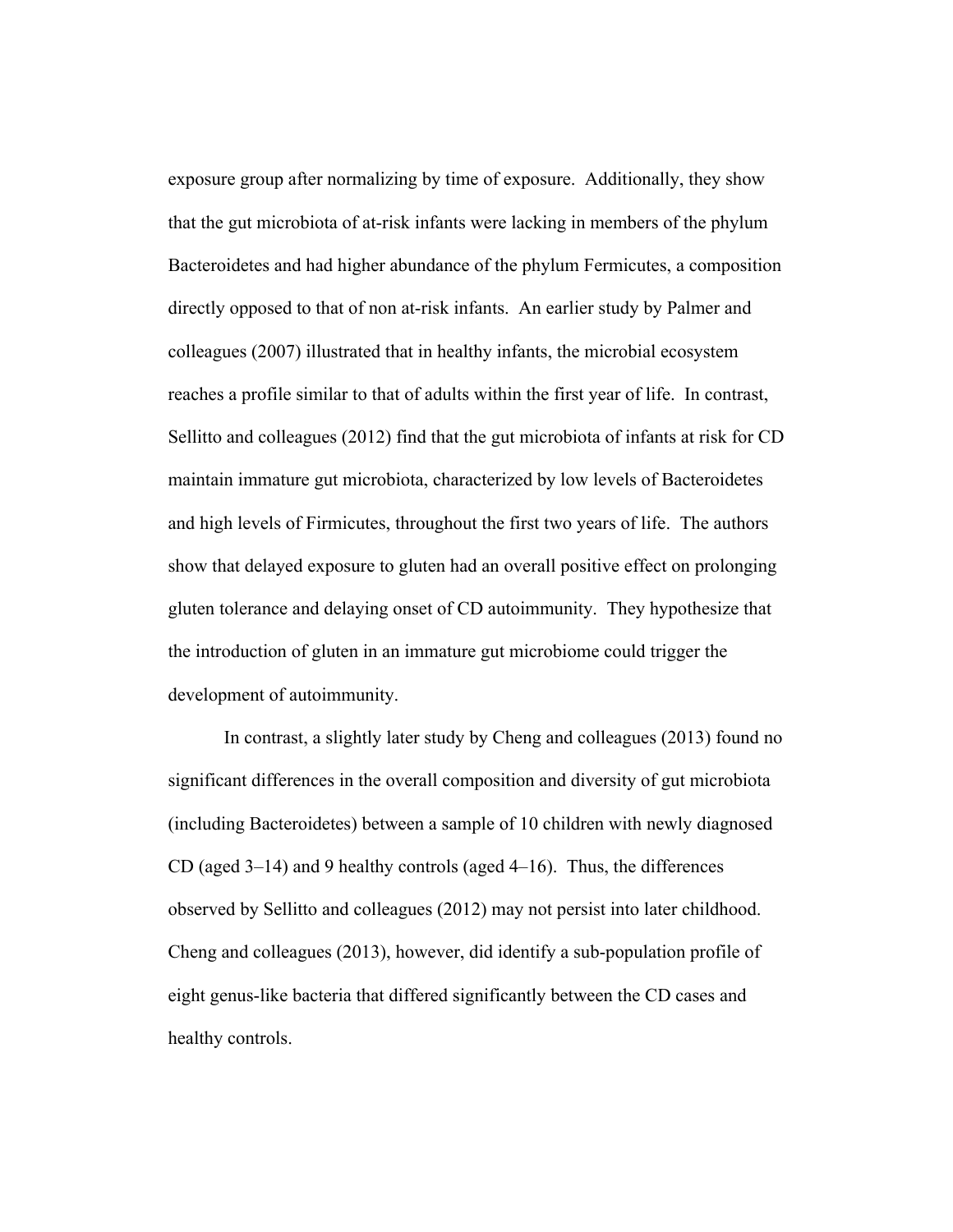exposure group after normalizing by time of exposure. Additionally, they show that the gut microbiota of at-risk infants were lacking in members of the phylum Bacteroidetes and had higher abundance of the phylum Fermicutes, a composition directly opposed to that of non at-risk infants. An earlier study by Palmer and colleagues (2007) illustrated that in healthy infants, the microbial ecosystem reaches a profile similar to that of adults within the first year of life. In contrast, Sellitto and colleagues (2012) find that the gut microbiota of infants at risk for CD maintain immature gut microbiota, characterized by low levels of Bacteroidetes and high levels of Firmicutes, throughout the first two years of life. The authors show that delayed exposure to gluten had an overall positive effect on prolonging gluten tolerance and delaying onset of CD autoimmunity. They hypothesize that the introduction of gluten in an immature gut microbiome could trigger the development of autoimmunity.

In contrast, a slightly later study by Cheng and colleagues (2013) found no significant differences in the overall composition and diversity of gut microbiota (including Bacteroidetes) between a sample of 10 children with newly diagnosed CD (aged 3–14) and 9 healthy controls (aged 4–16). Thus, the differences observed by Sellitto and colleagues (2012) may not persist into later childhood. Cheng and colleagues (2013), however, did identify a sub-population profile of eight genus-like bacteria that differed significantly between the CD cases and healthy controls.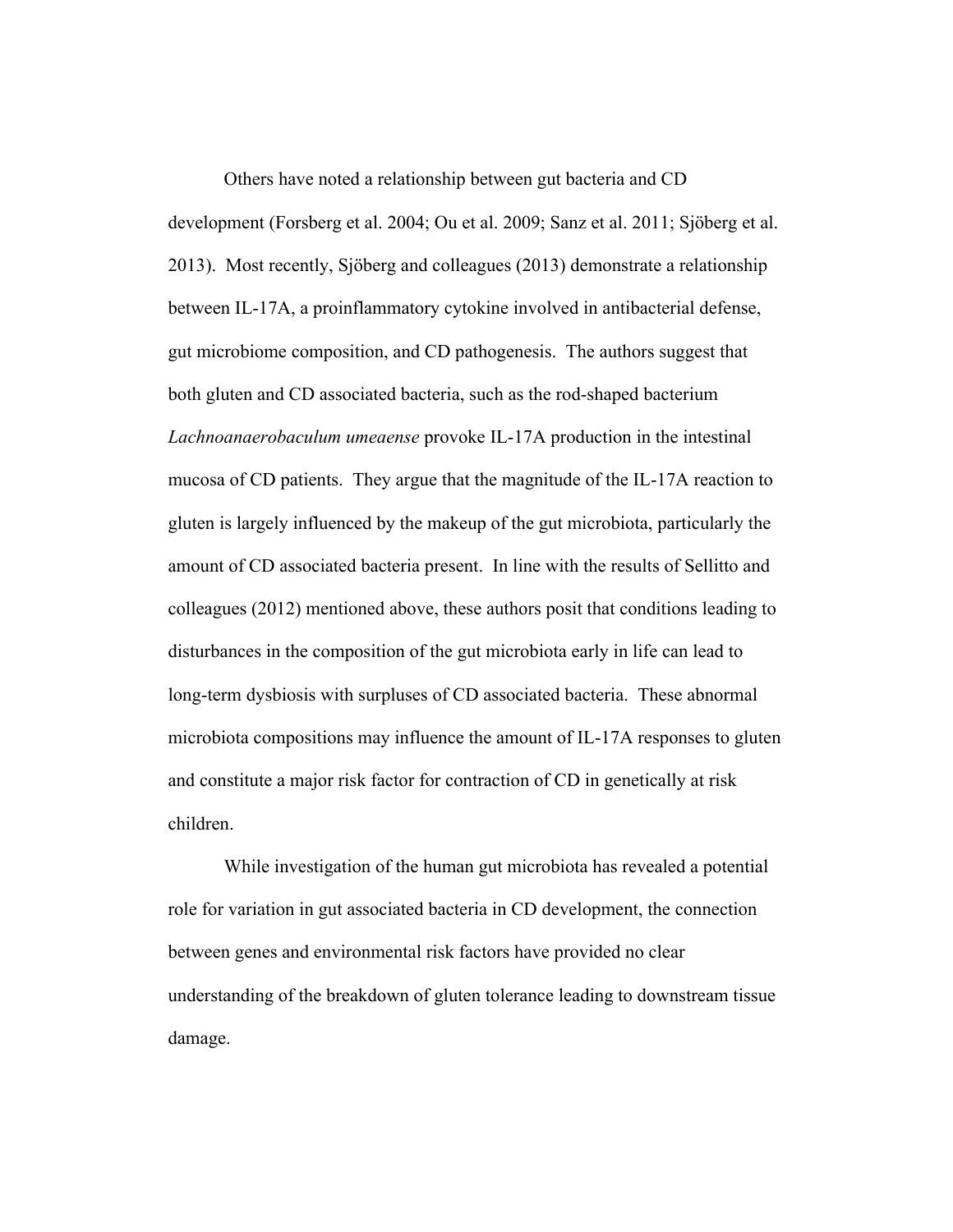Others have noted a relationship between gut bacteria and CD development (Forsberg et al. 2004; Ou et al. 2009; Sanz et al. 2011; Sjöberg et al. 2013). Most recently, Sjöberg and colleagues (2013) demonstrate a relationship between IL-17A, a proinflammatory cytokine involved in antibacterial defense, gut microbiome composition, and CD pathogenesis. The authors suggest that both gluten and CD associated bacteria, such as the rod-shaped bacterium *Lachnoanaerobaculum umeaense* provoke IL-17A production in the intestinal mucosa of CD patients. They argue that the magnitude of the IL-17A reaction to gluten is largely influenced by the makeup of the gut microbiota, particularly the amount of CD associated bacteria present. In line with the results of Sellitto and colleagues (2012) mentioned above, these authors posit that conditions leading to disturbances in the composition of the gut microbiota early in life can lead to long-term dysbiosis with surpluses of CD associated bacteria. These abnormal microbiota compositions may influence the amount of IL-17A responses to gluten and constitute a major risk factor for contraction of CD in genetically at risk children.

While investigation of the human gut microbiota has revealed a potential role for variation in gut associated bacteria in CD development, the connection between genes and environmental risk factors have provided no clear understanding of the breakdown of gluten tolerance leading to downstream tissue damage.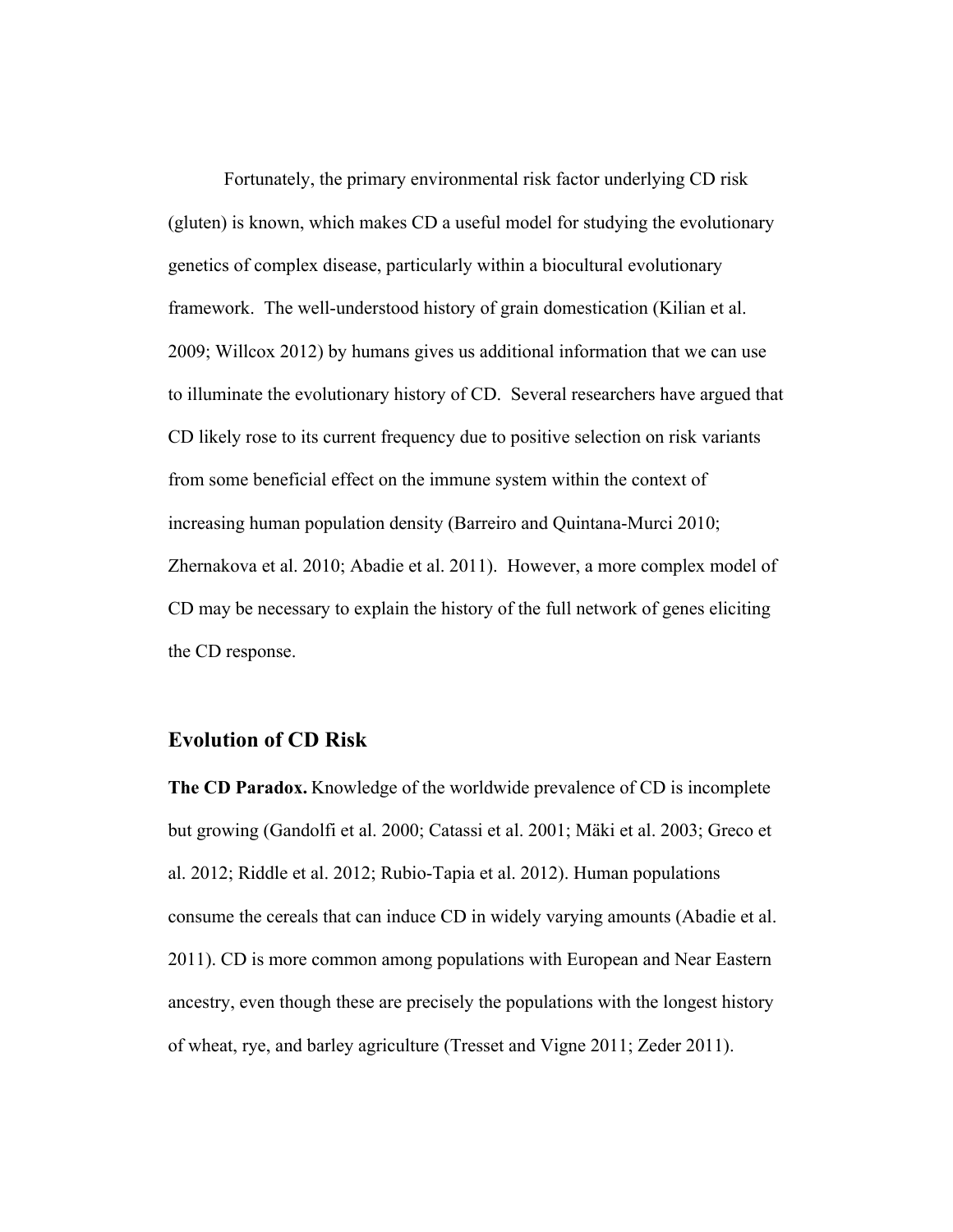Fortunately, the primary environmental risk factor underlying CD risk (gluten) is known, which makes CD a useful model for studying the evolutionary genetics of complex disease, particularly within a biocultural evolutionary framework. The well-understood history of grain domestication (Kilian et al. 2009; Willcox 2012) by humans gives us additional information that we can use to illuminate the evolutionary history of CD. Several researchers have argued that CD likely rose to its current frequency due to positive selection on risk variants from some beneficial effect on the immune system within the context of increasing human population density (Barreiro and Quintana-Murci 2010; Zhernakova et al. 2010; Abadie et al. 2011). However, a more complex model of CD may be necessary to explain the history of the full network of genes eliciting the CD response.

## Evolution of CD Risk

**The CD Paradox.** Knowledge of the worldwide prevalence of CD is incomplete but growing (Gandolfi et al. 2000; Catassi et al. 2001; Mäki et al. 2003; Greco et al. 2012; Riddle et al. 2012; Rubio-Tapia et al. 2012). Human populations consume the cereals that can induce CD in widely varying amounts (Abadie et al. 2011). CD is more common among populations with European and Near Eastern ancestry, even though these are precisely the populations with the longest history of wheat, rye, and barley agriculture (Tresset and Vigne 2011; Zeder 2011).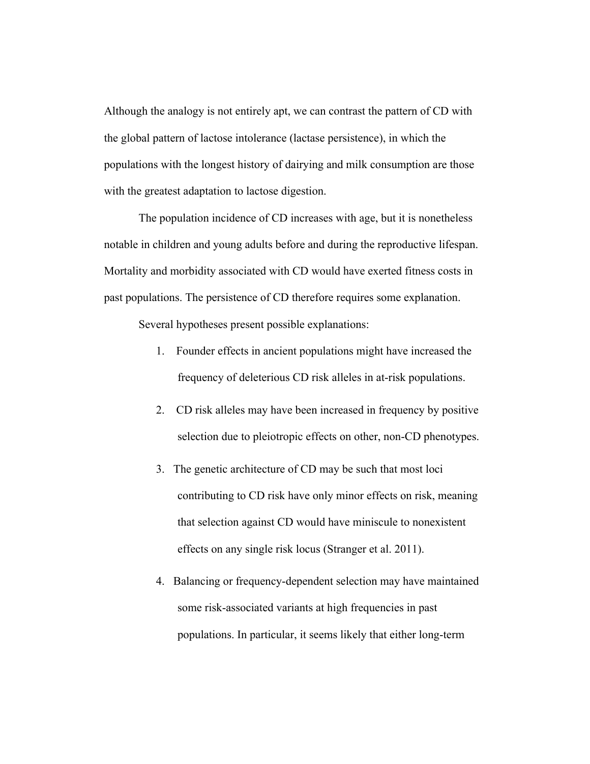Although the analogy is not entirely apt, we can contrast the pattern of CD with the global pattern of lactose intolerance (lactase persistence), in which the populations with the longest history of dairying and milk consumption are those with the greatest adaptation to lactose digestion.

The population incidence of CD increases with age, but it is nonetheless notable in children and young adults before and during the reproductive lifespan. Mortality and morbidity associated with CD would have exerted fitness costs in past populations. The persistence of CD therefore requires some explanation.

Several hypotheses present possible explanations:

1. Founder effects in ancient populations might have increased the frequency of deleterious CD risk alleles in at-risk populations.
2. CD risk alleles may have been increased in frequency by positive selection due to pleiotropic effects on other, non-CD phenotypes.
3. The genetic architecture of CD may be such that most loci contributing to CD risk have only minor effects on risk, meaning that selection against CD would have miniscule to nonexistent effects on any single risk locus (Stranger et al. 2011).
4. Balancing or frequency-dependent selection may have maintained some risk-associated variants at high frequencies in past populations. In particular, it seems likely that either long-term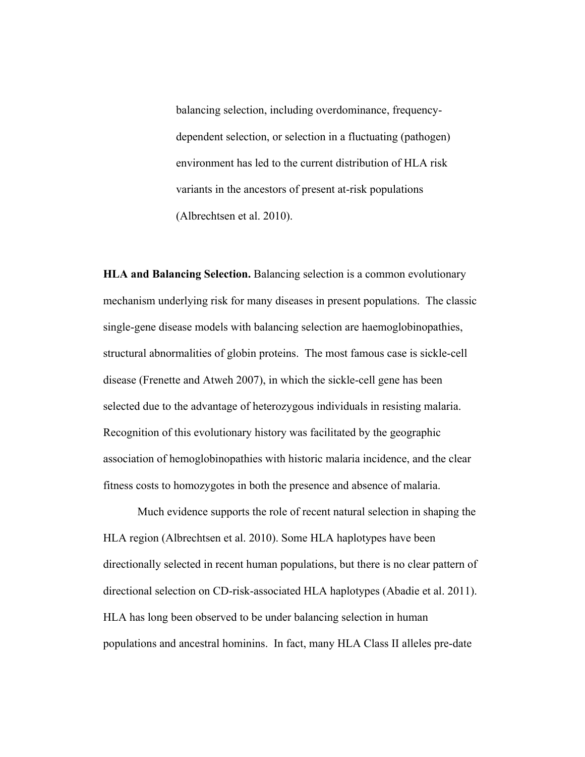balancing selection, including overdominance, frequency-dependent selection, or selection in a fluctuating (pathogen) environment has led to the current distribution of HLA risk variants in the ancestors of present at-risk populations (Albrechtsen et al. 2010).

**HLA and Balancing Selection.** Balancing selection is a common evolutionary mechanism underlying risk for many diseases in present populations. The classic single-gene disease models with balancing selection are haemoglobinopathies, structural abnormalities of globin proteins. The most famous case is sickle-cell disease (Frenette and Atweh 2007), in which the sickle-cell gene has been selected due to the advantage of heterozygous individuals in resisting malaria. Recognition of this evolutionary history was facilitated by the geographic association of hemoglobinopathies with historic malaria incidence, and the clear fitness costs to homozygotes in both the presence and absence of malaria.

Much evidence supports the role of recent natural selection in shaping the HLA region (Albrechtsen et al. 2010). Some HLA haplotypes have been directionally selected in recent human populations, but there is no clear pattern of directional selection on CD-risk-associated HLA haplotypes (Abadie et al. 2011). HLA has long been observed to be under balancing selection in human populations and ancestral hominins. In fact, many HLA Class II alleles pre-date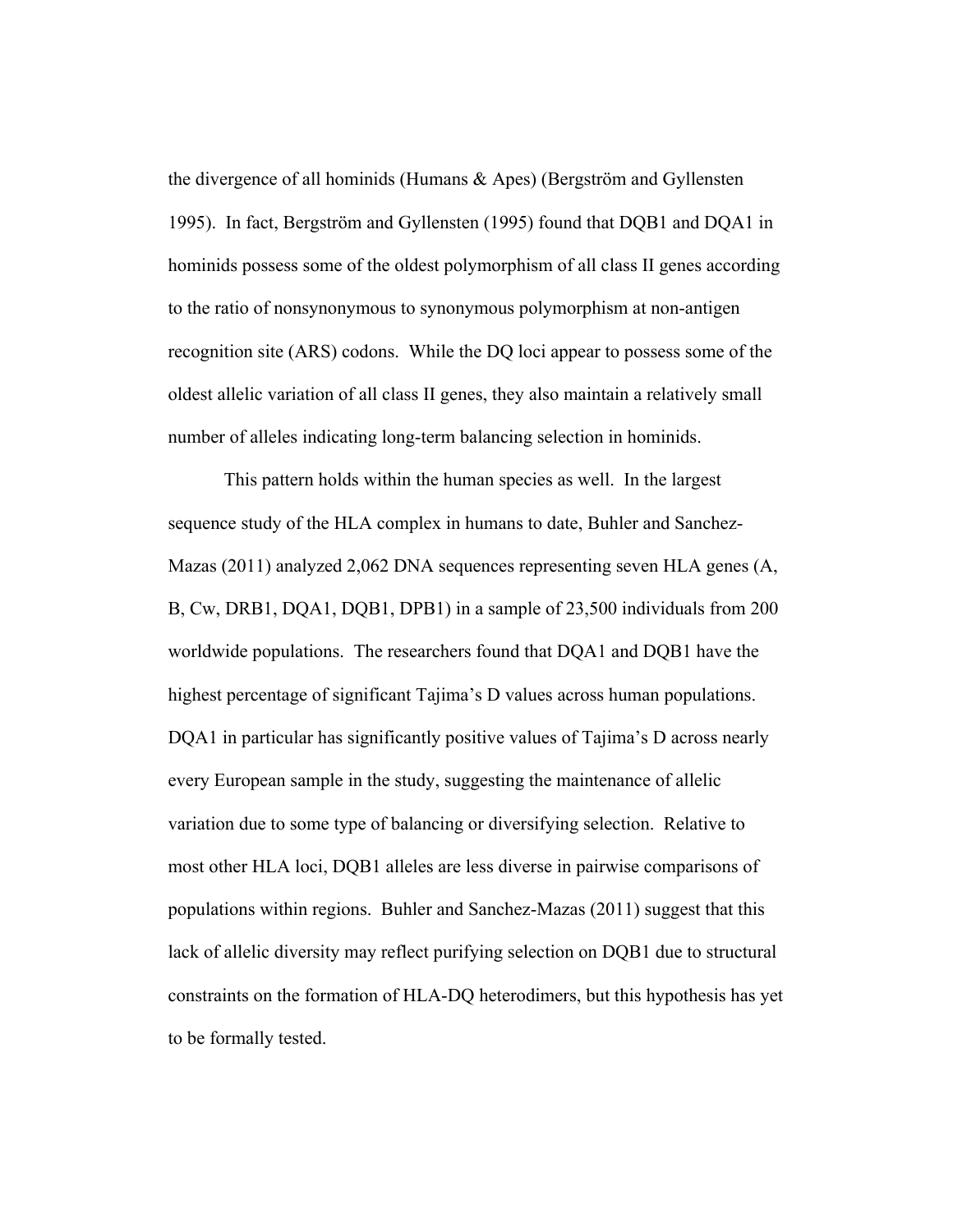the divergence of all hominids (Humans & Apes) (Bergström and Gyllensten 1995). In fact, Bergström and Gyllensten (1995) found that DQB1 and DQA1 in hominids possess some of the oldest polymorphism of all class II genes according to the ratio of nonsynonymous to synonymous polymorphism at non-antigen recognition site (ARS) codons. While the DQ loci appear to possess some of the oldest allelic variation of all class II genes, they also maintain a relatively small number of alleles indicating long-term balancing selection in hominids.

This pattern holds within the human species as well. In the largest sequence study of the HLA complex in humans to date, Buhler and Sanchez-Mazas (2011) analyzed 2,062 DNA sequences representing seven HLA genes (A, B, Cw, DRB1, DQA1, DQB1, DPB1) in a sample of 23,500 individuals from 200 worldwide populations. The researchers found that DQA1 and DQB1 have the highest percentage of significant Tajima's D values across human populations. DQA1 in particular has significantly positive values of Tajima's D across nearly every European sample in the study, suggesting the maintenance of allelic variation due to some type of balancing or diversifying selection. Relative to most other HLA loci, DQB1 alleles are less diverse in pairwise comparisons of populations within regions. Buhler and Sanchez-Mazas (2011) suggest that this lack of allelic diversity may reflect purifying selection on DQB1 due to structural constraints on the formation of HLA-DQ heterodimers, but this hypothesis has yet to be formally tested.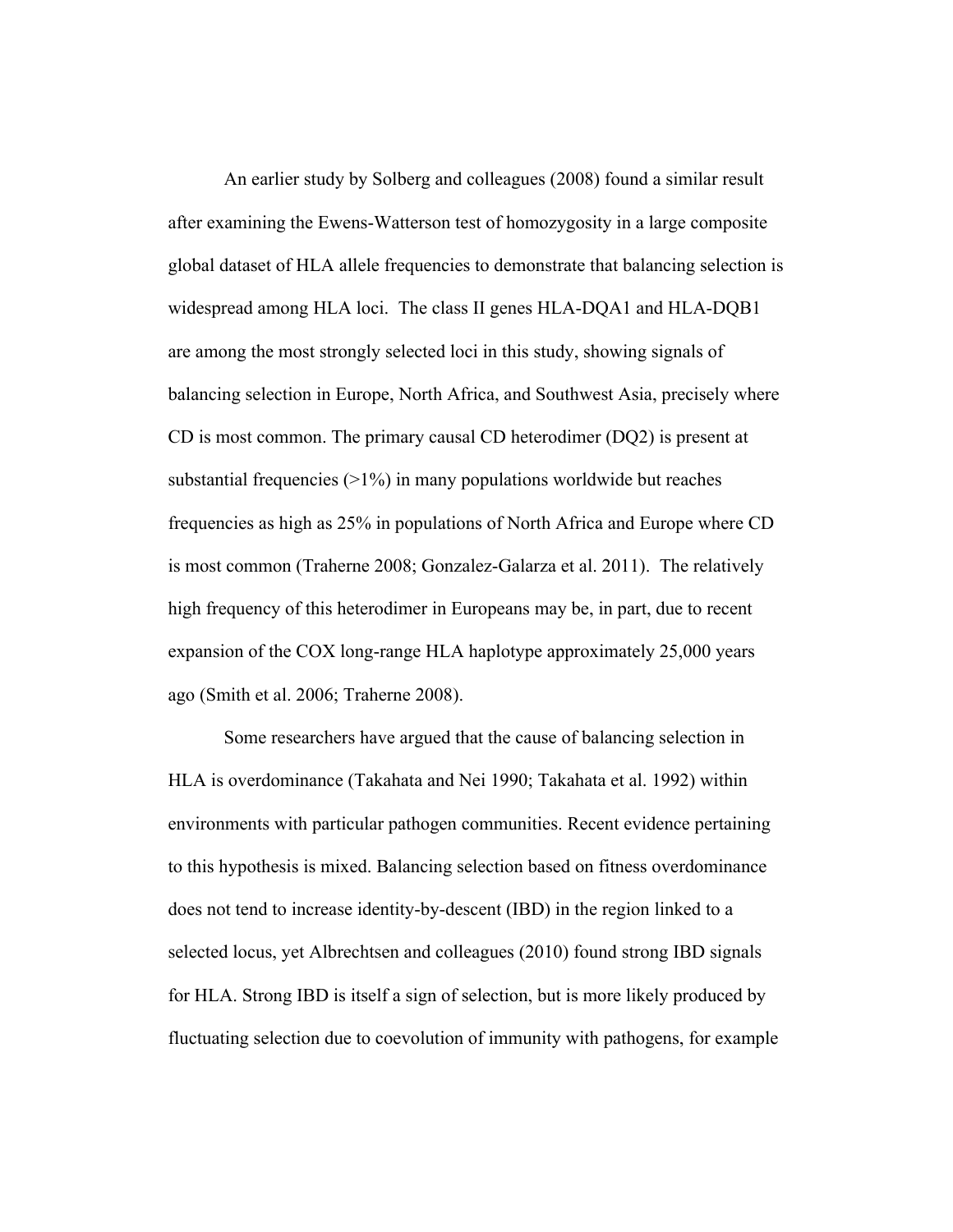An earlier study by Solberg and colleagues (2008) found a similar result after examining the Ewens-Watterson test of homozygosity in a large composite global dataset of HLA allele frequencies to demonstrate that balancing selection is widespread among HLA loci. The class II genes HLA-DQA1 and HLA-DQB1 are among the most strongly selected loci in this study, showing signals of balancing selection in Europe, North Africa, and Southwest Asia, precisely where CD is most common. The primary causal CD heterodimer (DQ2) is present at substantial frequencies (>1%) in many populations worldwide but reaches frequencies as high as 25% in populations of North Africa and Europe where CD is most common (Traherne 2008; Gonzalez-Galarza et al. 2011). The relatively high frequency of this heterodimer in Europeans may be, in part, due to recent expansion of the COX long-range HLA haplotype approximately 25,000 years ago (Smith et al. 2006; Traherne 2008).

Some researchers have argued that the cause of balancing selection in HLA is overdominance (Takahata and Nei 1990; Takahata et al. 1992) within environments with particular pathogen communities. Recent evidence pertaining to this hypothesis is mixed. Balancing selection based on fitness overdominance does not tend to increase identity-by-descent (IBD) in the region linked to a selected locus, yet Albrechtsen and colleagues (2010) found strong IBD signals for HLA. Strong IBD is itself a sign of selection, but is more likely produced by fluctuating selection due to coevolution of immunity with pathogens, for example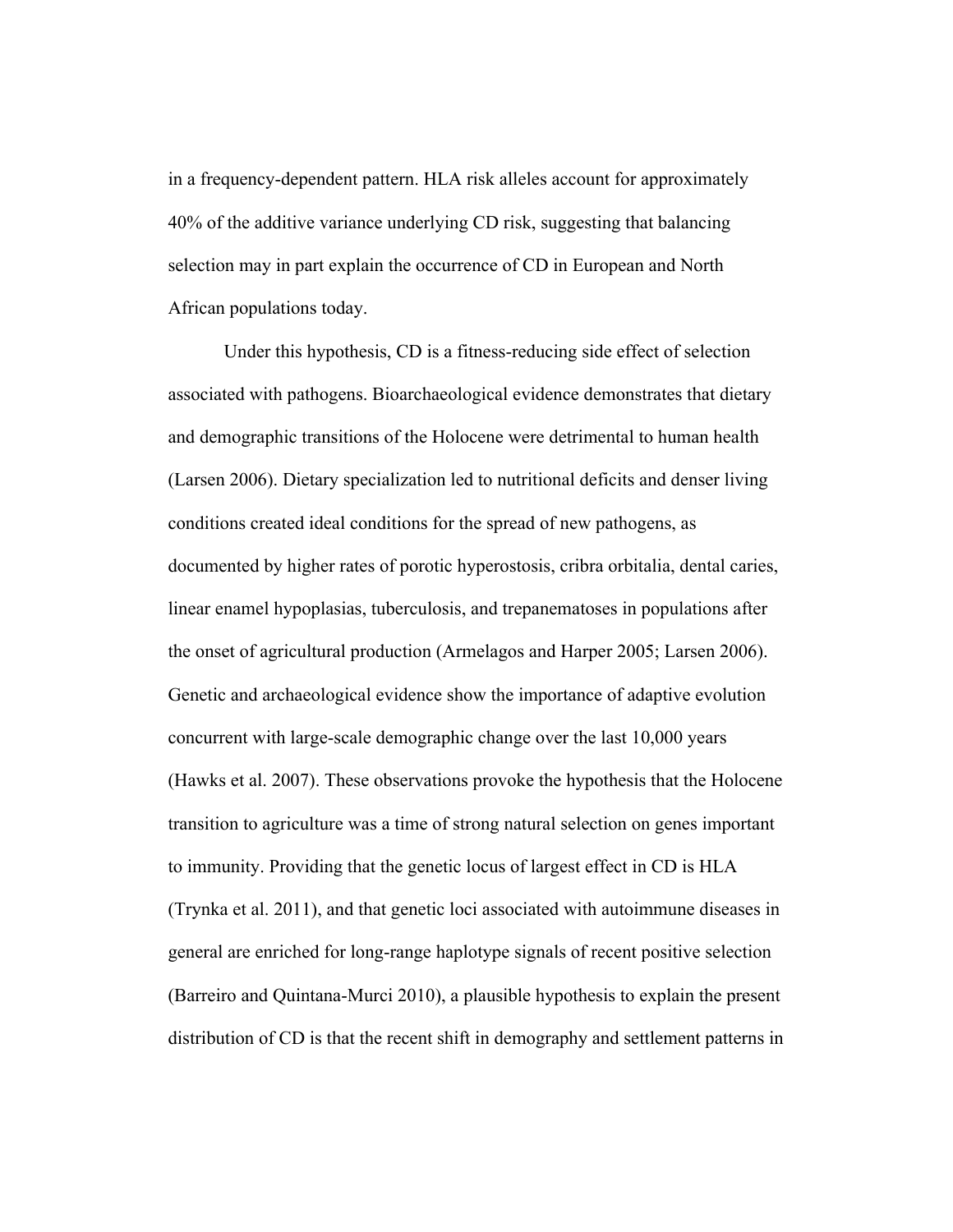in a frequency-dependent pattern. HLA risk alleles account for approximately 40% of the additive variance underlying CD risk, suggesting that balancing selection may in part explain the occurrence of CD in European and North African populations today.

Under this hypothesis, CD is a fitness-reducing side effect of selection associated with pathogens. Bioarchaeological evidence demonstrates that dietary and demographic transitions of the Holocene were detrimental to human health (Larsen 2006). Dietary specialization led to nutritional deficits and denser living conditions created ideal conditions for the spread of new pathogens, as documented by higher rates of porotic hyperostosis, cribra orbitalia, dental caries, linear enamel hypoplasias, tuberculosis, and trepanematoses in populations after the onset of agricultural production (Armelagos and Harper 2005; Larsen 2006). Genetic and archaeological evidence show the importance of adaptive evolution concurrent with large-scale demographic change over the last 10,000 years (Hawks et al. 2007). These observations provoke the hypothesis that the Holocene transition to agriculture was a time of strong natural selection on genes important to immunity. Providing that the genetic locus of largest effect in CD is HLA (Trynka et al. 2011), and that genetic loci associated with autoimmune diseases in general are enriched for long-range haplotype signals of recent positive selection (Barreiro and Quintana-Murci 2010), a plausible hypothesis to explain the present distribution of CD is that the recent shift in demography and settlement patterns in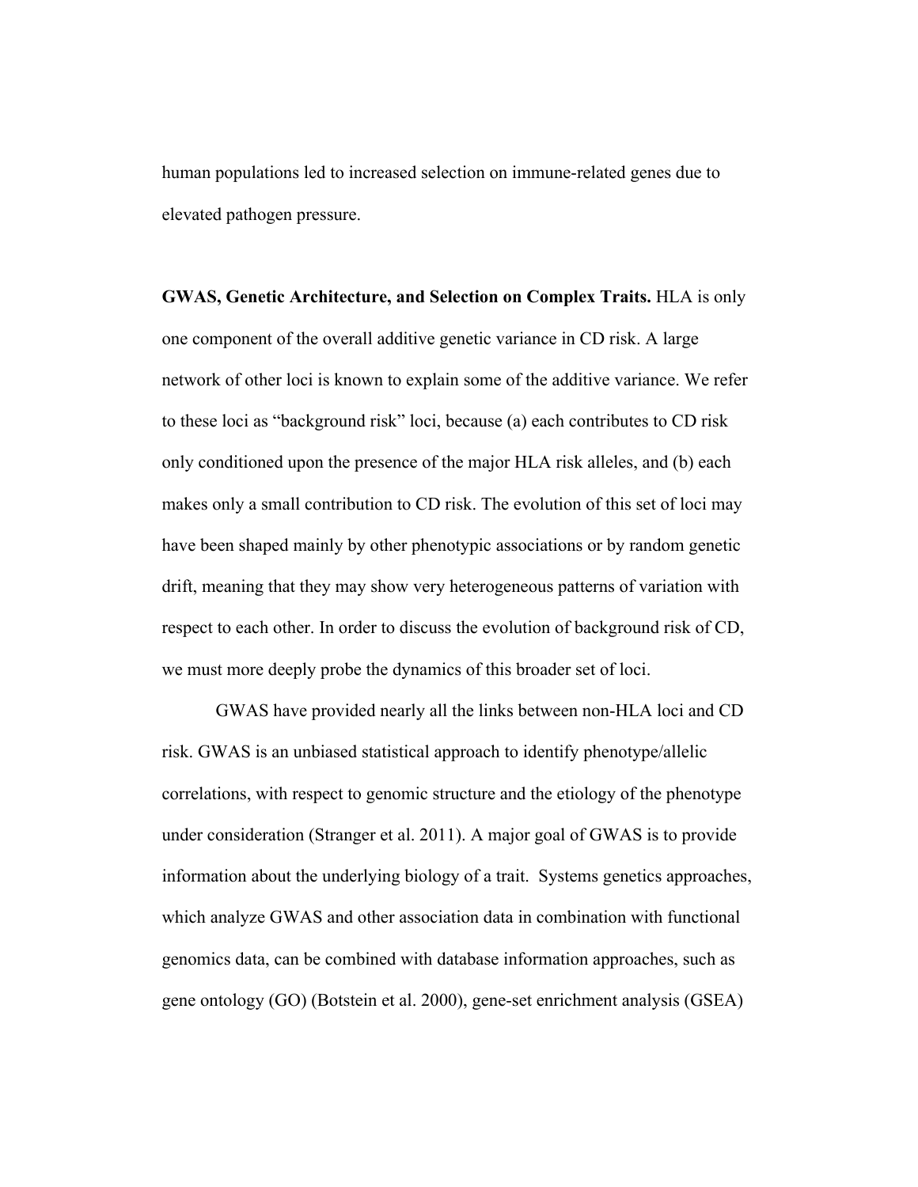human populations led to increased selection on immune-related genes due to elevated pathogen pressure.

**GWAS, Genetic Architecture, and Selection on Complex Traits.** HLA is only one component of the overall additive genetic variance in CD risk. A large network of other loci is known to explain some of the additive variance. We refer to these loci as "background risk" loci, because (a) each contributes to CD risk only conditioned upon the presence of the major HLA risk alleles, and (b) each makes only a small contribution to CD risk. The evolution of this set of loci may have been shaped mainly by other phenotypic associations or by random genetic drift, meaning that they may show very heterogeneous patterns of variation with respect to each other. In order to discuss the evolution of background risk of CD, we must more deeply probe the dynamics of this broader set of loci.

GWAS have provided nearly all the links between non-HLA loci and CD risk. GWAS is an unbiased statistical approach to identify phenotype/allelic correlations, with respect to genomic structure and the etiology of the phenotype under consideration (Stranger et al. 2011). A major goal of GWAS is to provide information about the underlying biology of a trait. Systems genetics approaches, which analyze GWAS and other association data in combination with functional genomics data, can be combined with database information approaches, such as gene ontology (GO) (Botstein et al. 2000), gene-set enrichment analysis (GSEA)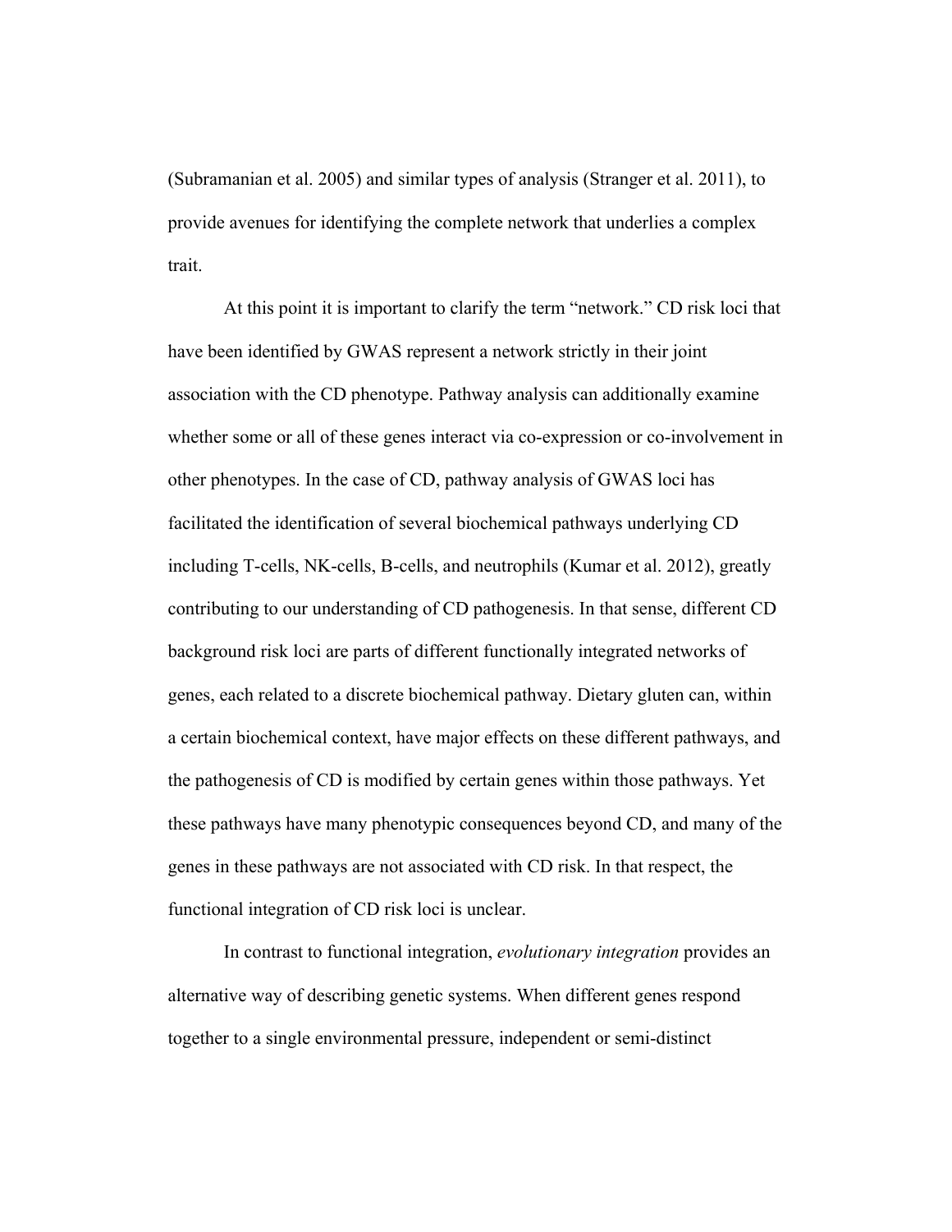(Subramanian et al. 2005) and similar types of analysis (Stranger et al. 2011), to provide avenues for identifying the complete network that underlies a complex trait.

At this point it is important to clarify the term "network." CD risk loci that have been identified by GWAS represent a network strictly in their joint association with the CD phenotype. Pathway analysis can additionally examine whether some or all of these genes interact via co-expression or co-involvement in other phenotypes. In the case of CD, pathway analysis of GWAS loci has facilitated the identification of several biochemical pathways underlying CD including T-cells, NK-cells, B-cells, and neutrophils (Kumar et al. 2012), greatly contributing to our understanding of CD pathogenesis. In that sense, different CD background risk loci are parts of different functionally integrated networks of genes, each related to a discrete biochemical pathway. Dietary gluten can, within a certain biochemical context, have major effects on these different pathways, and the pathogenesis of CD is modified by certain genes within those pathways. Yet these pathways have many phenotypic consequences beyond CD, and many of the genes in these pathways are not associated with CD risk. In that respect, the functional integration of CD risk loci is unclear.

In contrast to functional integration, *evolutionary integration* provides an alternative way of describing genetic systems. When different genes respond together to a single environmental pressure, independent or semi-distinct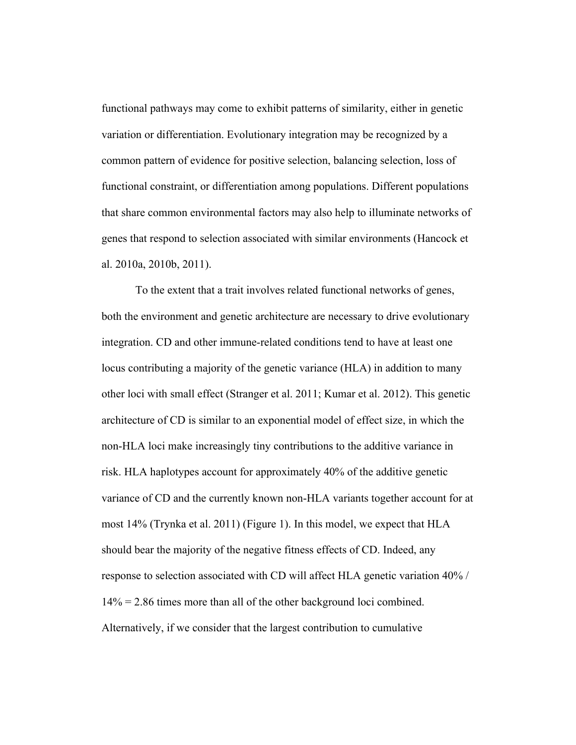functional pathways may come to exhibit patterns of similarity, either in genetic variation or differentiation. Evolutionary integration may be recognized by a common pattern of evidence for positive selection, balancing selection, loss of functional constraint, or differentiation among populations. Different populations that share common environmental factors may also help to illuminate networks of genes that respond to selection associated with similar environments (Hancock et al. 2010a, 2010b, 2011).

To the extent that a trait involves related functional networks of genes, both the environment and genetic architecture are necessary to drive evolutionary integration. CD and other immune-related conditions tend to have at least one locus contributing a majority of the genetic variance (HLA) in addition to many other loci with small effect (Stranger et al. 2011; Kumar et al. 2012). This genetic architecture of CD is similar to an exponential model of effect size, in which the non-HLA loci make increasingly tiny contributions to the additive variance in risk. HLA haplotypes account for approximately 40% of the additive genetic variance of CD and the currently known non-HLA variants together account for at most 14% (Trynka et al. 2011) (Figure 1). In this model, we expect that HLA should bear the majority of the negative fitness effects of CD. Indeed, any response to selection associated with CD will affect HLA genetic variation 40% / 14% = 2.86 times more than all of the other background loci combined. Alternatively, if we consider that the largest contribution to cumulative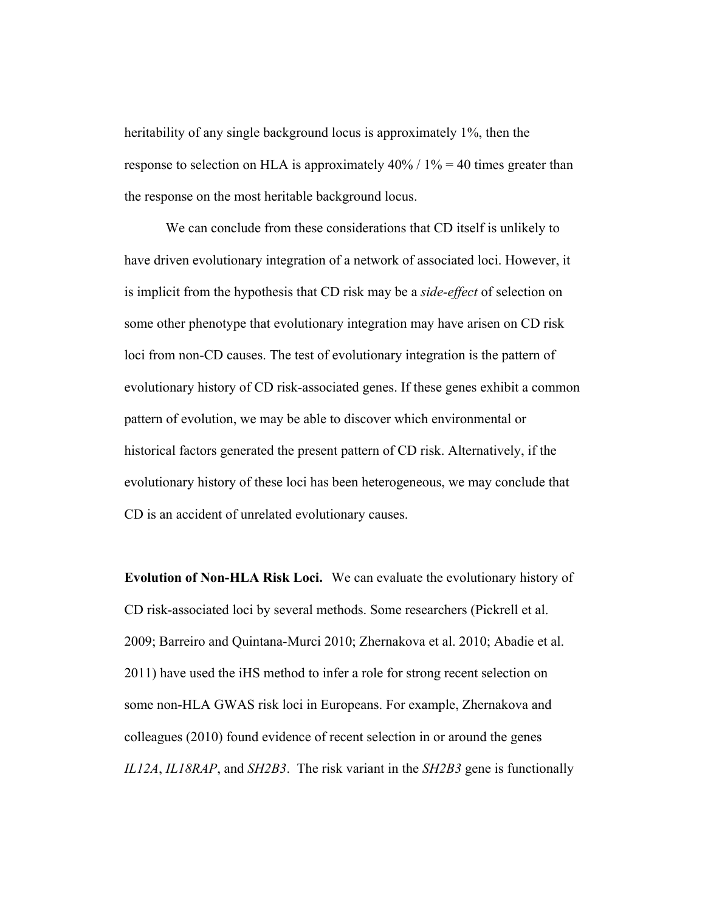heritability of any single background locus is approximately 1%, then the response to selection on HLA is approximately 40% / 1% = 40 times greater than the response on the most heritable background locus.

We can conclude from these considerations that CD itself is unlikely to have driven evolutionary integration of a network of associated loci. However, it is implicit from the hypothesis that CD risk may be a *side-effect* of selection on some other phenotype that evolutionary integration may have arisen on CD risk loci from non-CD causes. The test of evolutionary integration is the pattern of evolutionary history of CD risk-associated genes. If these genes exhibit a common pattern of evolution, we may be able to discover which environmental or historical factors generated the present pattern of CD risk. Alternatively, if the evolutionary history of these loci has been heterogeneous, we may conclude that CD is an accident of unrelated evolutionary causes.

**Evolution of Non-HLA Risk Loci.** We can evaluate the evolutionary history of CD risk-associated loci by several methods. Some researchers (Pickrell et al. 2009; Barreiro and Quintana-Murci 2010; Zhernakova et al. 2010; Abadie et al. 2011) have used the iHS method to infer a role for strong recent selection on some non-HLA GWAS risk loci in Europeans. For example, Zhernakova and colleagues (2010) found evidence of recent selection in or around the genes *IL12A*, *IL18RAP*, and *SH2B3*. The risk variant in the *SH2B3* gene is functionally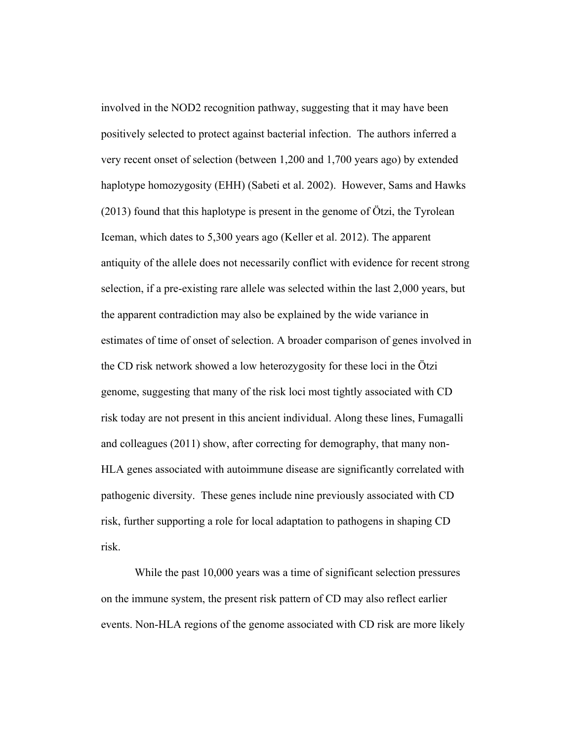involved in the NOD2 recognition pathway, suggesting that it may have been positively selected to protect against bacterial infection. The authors inferred a very recent onset of selection (between 1,200 and 1,700 years ago) by extended haplotype homozygosity (EHH) (Sabeti et al. 2002). However, Sams and Hawks (2013) found that this haplotype is present in the genome of Ötzi, the Tyrolean Iceman, which dates to 5,300 years ago (Keller et al. 2012). The apparent antiquity of the allele does not necessarily conflict with evidence for recent strong selection, if a pre-existing rare allele was selected within the last 2,000 years, but the apparent contradiction may also be explained by the wide variance in estimates of time of onset of selection. A broader comparison of genes involved in the CD risk network showed a low heterozygosity for these loci in the Ötzi genome, suggesting that many of the risk loci most tightly associated with CD risk today are not present in this ancient individual. Along these lines, Fumagalli and colleagues (2011) show, after correcting for demography, that many non-HLA genes associated with autoimmune disease are significantly correlated with pathogenic diversity. These genes include nine previously associated with CD risk, further supporting a role for local adaptation to pathogens in shaping CD risk.

While the past 10,000 years was a time of significant selection pressures on the immune system, the present risk pattern of CD may also reflect earlier events. Non-HLA regions of the genome associated with CD risk are more likely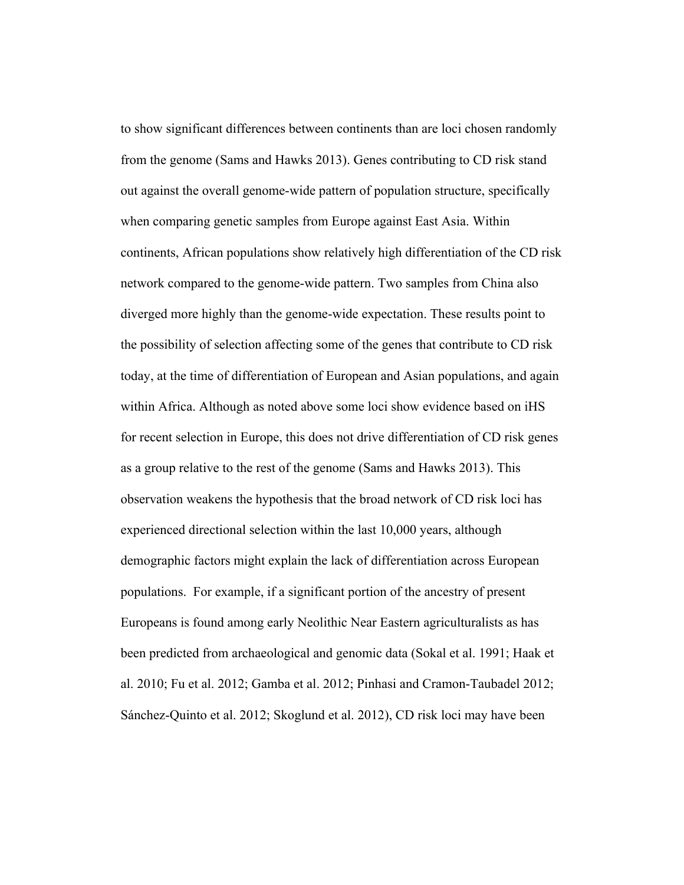to show significant differences between continents than are loci chosen randomly from the genome (Sams and Hawks 2013). Genes contributing to CD risk stand out against the overall genome-wide pattern of population structure, specifically when comparing genetic samples from Europe against East Asia. Within continents, African populations show relatively high differentiation of the CD risk network compared to the genome-wide pattern. Two samples from China also diverged more highly than the genome-wide expectation. These results point to the possibility of selection affecting some of the genes that contribute to CD risk today, at the time of differentiation of European and Asian populations, and again within Africa. Although as noted above some loci show evidence based on iHS for recent selection in Europe, this does not drive differentiation of CD risk genes as a group relative to the rest of the genome (Sams and Hawks 2013). This observation weakens the hypothesis that the broad network of CD risk loci has experienced directional selection within the last 10,000 years, although demographic factors might explain the lack of differentiation across European populations. For example, if a significant portion of the ancestry of present Europeans is found among early Neolithic Near Eastern agriculturalists as has been predicted from archaeological and genomic data (Sokal et al. 1991; Haak et al. 2010; Fu et al. 2012; Gamba et al. 2012; Pinhasi and Cramon-Taubadel 2012; Sánchez-Quinto et al. 2012; Skoglund et al. 2012), CD risk loci may have been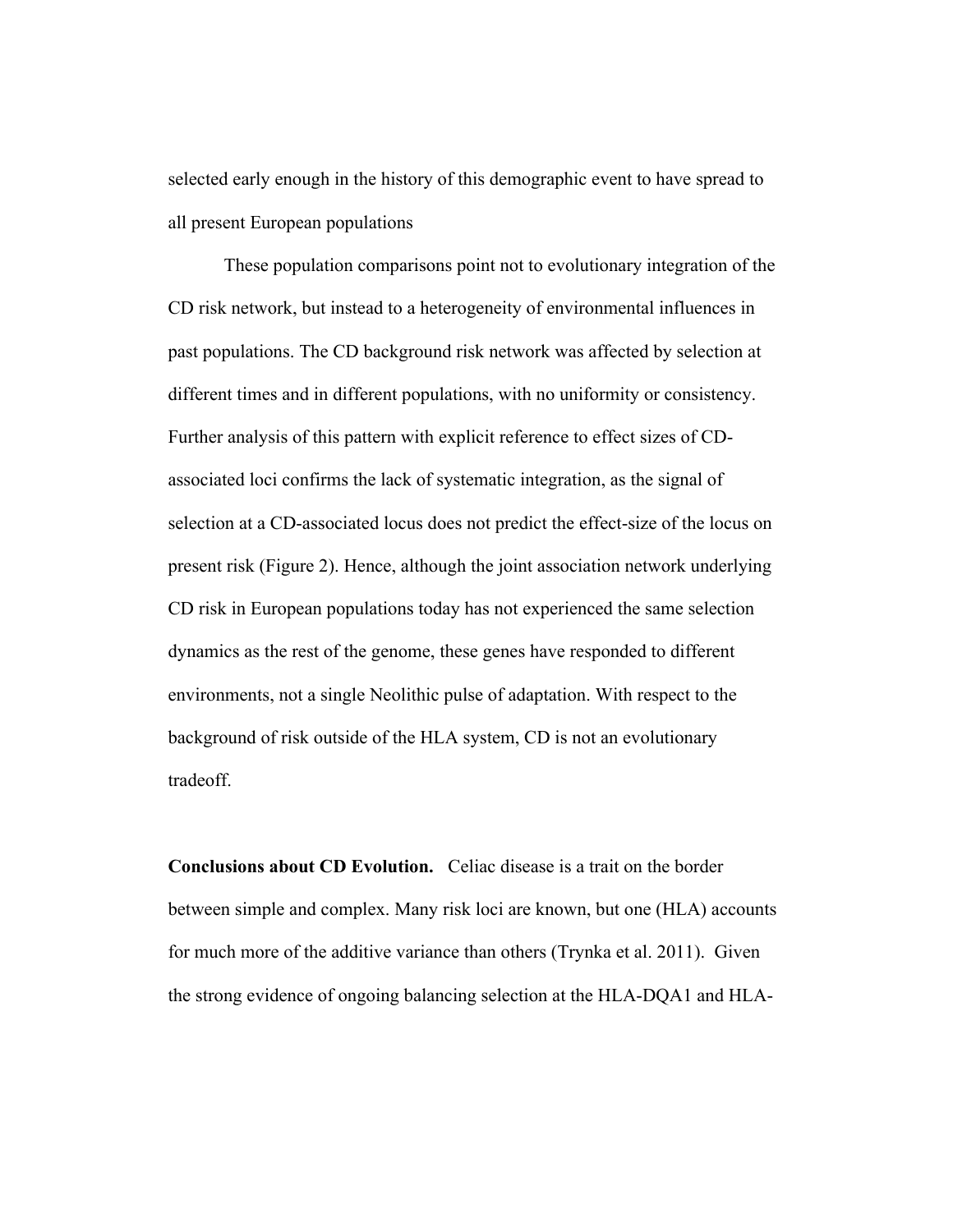selected early enough in the history of this demographic event to have spread to all present European populations

These population comparisons point not to evolutionary integration of the CD risk network, but instead to a heterogeneity of environmental influences in past populations. The CD background risk network was affected by selection at different times and in different populations, with no uniformity or consistency. Further analysis of this pattern with explicit reference to effect sizes of CD-associated loci confirms the lack of systematic integration, as the signal of selection at a CD-associated locus does not predict the effect-size of the locus on present risk (Figure 2). Hence, although the joint association network underlying CD risk in European populations today has not experienced the same selection dynamics as the rest of the genome, these genes have responded to different environments, not a single Neolithic pulse of adaptation. With respect to the background of risk outside of the HLA system, CD is not an evolutionary tradeoff.

**Conclusions about CD Evolution.** Celiac disease is a trait on the border between simple and complex. Many risk loci are known, but one (HLA) accounts for much more of the additive variance than others (Trynka et al. 2011). Given the strong evidence of ongoing balancing selection at the HLA-DQA1 and HLA-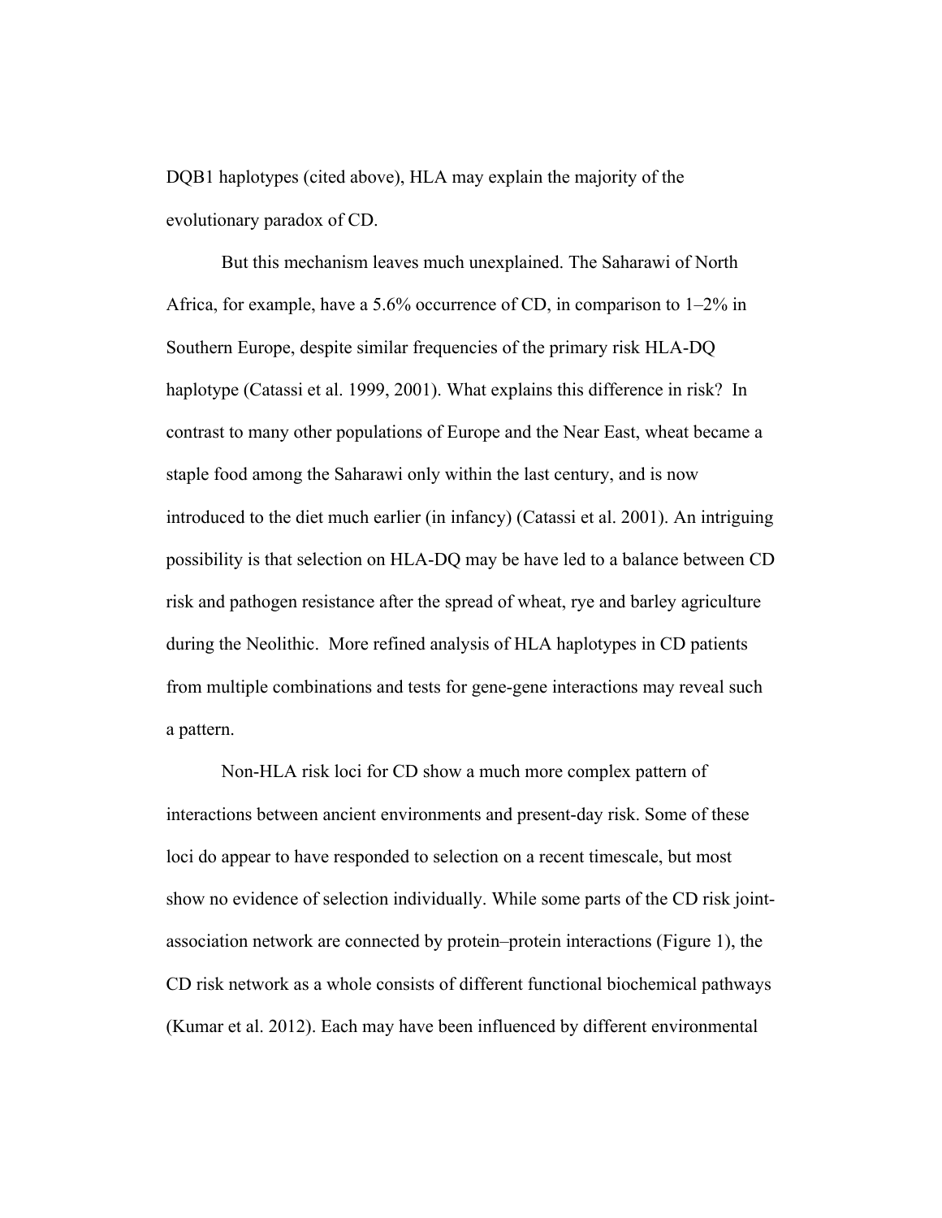DQB1 haplotypes (cited above), HLA may explain the majority of the evolutionary paradox of CD.

But this mechanism leaves much unexplained. The Saharawi of North Africa, for example, have a 5.6% occurrence of CD, in comparison to 1–2% in Southern Europe, despite similar frequencies of the primary risk HLA-DQ haplotype (Catassi et al. 1999, 2001). What explains this difference in risk? In contrast to many other populations of Europe and the Near East, wheat became a staple food among the Saharawi only within the last century, and is now introduced to the diet much earlier (in infancy) (Catassi et al. 2001). An intriguing possibility is that selection on HLA-DQ may be have led to a balance between CD risk and pathogen resistance after the spread of wheat, rye and barley agriculture during the Neolithic. More refined analysis of HLA haplotypes in CD patients from multiple combinations and tests for gene-gene interactions may reveal such a pattern.

Non-HLA risk loci for CD show a much more complex pattern of interactions between ancient environments and present-day risk. Some of these loci do appear to have responded to selection on a recent timescale, but most show no evidence of selection individually. While some parts of the CD risk joint-association network are connected by protein–protein interactions (Figure 1), the CD risk network as a whole consists of different functional biochemical pathways (Kumar et al. 2012). Each may have been influenced by different environmental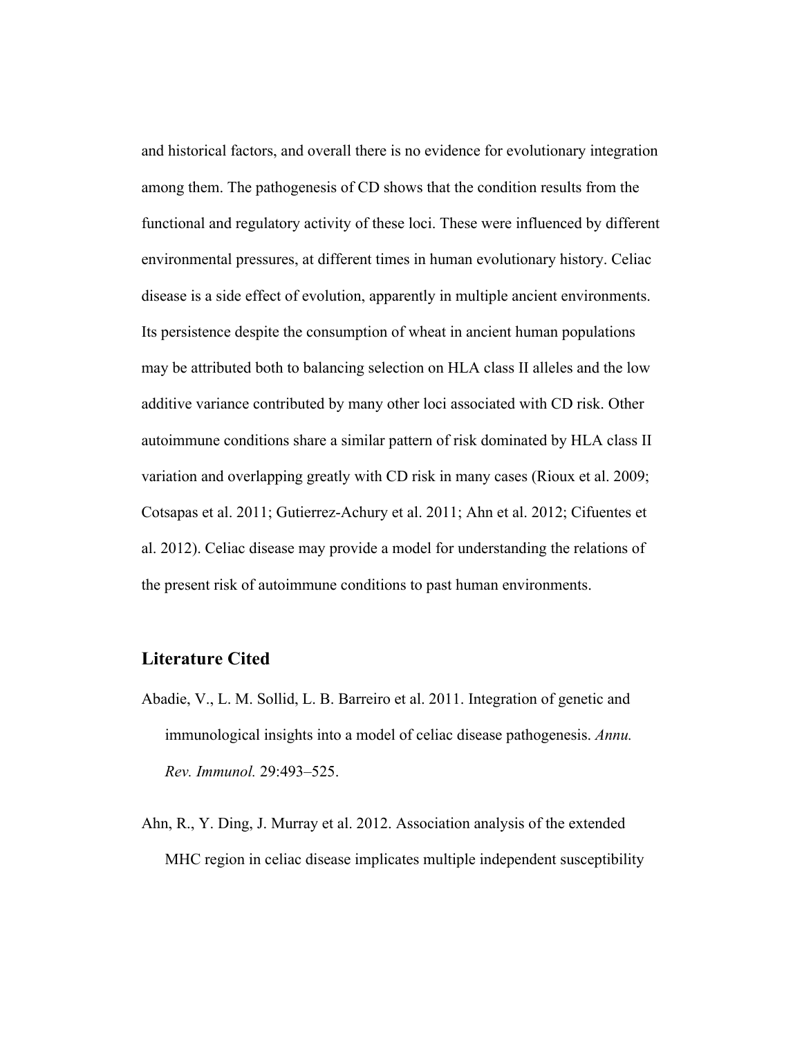and historical factors, and overall there is no evidence for evolutionary integration among them. The pathogenesis of CD shows that the condition results from the functional and regulatory activity of these loci. These were influenced by different environmental pressures, at different times in human evolutionary history. Celiac disease is a side effect of evolution, apparently in multiple ancient environments. Its persistence despite the consumption of wheat in ancient human populations may be attributed both to balancing selection on HLA class II alleles and the low additive variance contributed by many other loci associated with CD risk. Other autoimmune conditions share a similar pattern of risk dominated by HLA class II variation and overlapping greatly with CD risk in many cases (Rioux et al. 2009; Cotsapas et al. 2011; Gutierrez-Achury et al. 2011; Ahn et al. 2012; Cifuentes et al. 2012). Celiac disease may provide a model for understanding the relations of the present risk of autoimmune conditions to past human environments.

## Literature Cited

Abadie, V., L. M. Sollid, L. B. Barreiro et al. 2011. Integration of genetic and immunological insights into a model of celiac disease pathogenesis. *Annu. Rev. Immunol.* 29:493–525.

Ahn, R., Y. Ding, J. Murray et al. 2012. Association analysis of the extended MHC region in celiac disease implicates multiple independent susceptibility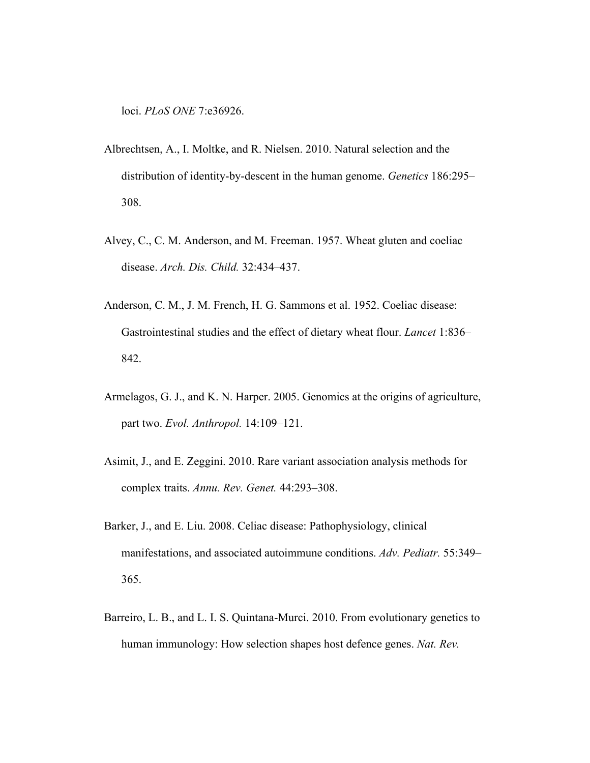loci. *PLoS ONE* 7:e36926.

Albrechtsen, A., I. Moltke, and R. Nielsen. 2010. Natural selection and the distribution of identity-by-descent in the human genome. *Genetics* 186:295–308.

Alvey, C., C. M. Anderson, and M. Freeman. 1957. Wheat gluten and coeliac disease. *Arch. Dis. Child.* 32:434–437.

Anderson, C. M., J. M. French, H. G. Sammons et al. 1952. Coeliac disease: Gastrointestinal studies and the effect of dietary wheat flour. *Lancet* 1:836–842.

Armelagos, G. J., and K. N. Harper. 2005. Genomics at the origins of agriculture, part two. *Evol. Anthropol.* 14:109–121.

Asimit, J., and E. Zeggini. 2010. Rare variant association analysis methods for complex traits. *Annu. Rev. Genet.* 44:293–308.

Barker, J., and E. Liu. 2008. Celiac disease: Pathophysiology, clinical manifestations, and associated autoimmune conditions. *Adv. Pediatr.* 55:349–365.

Barreiro, L. B., and L. I. S. Quintana-Murci. 2010. From evolutionary genetics to human immunology: How selection shapes host defence genes. *Nat. Rev.*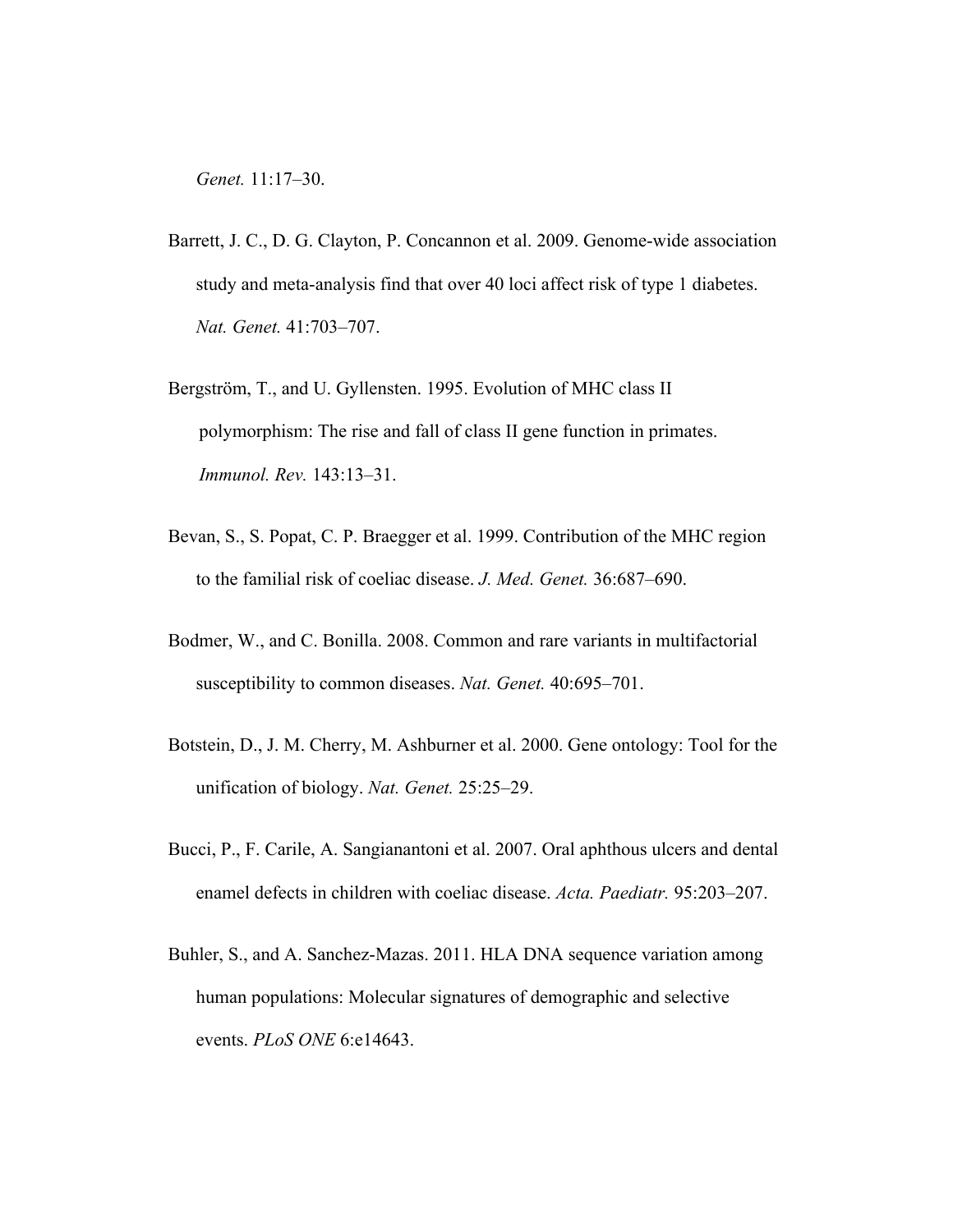*Genet.* 11:17–30.

Barrett, J. C., D. G. Clayton, P. Concannon et al. 2009. Genome-wide association study and meta-analysis find that over 40 loci affect risk of type 1 diabetes. *Nat. Genet.* 41:703–707.

Bergström, T., and U. Gyllensten. 1995. Evolution of MHC class II polymorphism: The rise and fall of class II gene function in primates. *Immunol. Rev.* 143:13–31.

Bevan, S., S. Popat, C. P. Braegger et al. 1999. Contribution of the MHC region to the familial risk of coeliac disease. *J. Med. Genet.* 36:687–690.

Bodmer, W., and C. Bonilla. 2008. Common and rare variants in multifactorial susceptibility to common diseases. *Nat. Genet.* 40:695–701.

Botstein, D., J. M. Cherry, M. Ashburner et al. 2000. Gene ontology: Tool for the unification of biology. *Nat. Genet.* 25:25–29.

Bucci, P., F. Carile, A. Sangianantoni et al. 2007. Oral aphthous ulcers and dental enamel defects in children with coeliac disease. *Acta. Paediatr.* 95:203–207.

Buhler, S., and A. Sanchez-Mazas. 2011. HLA DNA sequence variation among human populations: Molecular signatures of demographic and selective events. *PLoS ONE* 6:e14643.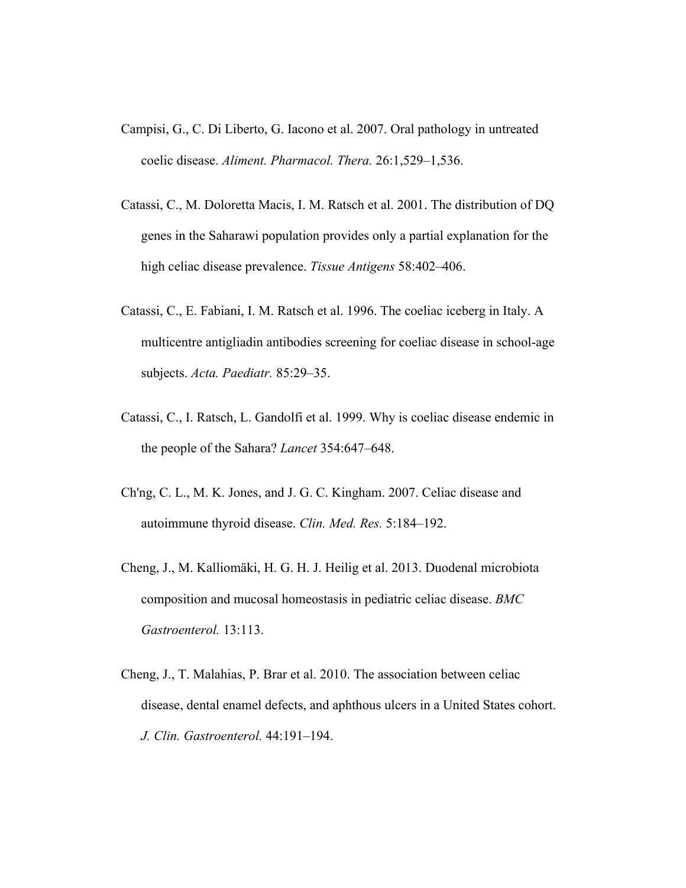Campisi, G., C. Di Liberto, G. Iacono et al. 2007. Oral pathology in untreated coelic disease. *Aliment. Pharmacol. Thera.* 26:1,529–1,536.

Catassi, C., M. Doloretta Macis, I. M. Ratsch et al. 2001. The distribution of DQ genes in the Saharawi population provides only a partial explanation for the high celiac disease prevalence. *Tissue Antigens* 58:402–406.

Catassi, C., E. Fabiani, I. M. Ratsch et al. 1996. The coeliac iceberg in Italy. A multicentre antigliadin antibodies screening for coeliac disease in school-age subjects. *Acta. Paediatr.* 85:29–35.

Catassi, C., I. Ratsch, L. Gandolfi et al. 1999. Why is coeliac disease endemic in the people of the Sahara? *Lancet* 354:647–648.

Ch'ng, C. L., M. K. Jones, and J. G. C. Kingham. 2007. Celiac disease and autoimmune thyroid disease. *Clin. Med. Res.* 5:184–192.

Cheng, J., M. Kalliomäki, H. G. H. J. Heilig et al. 2013. Duodenal microbiota composition and mucosal homeostasis in pediatric celiac disease. *BMC Gastroenterol.* 13:113.

Cheng, J., T. Malahias, P. Brar et al. 2010. The association between celiac disease, dental enamel defects, and aphthous ulcers in a United States cohort. *J. Clin. Gastroenterol.* 44:191–194.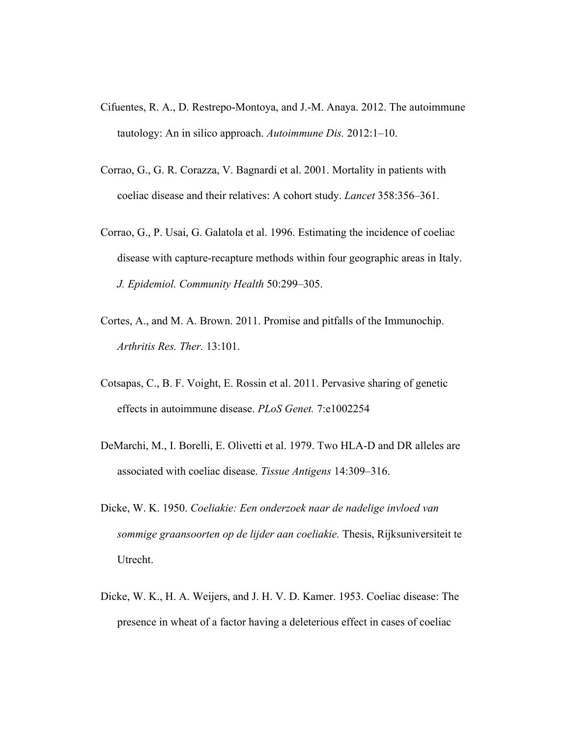Cifuentes, R. A., D. Restrepo-Montoya, and J.-M. Anaya. 2012. The autoimmune tautology: An in silico approach. *Autoimmune Dis.* 2012:1–10.

Corrao, G., G. R. Corazza, V. Bagnardi et al. 2001. Mortality in patients with coeliac disease and their relatives: A cohort study. *Lancet* 358:356–361.

Corrao, G., P. Usai, G. Galatola et al. 1996. Estimating the incidence of coeliac disease with capture-recapture methods within four geographic areas in Italy. *J. Epidemiol. Community Health* 50:299–305.

Cortes, A., and M. A. Brown. 2011. Promise and pitfalls of the Immunochip. *Arthritis Res. Ther.* 13:101.

Cotsapas, C., B. F. Voight, E. Rossin et al. 2011. Pervasive sharing of genetic effects in autoimmune disease. *PLoS Genet.* 7:e1002254

DeMarchi, M., I. Borelli, E. Olivetti et al. 1979. Two HLA-D and DR alleles are associated with coeliac disease. *Tissue Antigens* 14:309–316.

Dicke, W. K. 1950. *Coeliakie: Een onderzoek naar de nadelige invloed van sommige graansoorten op de lijder aan coeliakie.* Thesis, Rijksuniversiteit te Utrecht.

Dicke, W. K., H. A. Weijers, and J. H. V. D. Kamer. 1953. Coeliac disease: The presence in wheat of a factor having a deleterious effect in cases of coeliac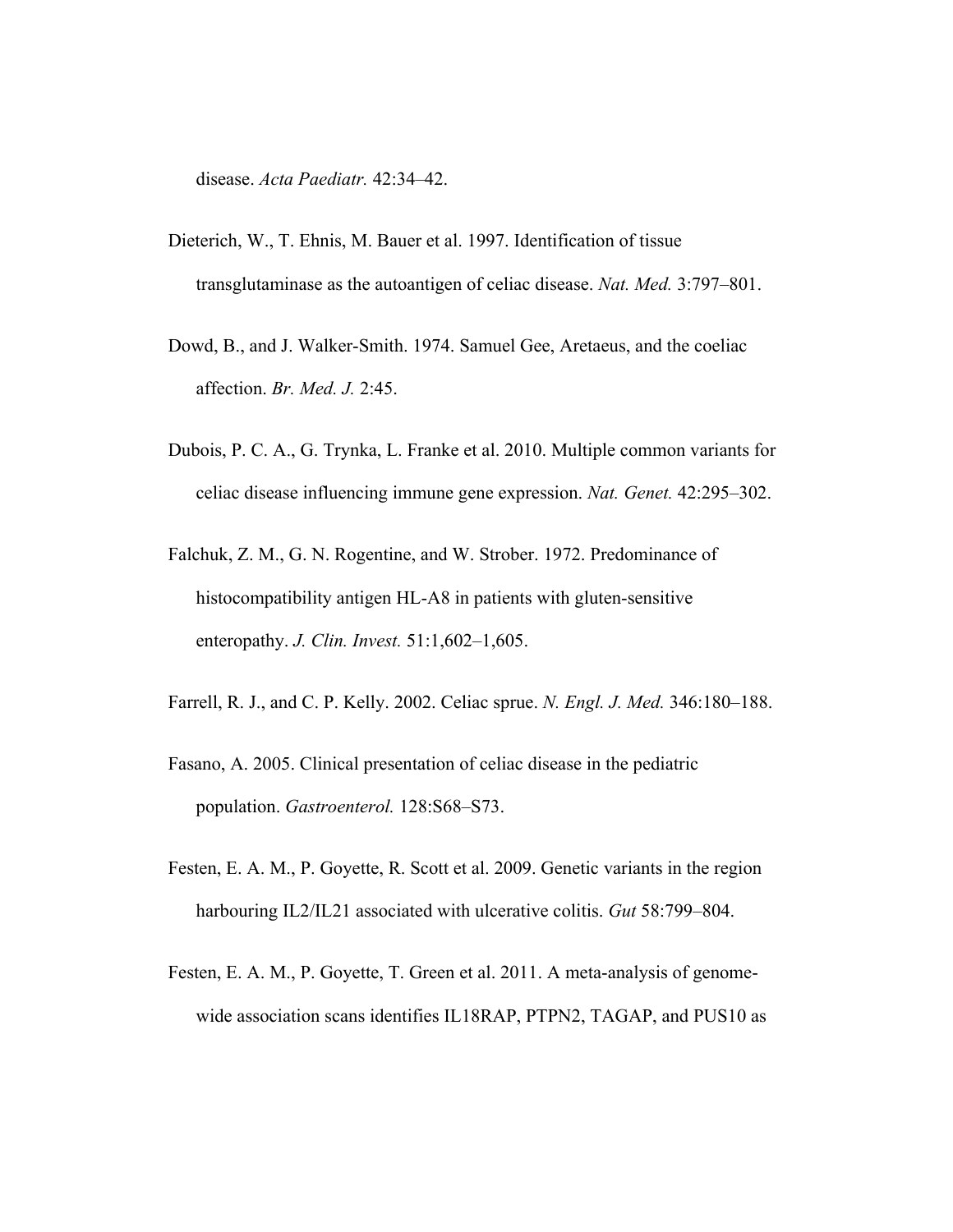disease. *Acta Paediatr.* 42:34–42.

Dieterich, W., T. Ehnis, M. Bauer et al. 1997. Identification of tissue transglutaminase as the autoantigen of celiac disease. *Nat. Med.* 3:797–801.

Dowd, B., and J. Walker-Smith. 1974. Samuel Gee, Aretaeus, and the coeliac affection. *Br. Med. J.* 2:45.

Dubois, P. C. A., G. Trynka, L. Franke et al. 2010. Multiple common variants for celiac disease influencing immune gene expression. *Nat. Genet.* 42:295–302.

Falchuk, Z. M., G. N. Rogentine, and W. Strober. 1972. Predominance of histocompatibility antigen HL-A8 in patients with gluten-sensitive enteropathy. *J. Clin. Invest.* 51:1,602–1,605.

Farrell, R. J., and C. P. Kelly. 2002. Celiac sprue. *N. Engl. J. Med.* 346:180–188.

Fasano, A. 2005. Clinical presentation of celiac disease in the pediatric population. *Gastroenterol.* 128:S68–S73.

Festen, E. A. M., P. Goyette, R. Scott et al. 2009. Genetic variants in the region harbouring IL2/IL21 associated with ulcerative colitis. *Gut* 58:799–804.

Festen, E. A. M., P. Goyette, T. Green et al. 2011. A meta-analysis of genome-wide association scans identifies IL18RAP, PTPN2, TAGAP, and PUS10 as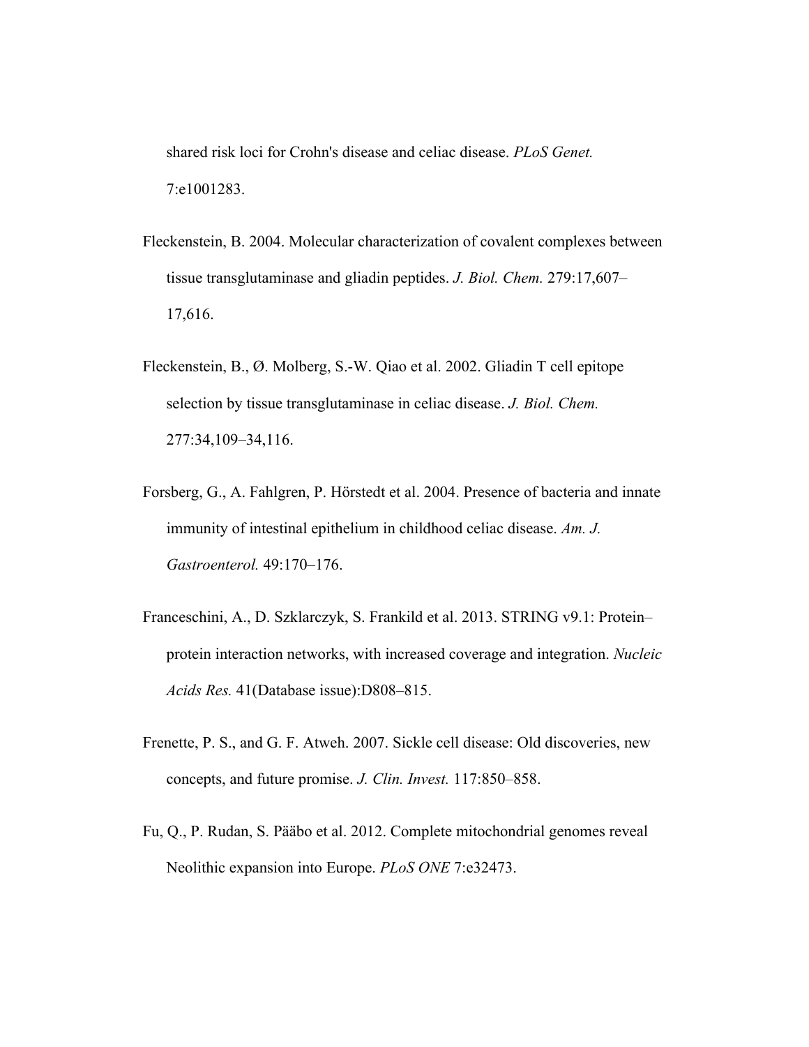shared risk loci for Crohn's disease and celiac disease. *PLoS Genet.* 7:e1001283.

Fleckenstein, B. 2004. Molecular characterization of covalent complexes between tissue transglutaminase and gliadin peptides. *J. Biol. Chem.* 279:17,607–17,616.

Fleckenstein, B., Ø. Molberg, S.-W. Qiao et al. 2002. Gliadin T cell epitope selection by tissue transglutaminase in celiac disease. *J. Biol. Chem.* 277:34,109–34,116.

Forsberg, G., A. Fahlgren, P. Hörstedt et al. 2004. Presence of bacteria and innate immunity of intestinal epithelium in childhood celiac disease. *Am. J. Gastroenterol.* 49:170–176.

Franceschini, A., D. Szklarczyk, S. Frankild et al. 2013. STRING v9.1: Protein–protein interaction networks, with increased coverage and integration. *Nucleic Acids Res.* 41(Database issue):D808–815.

Frenette, P. S., and G. F. Atweh. 2007. Sickle cell disease: Old discoveries, new concepts, and future promise. *J. Clin. Invest.* 117:850–858.

Fu, Q., P. Rudan, S. Pääbo et al. 2012. Complete mitochondrial genomes reveal Neolithic expansion into Europe. *PLoS ONE* 7:e32473.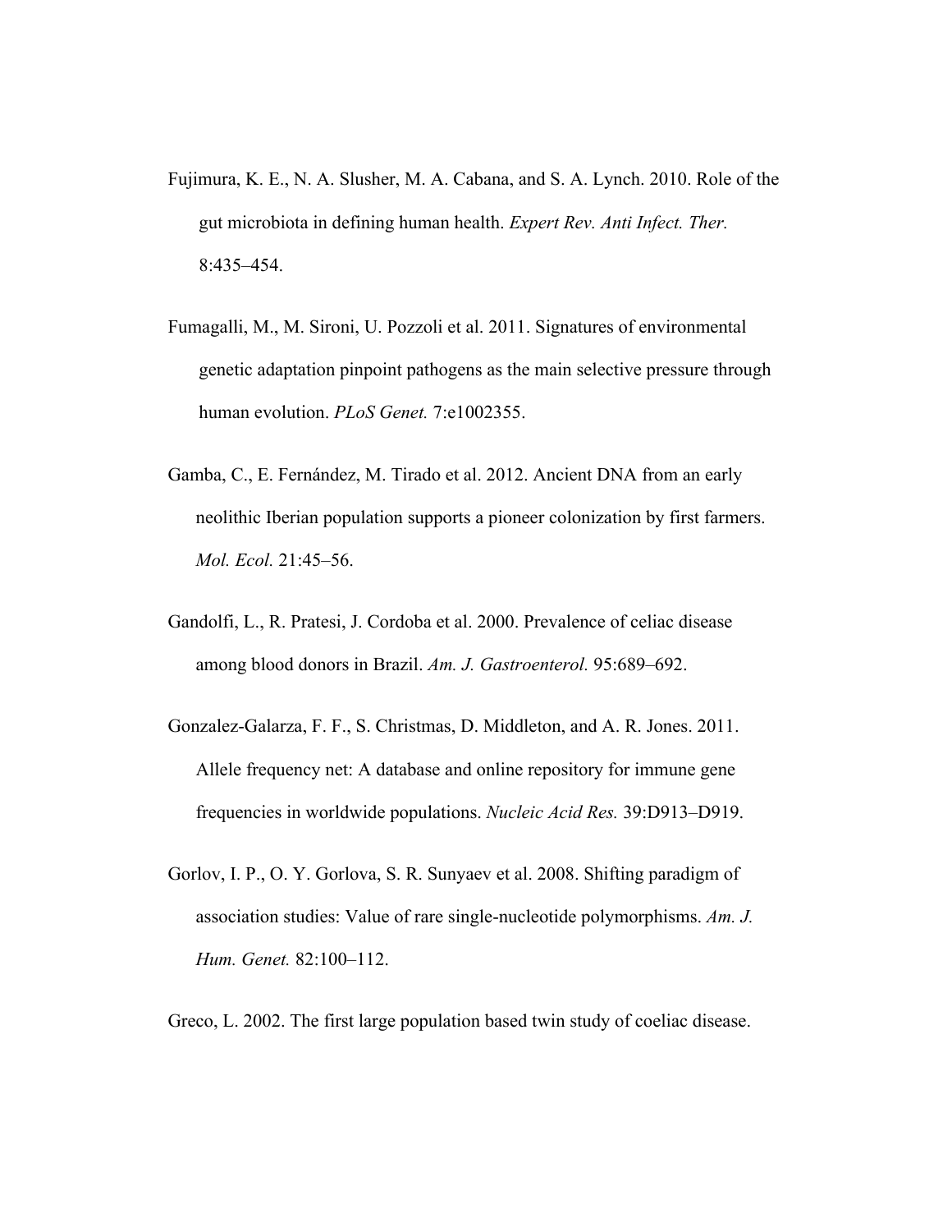Fujimura, K. E., N. A. Slusher, M. A. Cabana, and S. A. Lynch. 2010. Role of the gut microbiota in defining human health. *Expert Rev. Anti Infect. Ther.* 8:435–454.

Fumagalli, M., M. Sironi, U. Pozzoli et al. 2011. Signatures of environmental genetic adaptation pinpoint pathogens as the main selective pressure through human evolution. *PLoS Genet.* 7:e1002355.

Gamba, C., E. Fernández, M. Tirado et al. 2012. Ancient DNA from an early neolithic Iberian population supports a pioneer colonization by first farmers. *Mol. Ecol.* 21:45–56.

Gandolfi, L., R. Pratesi, J. Cordoba et al. 2000. Prevalence of celiac disease among blood donors in Brazil. *Am. J. Gastroenterol.* 95:689–692.

Gonzalez-Galarza, F. F., S. Christmas, D. Middleton, and A. R. Jones. 2011. Allele frequency net: A database and online repository for immune gene frequencies in worldwide populations. *Nucleic Acid Res.* 39:D913–D919.

Gorlov, I. P., O. Y. Gorlova, S. R. Sunyaev et al. 2008. Shifting paradigm of association studies: Value of rare single-nucleotide polymorphisms. *Am. J. Hum. Genet.* 82:100–112.

Greco, L. 2002. The first large population based twin study of coeliac disease.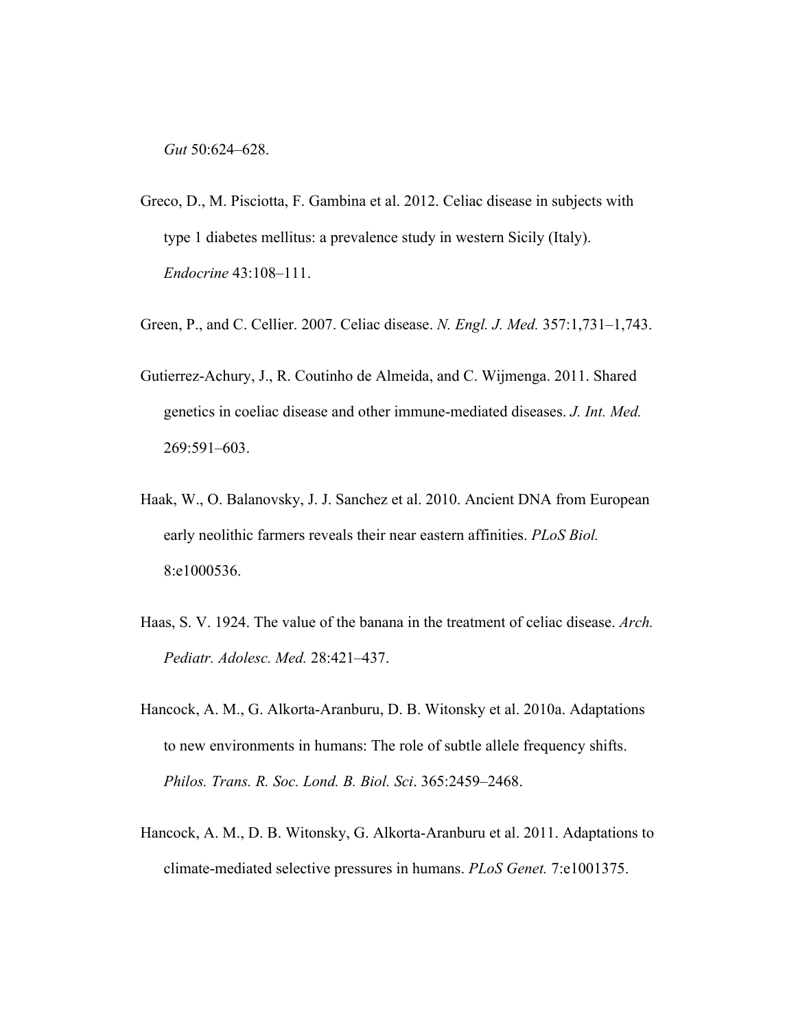*Gut* 50:624–628.

Greco, D., M. Pisciotta, F. Gambina et al. 2012. Celiac disease in subjects with type 1 diabetes mellitus: a prevalence study in western Sicily (Italy). *Endocrine* 43:108–111.

Green, P., and C. Cellier. 2007. Celiac disease. *N. Engl. J. Med.* 357:1,731–1,743.

Gutierrez-Achury, J., R. Coutinho de Almeida, and C. Wijmenga. 2011. Shared genetics in coeliac disease and other immune-mediated diseases. *J. Int. Med.* 269:591–603.

Haak, W., O. Balanovsky, J. J. Sanchez et al. 2010. Ancient DNA from European early neolithic farmers reveals their near eastern affinities. *PLoS Biol.* 8:e1000536.

Haas, S. V. 1924. The value of the banana in the treatment of celiac disease. *Arch. Pediatr. Adolesc. Med.* 28:421–437.

Hancock, A. M., G. Alkorta-Aranburu, D. B. Witonsky et al. 2010a. Adaptations to new environments in humans: The role of subtle allele frequency shifts. *Philos. Trans. R. Soc. Lond. B. Biol. Sci*. 365:2459–2468.

Hancock, A. M., D. B. Witonsky, G. Alkorta-Aranburu et al. 2011. Adaptations to climate-mediated selective pressures in humans. *PLoS Genet.* 7:e1001375.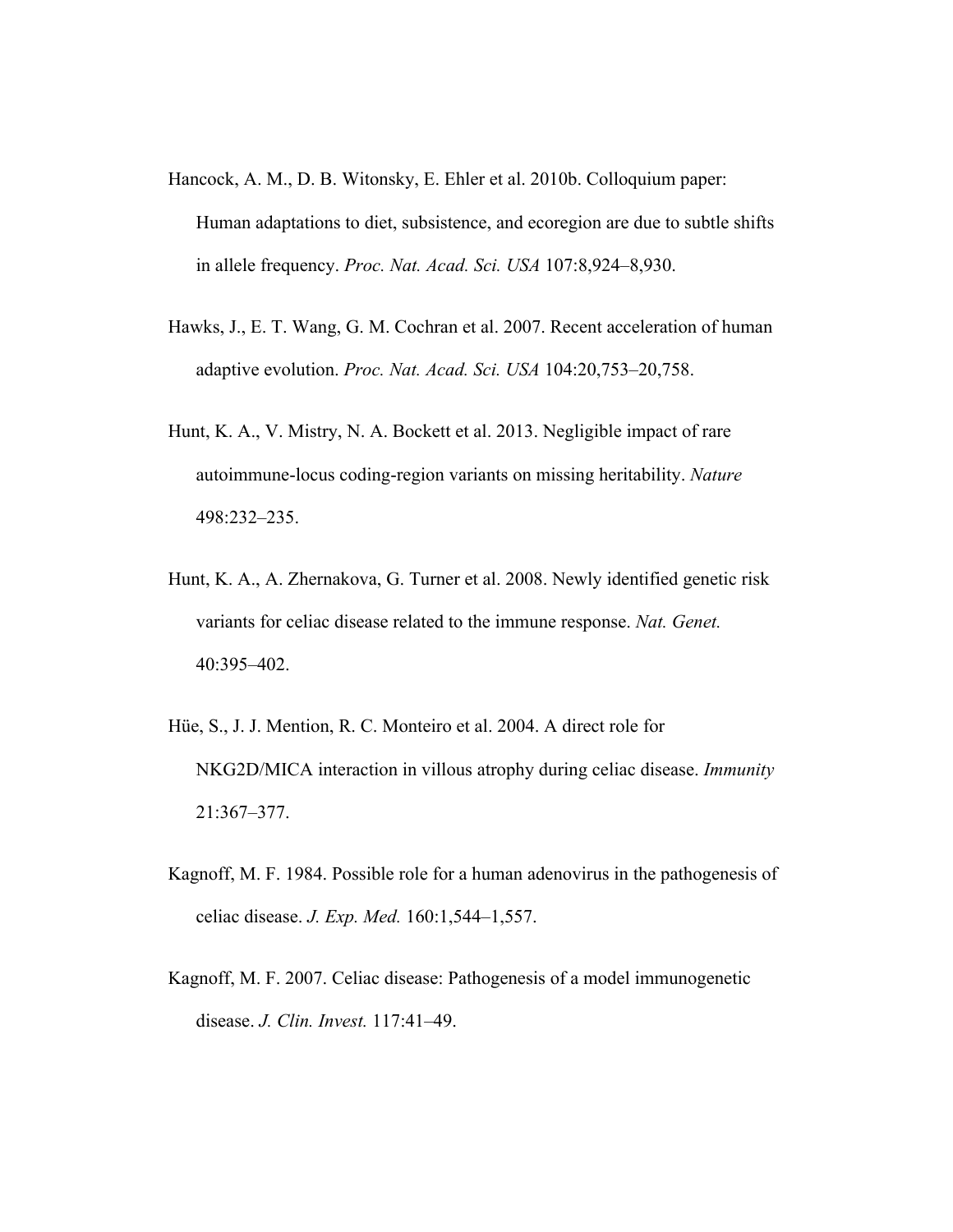Hancock, A. M., D. B. Witonsky, E. Ehler et al. 2010b. Colloquium paper: Human adaptations to diet, subsistence, and ecoregion are due to subtle shifts in allele frequency. *Proc. Nat. Acad. Sci. USA* 107:8,924–8,930.

Hawks, J., E. T. Wang, G. M. Cochran et al. 2007. Recent acceleration of human adaptive evolution. *Proc. Nat. Acad. Sci. USA* 104:20,753–20,758.

Hunt, K. A., V. Mistry, N. A. Bockett et al. 2013. Negligible impact of rare autoimmune-locus coding-region variants on missing heritability. *Nature* 498:232–235.

Hunt, K. A., A. Zhernakova, G. Turner et al. 2008. Newly identified genetic risk variants for celiac disease related to the immune response. *Nat. Genet.* 40:395–402.

Hüe, S., J. J. Mention, R. C. Monteiro et al. 2004. A direct role for NKG2D/MICA interaction in villous atrophy during celiac disease. *Immunity* 21:367–377.

Kagnoff, M. F. 1984. Possible role for a human adenovirus in the pathogenesis of celiac disease. *J. Exp. Med.* 160:1,544–1,557.

Kagnoff, M. F. 2007. Celiac disease: Pathogenesis of a model immunogenetic disease. *J. Clin. Invest.* 117:41–49.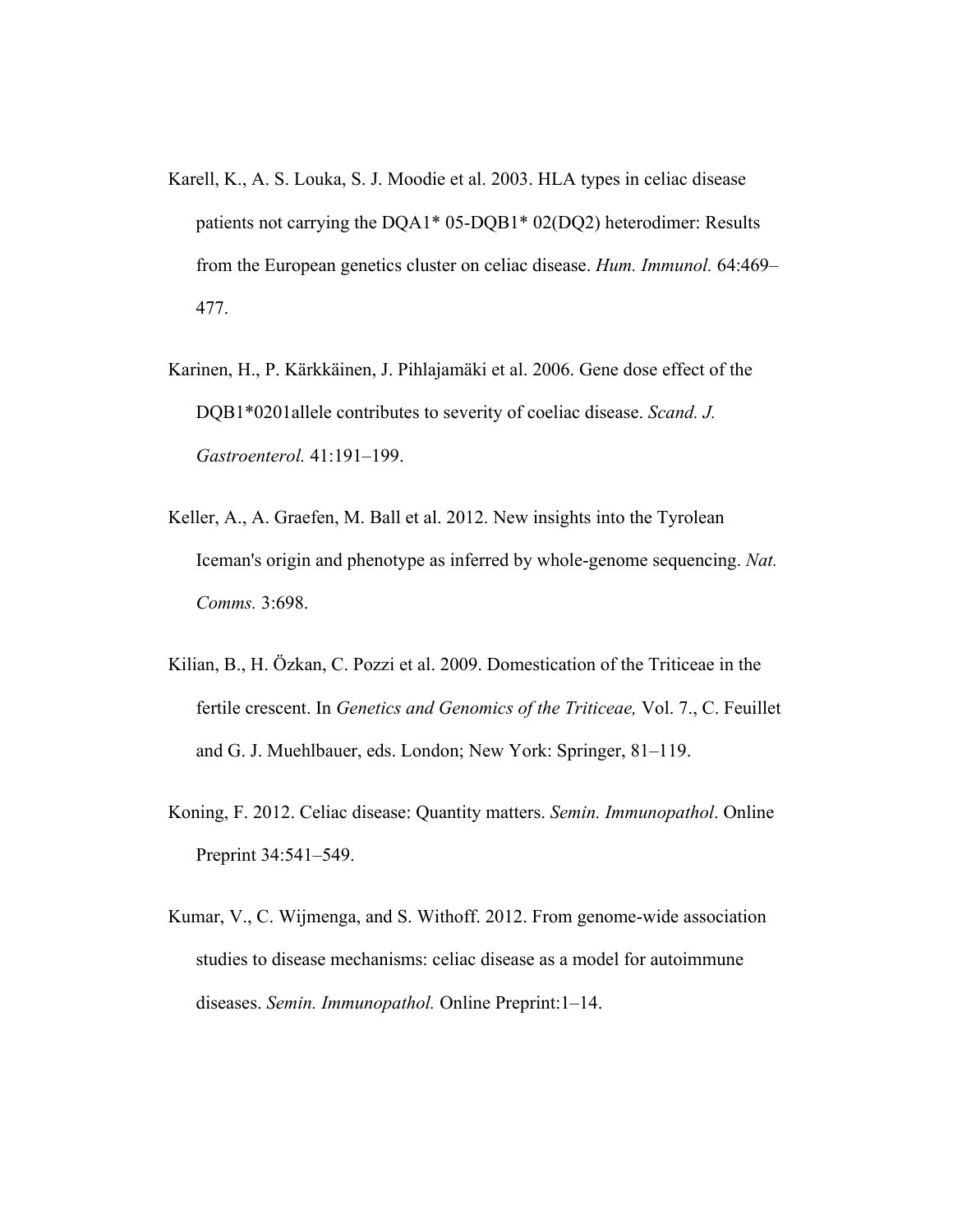Karell, K., A. S. Louka, S. J. Moodie et al. 2003. HLA types in celiac disease patients not carrying the DQA1* 05-DQB1* 02(DQ2) heterodimer: Results from the European genetics cluster on celiac disease. *Hum. Immunol.* 64:469–477.

Karinen, H., P. Kärkkäinen, J. Pihlajamäki et al. 2006. Gene dose effect of the DQB1*0201allele contributes to severity of coeliac disease. *Scand. J. Gastroenterol.* 41:191–199.

Keller, A., A. Graefen, M. Ball et al. 2012. New insights into the Tyrolean Iceman's origin and phenotype as inferred by whole-genome sequencing. *Nat. Comms.* 3:698.

Kilian, B., H. Özkan, C. Pozzi et al. 2009. Domestication of the Triticeae in the fertile crescent. In *Genetics and Genomics of the Triticeae,* Vol. 7., C. Feuillet and G. J. Muehlbauer, eds. London; New York: Springer, 81–119.

Koning, F. 2012. Celiac disease: Quantity matters. *Semin. Immunopathol*. Online Preprint 34:541–549.

Kumar, V., C. Wijmenga, and S. Withoff. 2012. From genome-wide association studies to disease mechanisms: celiac disease as a model for autoimmune diseases. *Semin. Immunopathol.* Online Preprint:1–14.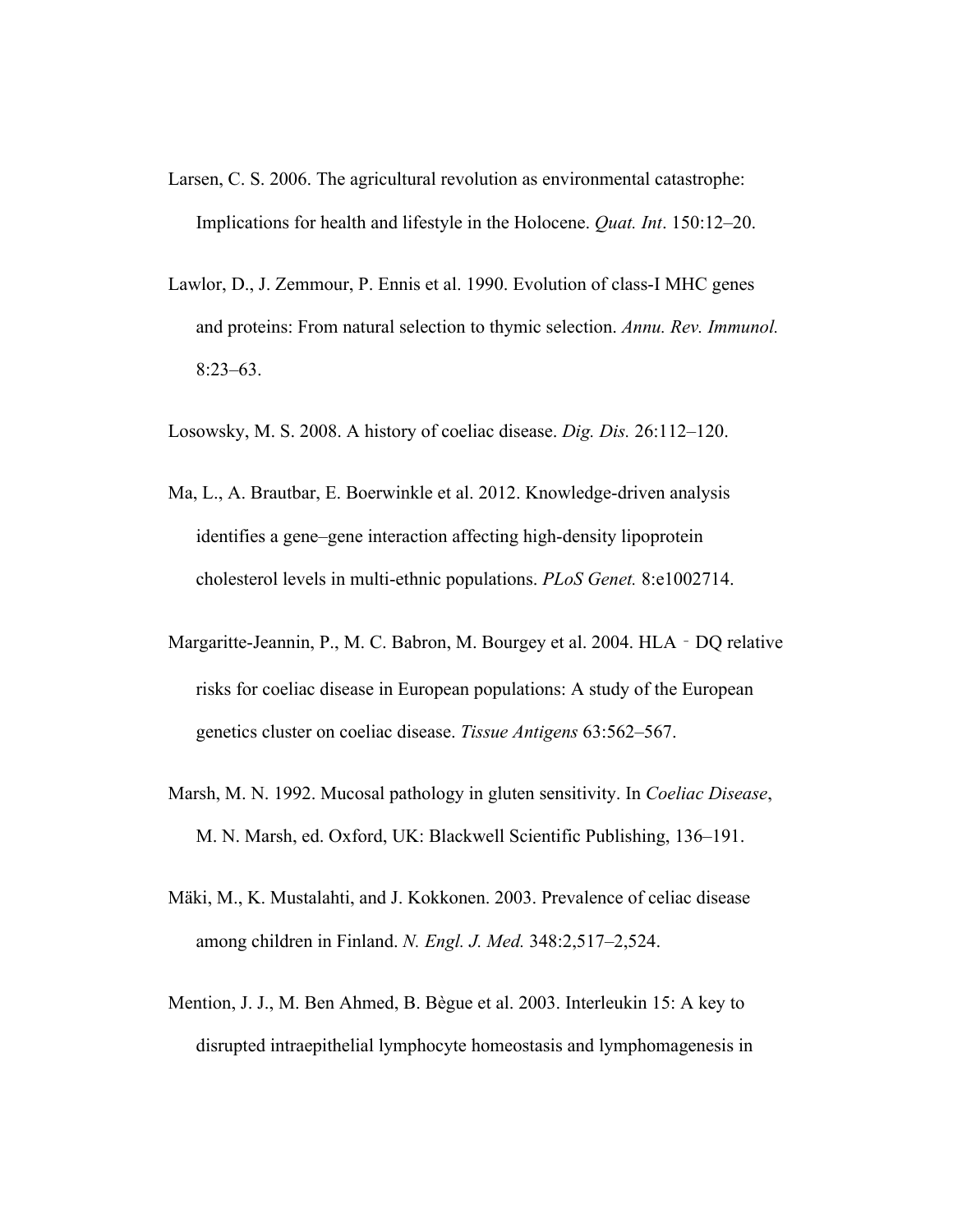Larsen, C. S. 2006. The agricultural revolution as environmental catastrophe: Implications for health and lifestyle in the Holocene. *Quat. Int*. 150:12–20.

Lawlor, D., J. Zemmour, P. Ennis et al. 1990. Evolution of class-I MHC genes and proteins: From natural selection to thymic selection. *Annu. Rev. Immunol.* 8:23–63.

Losowsky, M. S. 2008. A history of coeliac disease. *Dig. Dis.* 26:112–120.

Ma, L., A. Brautbar, E. Boerwinkle et al. 2012. Knowledge-driven analysis identifies a gene–gene interaction affecting high-density lipoprotein cholesterol levels in multi-ethnic populations. *PLoS Genet.* 8:e1002714.

Margaritte-Jeannin, P., M. C. Babron, M. Bourgey et al. 2004. HLA‐DQ relative risks for coeliac disease in European populations: A study of the European genetics cluster on coeliac disease. *Tissue Antigens* 63:562–567.

Marsh, M. N. 1992. Mucosal pathology in gluten sensitivity. In *Coeliac Disease*, M. N. Marsh, ed. Oxford, UK: Blackwell Scientific Publishing, 136–191.

Mäki, M., K. Mustalahti, and J. Kokkonen. 2003. Prevalence of celiac disease among children in Finland. *N. Engl. J. Med.* 348:2,517–2,524.

Mention, J. J., M. Ben Ahmed, B. Bègue et al. 2003. Interleukin 15: A key to disrupted intraepithelial lymphocyte homeostasis and lymphomagenesis in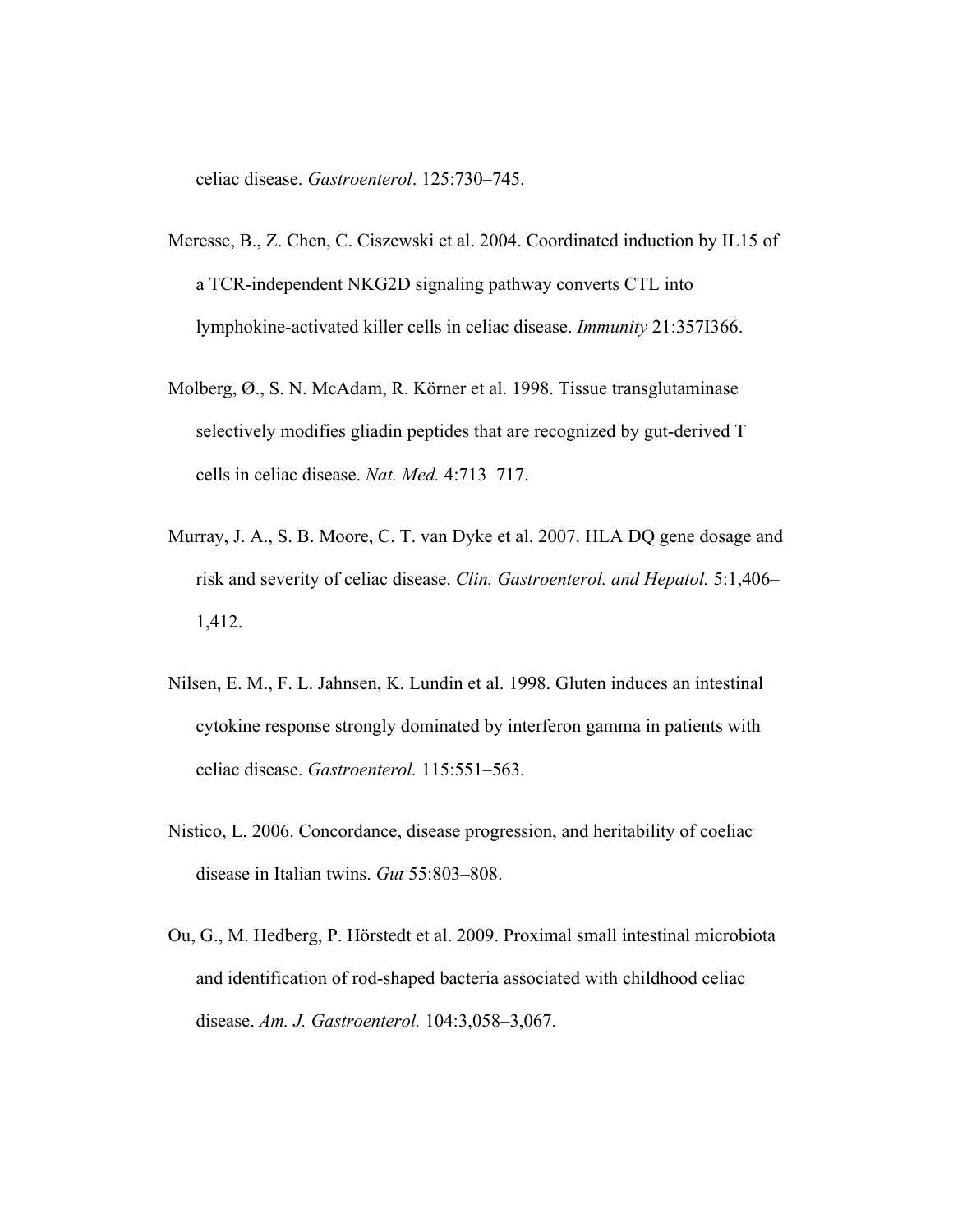celiac disease. *Gastroenterol*. 125:730–745.

Meresse, B., Z. Chen, C. Ciszewski et al. 2004. Coordinated induction by IL15 of a TCR-independent NKG2D signaling pathway converts CTL into lymphokine-activated killer cells in celiac disease. *Immunity* 21:357I366.

Molberg, Ø., S. N. McAdam, R. Körner et al. 1998. Tissue transglutaminase selectively modifies gliadin peptides that are recognized by gut-derived T cells in celiac disease. *Nat. Med.* 4:713–717.

Murray, J. A., S. B. Moore, C. T. van Dyke et al. 2007. HLA DQ gene dosage and risk and severity of celiac disease. *Clin. Gastroenterol. and Hepatol.* 5:1,406–1,412.

Nilsen, E. M., F. L. Jahnsen, K. Lundin et al. 1998. Gluten induces an intestinal cytokine response strongly dominated by interferon gamma in patients with celiac disease. *Gastroenterol.* 115:551–563.

Nistico, L. 2006. Concordance, disease progression, and heritability of coeliac disease in Italian twins. *Gut* 55:803–808.

Ou, G., M. Hedberg, P. Hörstedt et al. 2009. Proximal small intestinal microbiota and identification of rod-shaped bacteria associated with childhood celiac disease. *Am. J. Gastroenterol.* 104:3,058–3,067.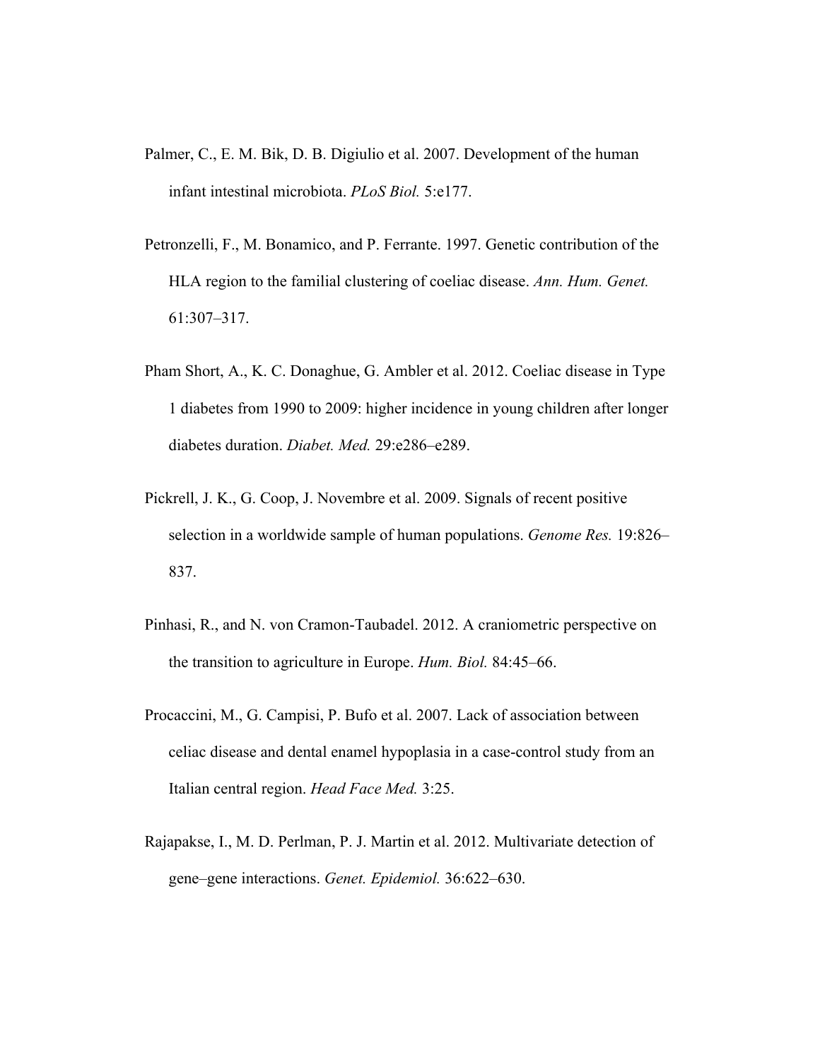Palmer, C., E. M. Bik, D. B. Digiulio et al. 2007. Development of the human infant intestinal microbiota. *PLoS Biol.* 5:e177.

Petronzelli, F., M. Bonamico, and P. Ferrante. 1997. Genetic contribution of the HLA region to the familial clustering of coeliac disease. *Ann. Hum. Genet.* 61:307–317.

Pham Short, A., K. C. Donaghue, G. Ambler et al. 2012. Coeliac disease in Type 1 diabetes from 1990 to 2009: higher incidence in young children after longer diabetes duration. *Diabet. Med.* 29:e286–e289.

Pickrell, J. K., G. Coop, J. Novembre et al. 2009. Signals of recent positive selection in a worldwide sample of human populations. *Genome Res.* 19:826–837.

Pinhasi, R., and N. von Cramon-Taubadel. 2012. A craniometric perspective on the transition to agriculture in Europe. *Hum. Biol.* 84:45–66.

Procaccini, M., G. Campisi, P. Bufo et al. 2007. Lack of association between celiac disease and dental enamel hypoplasia in a case-control study from an Italian central region. *Head Face Med.* 3:25.

Rajapakse, I., M. D. Perlman, P. J. Martin et al. 2012. Multivariate detection of gene–gene interactions. *Genet. Epidemiol.* 36:622–630.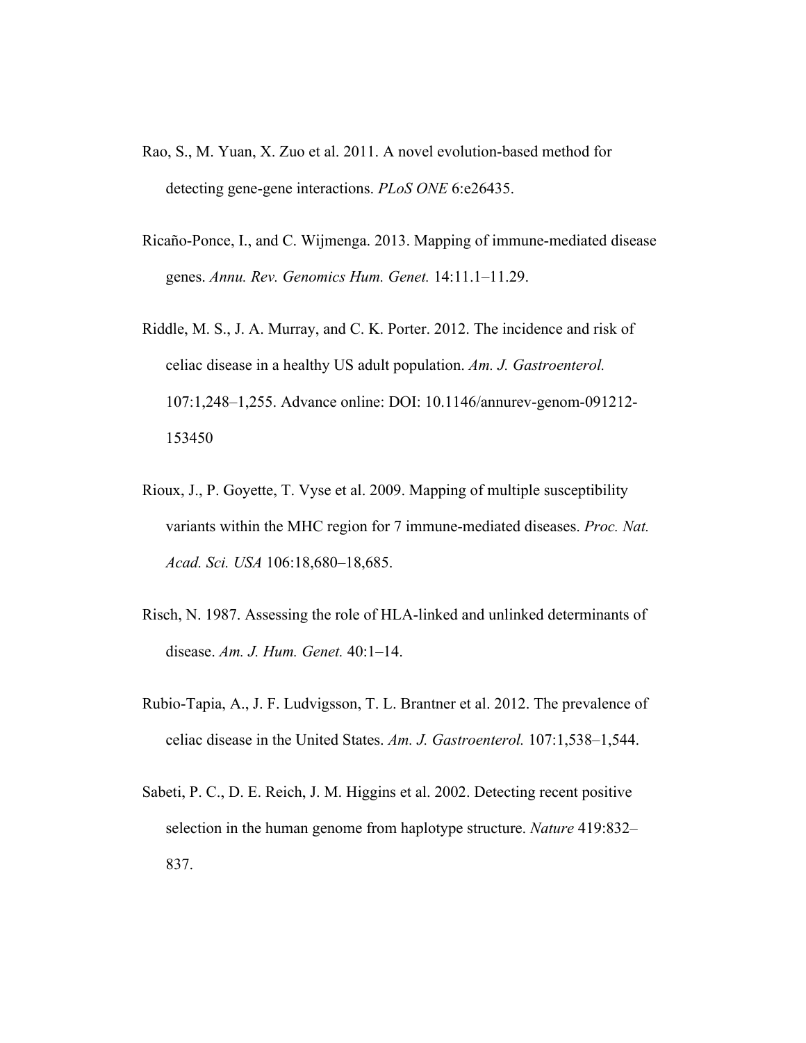Rao, S., M. Yuan, X. Zuo et al. 2011. A novel evolution-based method for detecting gene-gene interactions. *PLoS ONE* 6:e26435.

Ricaño-Ponce, I., and C. Wijmenga. 2013. Mapping of immune-mediated disease genes. *Annu. Rev. Genomics Hum. Genet.* 14:11.1–11.29.

Riddle, M. S., J. A. Murray, and C. K. Porter. 2012. The incidence and risk of celiac disease in a healthy US adult population. *Am. J. Gastroenterol.* 107:1,248–1,255. Advance online: DOI: 10.1146/annurev-genom-091212-153450

Rioux, J., P. Goyette, T. Vyse et al. 2009. Mapping of multiple susceptibility variants within the MHC region for 7 immune-mediated diseases. *Proc. Nat. Acad. Sci. USA* 106:18,680–18,685.

Risch, N. 1987. Assessing the role of HLA-linked and unlinked determinants of disease. *Am. J. Hum. Genet.* 40:1–14.

Rubio-Tapia, A., J. F. Ludvigsson, T. L. Brantner et al. 2012. The prevalence of celiac disease in the United States. *Am. J. Gastroenterol.* 107:1,538–1,544.

Sabeti, P. C., D. E. Reich, J. M. Higgins et al. 2002. Detecting recent positive selection in the human genome from haplotype structure. *Nature* 419:832–837.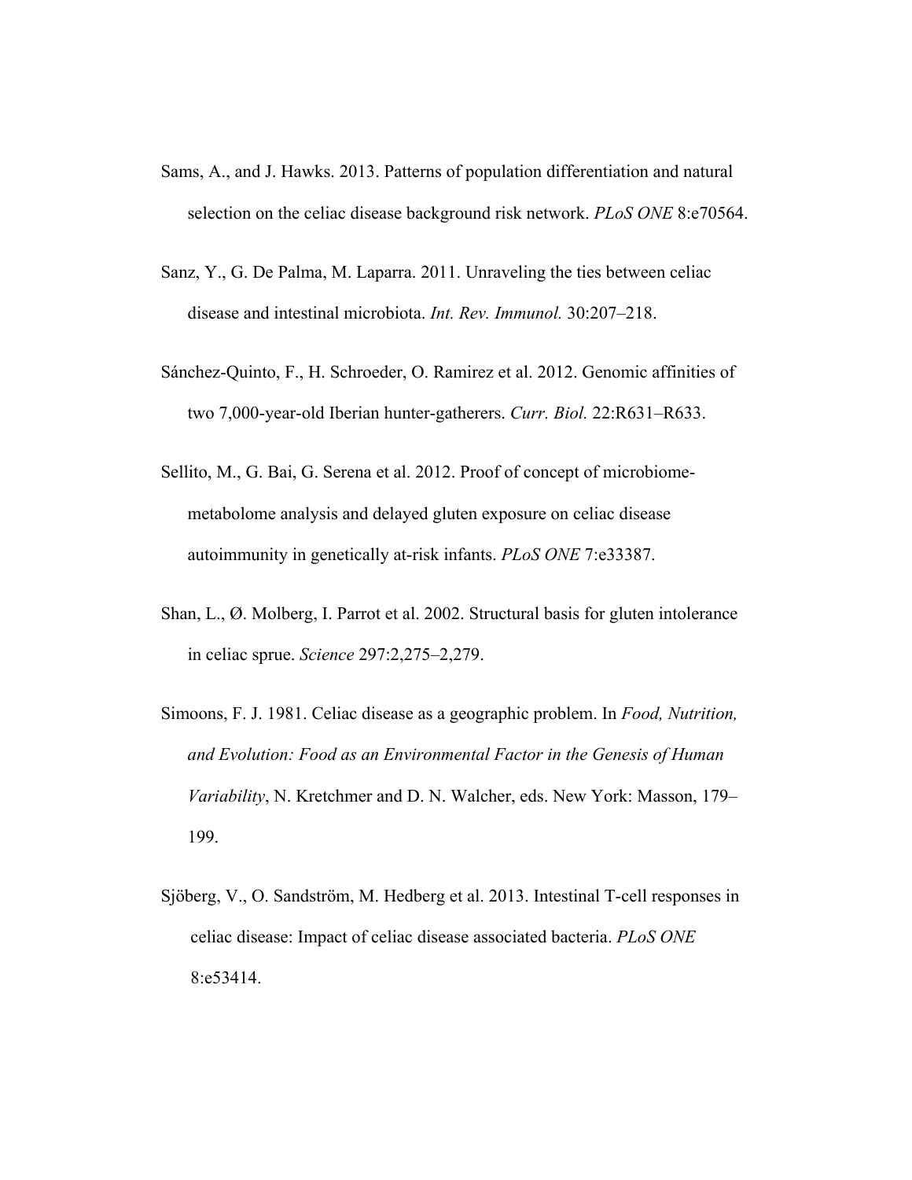Sams, A., and J. Hawks. 2013. Patterns of population differentiation and natural selection on the celiac disease background risk network. *PLoS ONE* 8:e70564.

Sanz, Y., G. De Palma, M. Laparra. 2011. Unraveling the ties between celiac disease and intestinal microbiota. *Int. Rev. Immunol.* 30:207–218.

Sánchez-Quinto, F., H. Schroeder, O. Ramirez et al. 2012. Genomic affinities of two 7,000-year-old Iberian hunter-gatherers. *Curr. Biol.* 22:R631–R633.

Sellito, M., G. Bai, G. Serena et al. 2012. Proof of concept of microbiome-metabolome analysis and delayed gluten exposure on celiac disease autoimmunity in genetically at-risk infants. *PLoS ONE* 7:e33387.

Shan, L., Ø. Molberg, I. Parrot et al. 2002. Structural basis for gluten intolerance in celiac sprue. *Science* 297:2,275–2,279.

Simoons, F. J. 1981. Celiac disease as a geographic problem. In *Food, Nutrition, and Evolution: Food as an Environmental Factor in the Genesis of Human Variability*, N. Kretchmer and D. N. Walcher, eds. New York: Masson, 179–199.

Sjöberg, V., O. Sandström, M. Hedberg et al. 2013. Intestinal T-cell responses in celiac disease: Impact of celiac disease associated bacteria. *PLoS ONE* 8:e53414.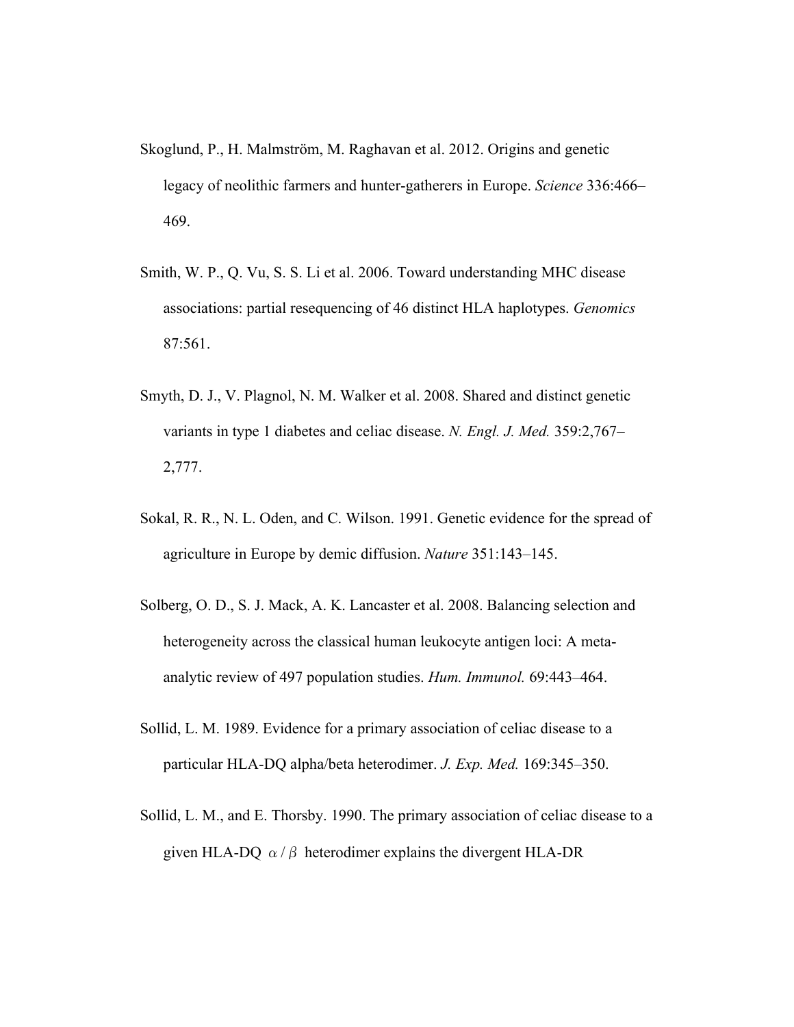Skoglund, P., H. Malmström, M. Raghavan et al. 2012. Origins and genetic legacy of neolithic farmers and hunter-gatherers in Europe. *Science* 336:466–469.

Smith, W. P., Q. Vu, S. S. Li et al. 2006. Toward understanding MHC disease associations: partial resequencing of 46 distinct HLA haplotypes. *Genomics* 87:561.

Smyth, D. J., V. Plagnol, N. M. Walker et al. 2008. Shared and distinct genetic variants in type 1 diabetes and celiac disease. *N. Engl. J. Med.* 359:2,767–2,777.

Sokal, R. R., N. L. Oden, and C. Wilson. 1991. Genetic evidence for the spread of agriculture in Europe by demic diffusion. *Nature* 351:143–145.

Solberg, O. D., S. J. Mack, A. K. Lancaster et al. 2008. Balancing selection and heterogeneity across the classical human leukocyte antigen loci: A meta-analytic review of 497 population studies. *Hum. Immunol.* 69:443–464.

Sollid, L. M. 1989. Evidence for a primary association of celiac disease to a particular HLA-DQ alpha/beta heterodimer. *J. Exp. Med.* 169:345–350.

Sollid, L. M., and E. Thorsby. 1990. The primary association of celiac disease to a given HLA-DQ $\alpha / \beta$ heterodimer explains the divergent HLA-DR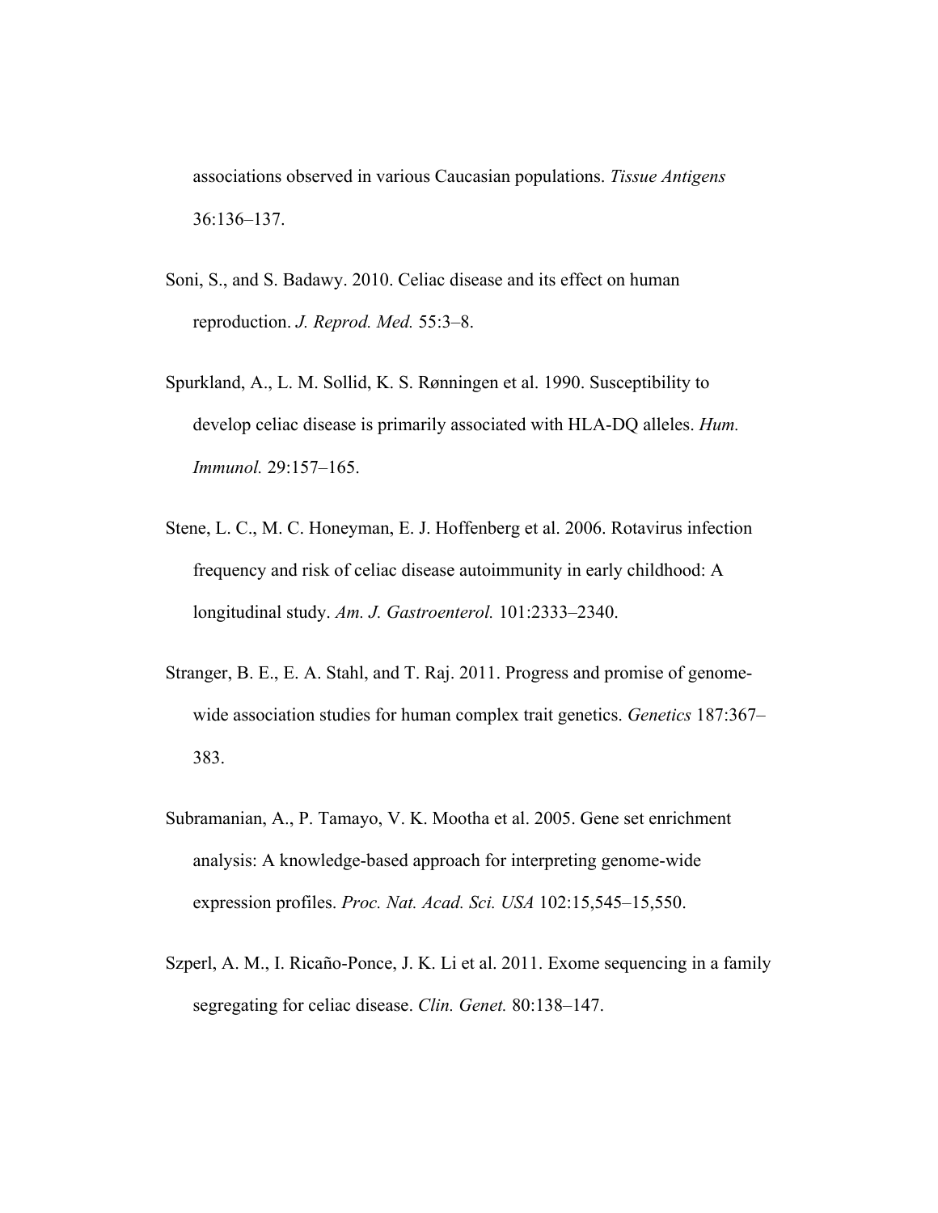associations observed in various Caucasian populations. *Tissue Antigens* 36:136–137.

Soni, S., and S. Badawy. 2010. Celiac disease and its effect on human reproduction. *J. Reprod. Med.* 55:3–8.

Spurkland, A., L. M. Sollid, K. S. Rønningen et al. 1990. Susceptibility to develop celiac disease is primarily associated with HLA-DQ alleles. *Hum. Immunol.* 29:157–165.

Stene, L. C., M. C. Honeyman, E. J. Hoffenberg et al. 2006. Rotavirus infection frequency and risk of celiac disease autoimmunity in early childhood: A longitudinal study. *Am. J. Gastroenterol.* 101:2333–2340.

Stranger, B. E., E. A. Stahl, and T. Raj. 2011. Progress and promise of genome-wide association studies for human complex trait genetics. *Genetics* 187:367–383.

Subramanian, A., P. Tamayo, V. K. Mootha et al. 2005. Gene set enrichment analysis: A knowledge-based approach for interpreting genome-wide expression profiles. *Proc. Nat. Acad. Sci. USA* 102:15,545–15,550.

Szperl, A. M., I. Ricaño-Ponce, J. K. Li et al. 2011. Exome sequencing in a family segregating for celiac disease. *Clin. Genet.* 80:138–147.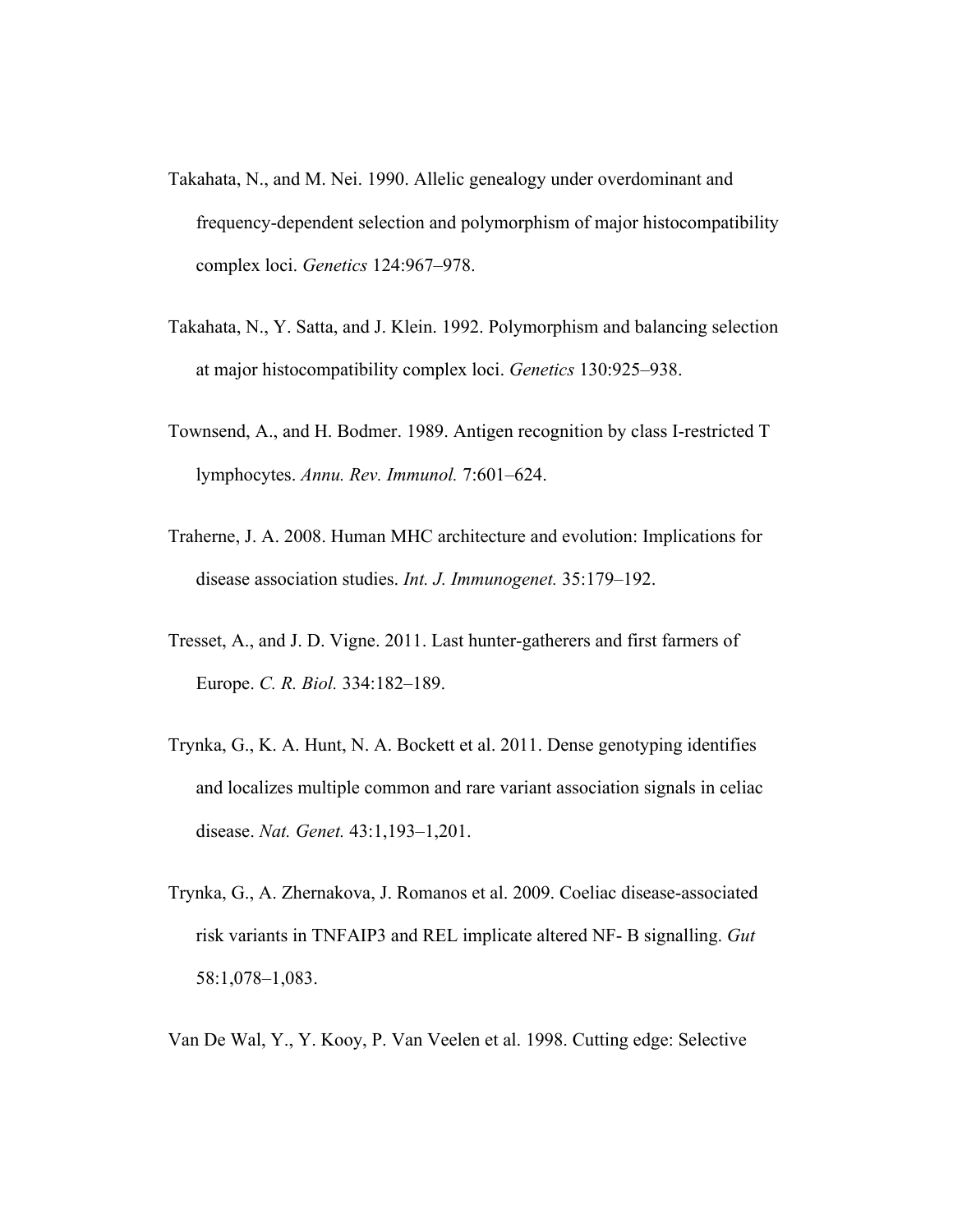Takahata, N., and M. Nei. 1990. Allelic genealogy under overdominant and frequency-dependent selection and polymorphism of major histocompatibility complex loci. *Genetics* 124:967–978.

Takahata, N., Y. Satta, and J. Klein. 1992. Polymorphism and balancing selection at major histocompatibility complex loci. *Genetics* 130:925–938.

Townsend, A., and H. Bodmer. 1989. Antigen recognition by class I-restricted T lymphocytes. *Annu. Rev. Immunol.* 7:601–624.

Traherne, J. A. 2008. Human MHC architecture and evolution: Implications for disease association studies. *Int. J. Immunogenet.* 35:179–192.

Tresset, A., and J. D. Vigne. 2011. Last hunter-gatherers and first farmers of Europe. *C. R. Biol.* 334:182–189.

Trynka, G., K. A. Hunt, N. A. Bockett et al. 2011. Dense genotyping identifies and localizes multiple common and rare variant association signals in celiac disease. *Nat. Genet.* 43:1,193–1,201.

Trynka, G., A. Zhernakova, J. Romanos et al. 2009. Coeliac disease-associated risk variants in TNFAIP3 and REL implicate altered NF- B signalling. *Gut* 58:1,078–1,083.

Van De Wal, Y., Y. Kooy, P. Van Veelen et al. 1998. Cutting edge: Selective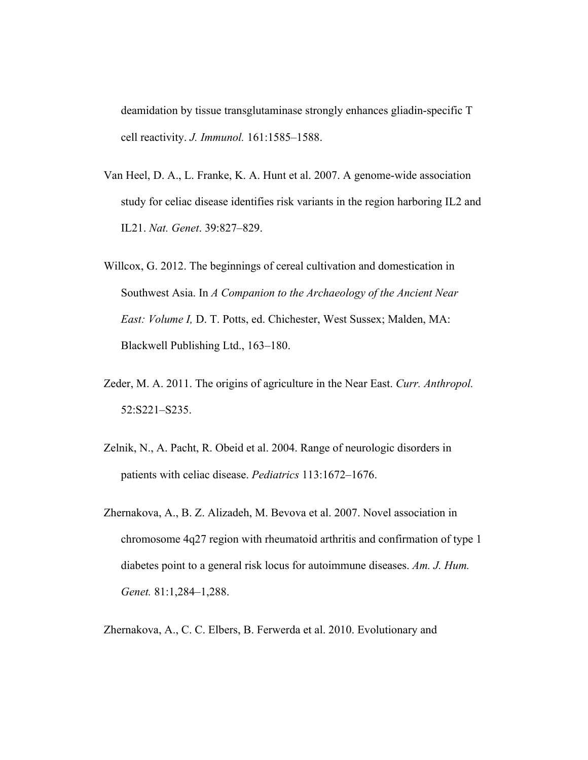deamidation by tissue transglutaminase strongly enhances gliadin-specific T cell reactivity. *J. Immunol.* 161:1585–1588.

Van Heel, D. A., L. Franke, K. A. Hunt et al. 2007. A genome-wide association study for celiac disease identifies risk variants in the region harboring IL2 and IL21. *Nat. Genet*. 39:827–829.

Willcox, G. 2012. The beginnings of cereal cultivation and domestication in Southwest Asia. In *A Companion to the Archaeology of the Ancient Near East: Volume I,* D. T. Potts, ed. Chichester, West Sussex; Malden, MA: Blackwell Publishing Ltd., 163–180.

Zeder, M. A. 2011. The origins of agriculture in the Near East. *Curr. Anthropol.* 52:S221–S235.

Zelnik, N., A. Pacht, R. Obeid et al. 2004. Range of neurologic disorders in patients with celiac disease. *Pediatrics* 113:1672–1676.

Zhernakova, A., B. Z. Alizadeh, M. Bevova et al. 2007. Novel association in chromosome 4q27 region with rheumatoid arthritis and confirmation of type 1 diabetes point to a general risk locus for autoimmune diseases. *Am. J. Hum. Genet.* 81:1,284–1,288.

Zhernakova, A., C. C. Elbers, B. Ferwerda et al. 2010. Evolutionary and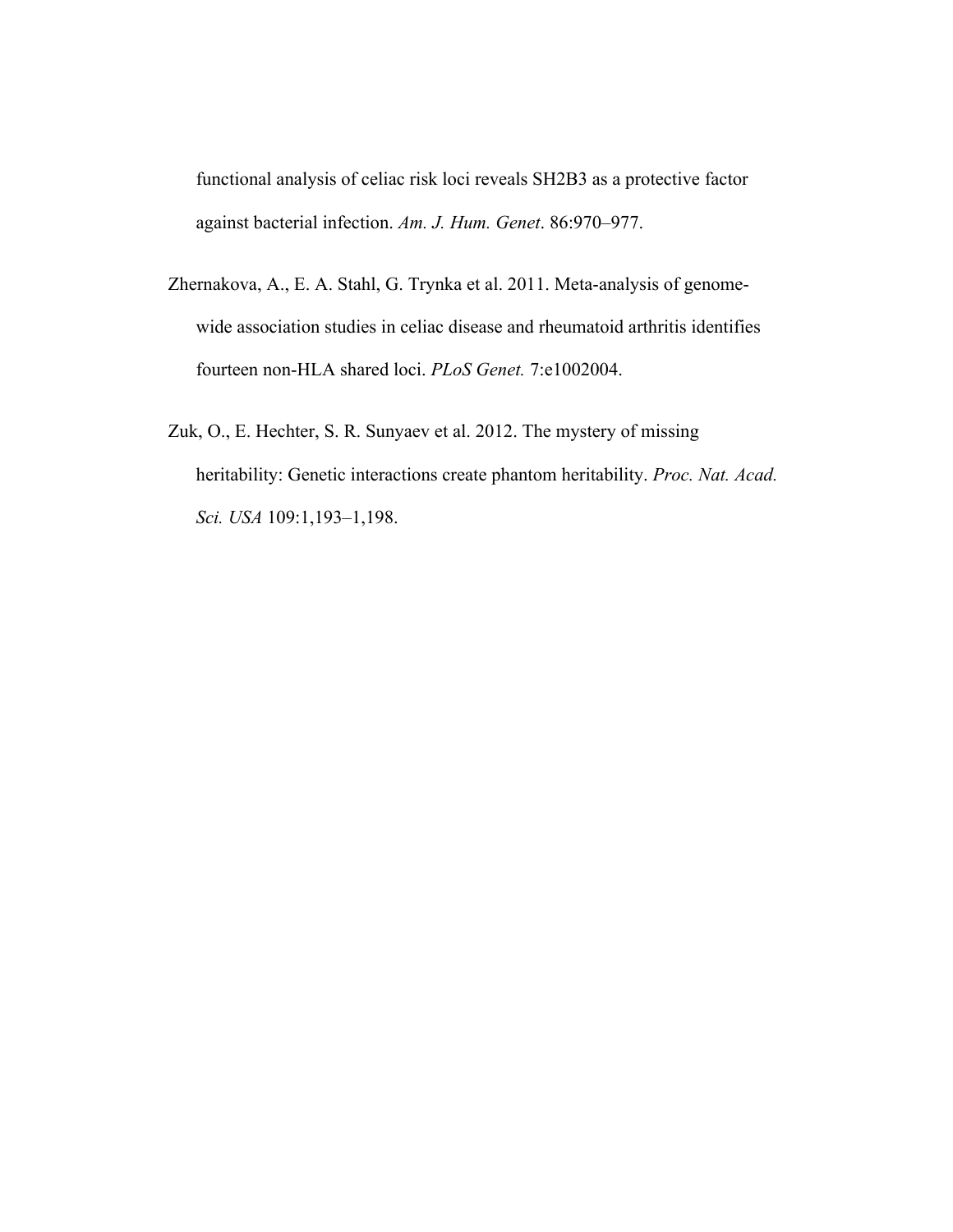functional analysis of celiac risk loci reveals SH2B3 as a protective factor against bacterial infection. *Am. J. Hum. Genet*. 86:970–977.

Zhernakova, A., E. A. Stahl, G. Trynka et al. 2011. Meta-analysis of genome-wide association studies in celiac disease and rheumatoid arthritis identifies fourteen non-HLA shared loci. *PLoS Genet.* 7:e1002004.

Zuk, O., E. Hechter, S. R. Sunyaev et al. 2012. The mystery of missing heritability: Genetic interactions create phantom heritability. *Proc. Nat. Acad. Sci. USA* 109:1,193–1,198.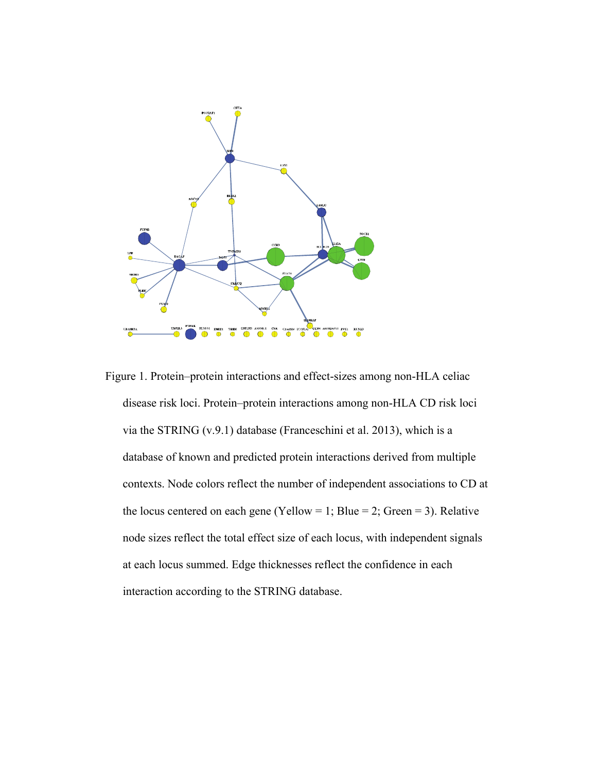Figure 1. Protein–protein interactions and effect-sizes among non-HLA celiac disease risk loci. Protein–protein interactions among non-HLA CD risk loci via the STRING (v.9.1) database (Franceschini et al. 2013), which is a database of known and predicted protein interactions derived from multiple contexts. Node colors reflect the number of independent associations to CD at the locus centered on each gene (Yellow = 1; Blue = 2; Green = 3). Relative node sizes reflect the total effect size of each locus, with independent signals at each locus summed. Edge thicknesses reflect the confidence in each interaction according to the STRING database.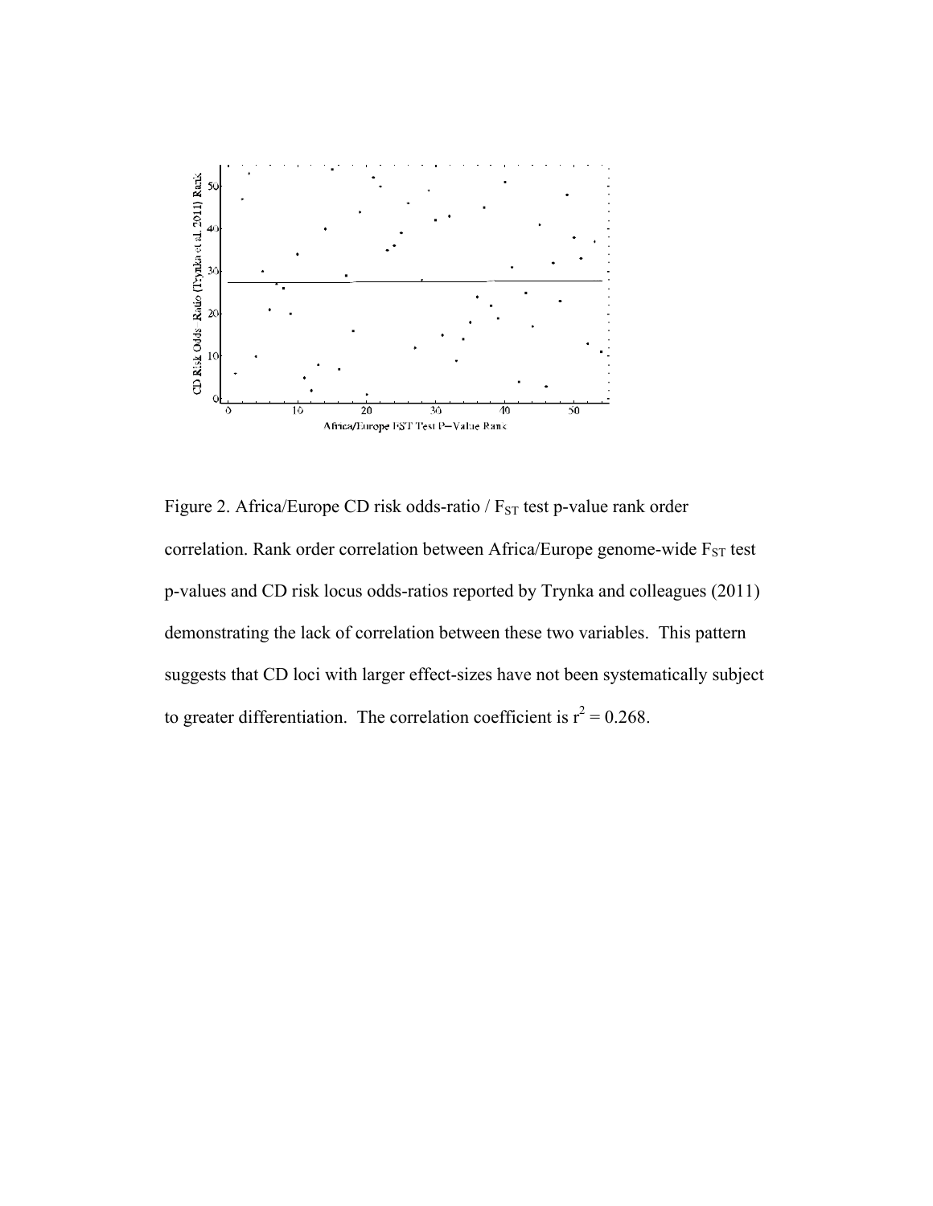CD Risk Odds Ratio (Trynka et al. 2011) Rank

50

40

30

20

10

0

0 10 20 30 40 50

Africa/Europe FST Test P−Value Rank

Figure 2. Africa/Europe CD risk odds-ratio / $F_{ST}$ test p-value rank order correlation. Rank order correlation between Africa/Europe genome-wide $F_{ST}$ test p-values and CD risk locus odds-ratios reported by Trynka and colleagues (2011) demonstrating the lack of correlation between these two variables. This pattern suggests that CD loci with larger effect-sizes have not been systematically subject to greater differentiation. The correlation coefficient is $r^2 = 0.268$.